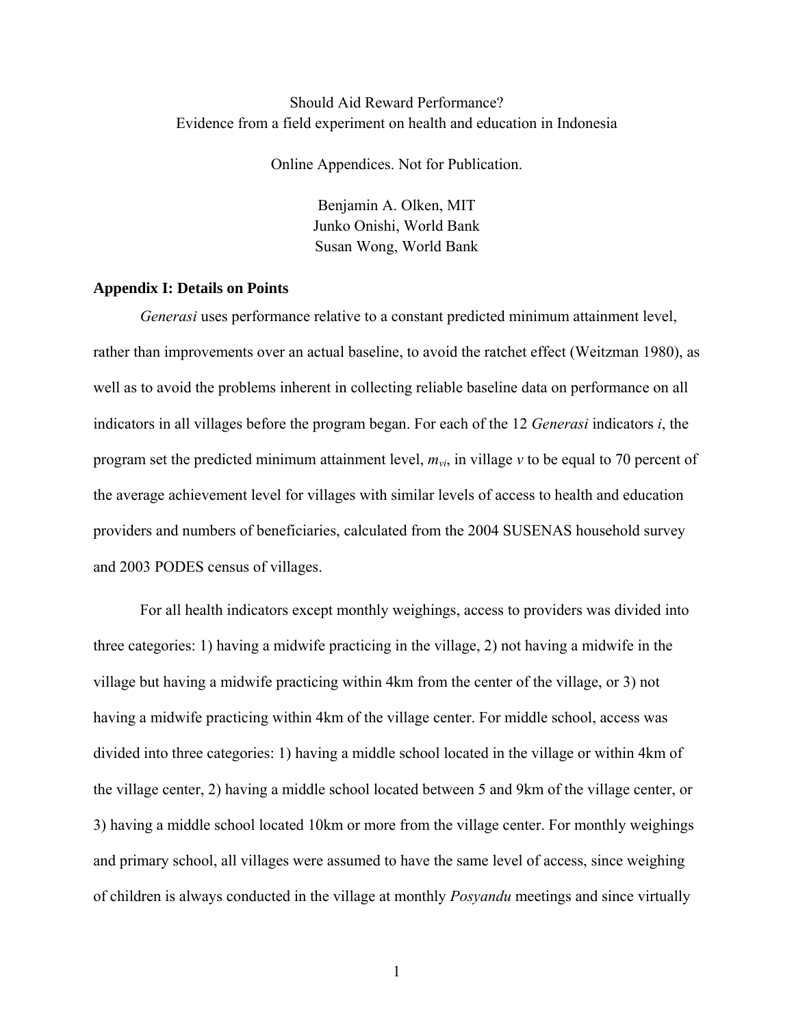Should Aid Reward Performance?
Evidence from a field experiment on health and education in Indonesia

Online Appendices. Not for Publication.

Benjamin A. Olken, MIT
Junko Onishi, World Bank
Susan Wong, World Bank

## Appendix I: Details on Points

*Generasi* uses performance relative to a constant predicted minimum attainment level, rather than improvements over an actual baseline, to avoid the ratchet effect (Weitzman 1980), as well as to avoid the problems inherent in collecting reliable baseline data on performance on all indicators in all villages before the program began. For each of the 12 *Generasi* indicators $i$, the program set the predicted minimum attainment level, $m_{vi}$, in village $v$ to be equal to 70 percent of the average achievement level for villages with similar levels of access to health and education providers and numbers of beneficiaries, calculated from the 2004 SUSENAS household survey and 2003 PODES census of villages.

For all health indicators except monthly weighings, access to providers was divided into three categories: 1) having a midwife practicing in the village, 2) not having a midwife in the village but having a midwife practicing within 4km from the center of the village, or 3) not having a midwife practicing within 4km of the village center. For middle school, access was divided into three categories: 1) having a middle school located in the village or within 4km of the village center, 2) having a middle school located between 5 and 9km of the village center, or 3) having a middle school located 10km or more from the village center. For monthly weighings and primary school, all villages were assumed to have the same level of access, since weighing of children is always conducted in the village at monthly *Posyandu* meetings and since virtually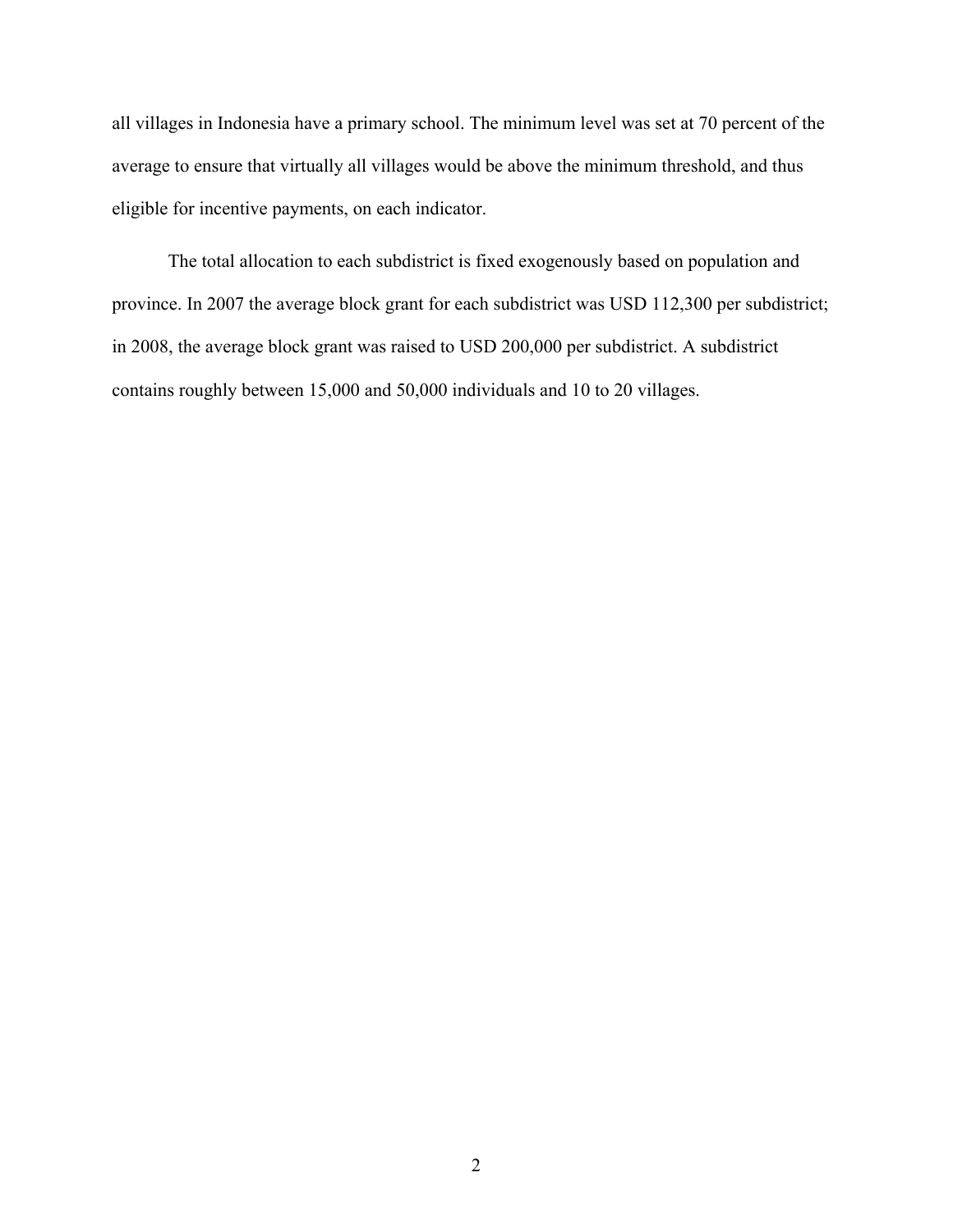all villages in Indonesia have a primary school. The minimum level was set at 70 percent of the average to ensure that virtually all villages would be above the minimum threshold, and thus eligible for incentive payments, on each indicator.

The total allocation to each subdistrict is fixed exogenously based on population and province. In 2007 the average block grant for each subdistrict was USD 112,300 per subdistrict; in 2008, the average block grant was raised to USD 200,000 per subdistrict. A subdistrict contains roughly between 15,000 and 50,000 individuals and 10 to 20 villages.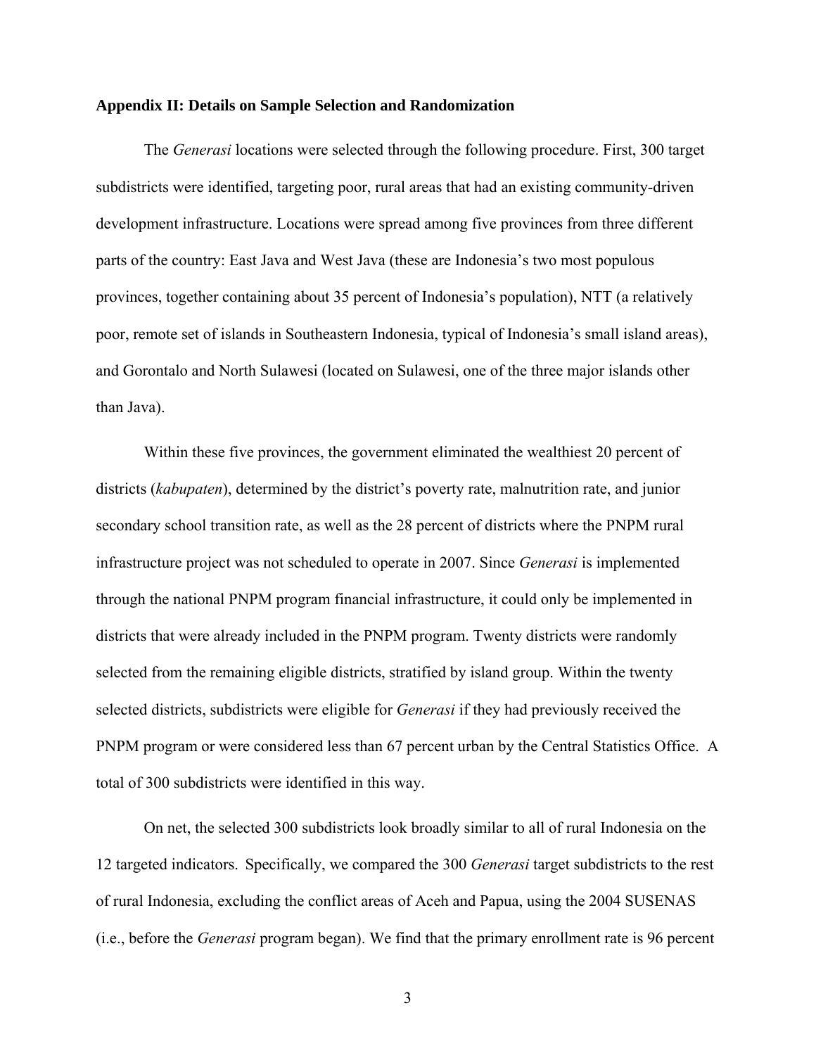**Appendix II: Details on Sample Selection and Randomization**

The *Generasi* locations were selected through the following procedure. First, 300 target subdistricts were identified, targeting poor, rural areas that had an existing community-driven development infrastructure. Locations were spread among five provinces from three different parts of the country: East Java and West Java (these are Indonesia's two most populous provinces, together containing about 35 percent of Indonesia's population), NTT (a relatively poor, remote set of islands in Southeastern Indonesia, typical of Indonesia's small island areas), and Gorontalo and North Sulawesi (located on Sulawesi, one of the three major islands other than Java).

Within these five provinces, the government eliminated the wealthiest 20 percent of districts (*kabupaten*), determined by the district's poverty rate, malnutrition rate, and junior secondary school transition rate, as well as the 28 percent of districts where the PNPM rural infrastructure project was not scheduled to operate in 2007. Since *Generasi* is implemented through the national PNPM program financial infrastructure, it could only be implemented in districts that were already included in the PNPM program. Twenty districts were randomly selected from the remaining eligible districts, stratified by island group. Within the twenty selected districts, subdistricts were eligible for *Generasi* if they had previously received the PNPM program or were considered less than 67 percent urban by the Central Statistics Office. A total of 300 subdistricts were identified in this way.

On net, the selected 300 subdistricts look broadly similar to all of rural Indonesia on the 12 targeted indicators. Specifically, we compared the 300 *Generasi* target subdistricts to the rest of rural Indonesia, excluding the conflict areas of Aceh and Papua, using the 2004 SUSENAS (i.e., before the *Generasi* program began). We find that the primary enrollment rate is 96 percent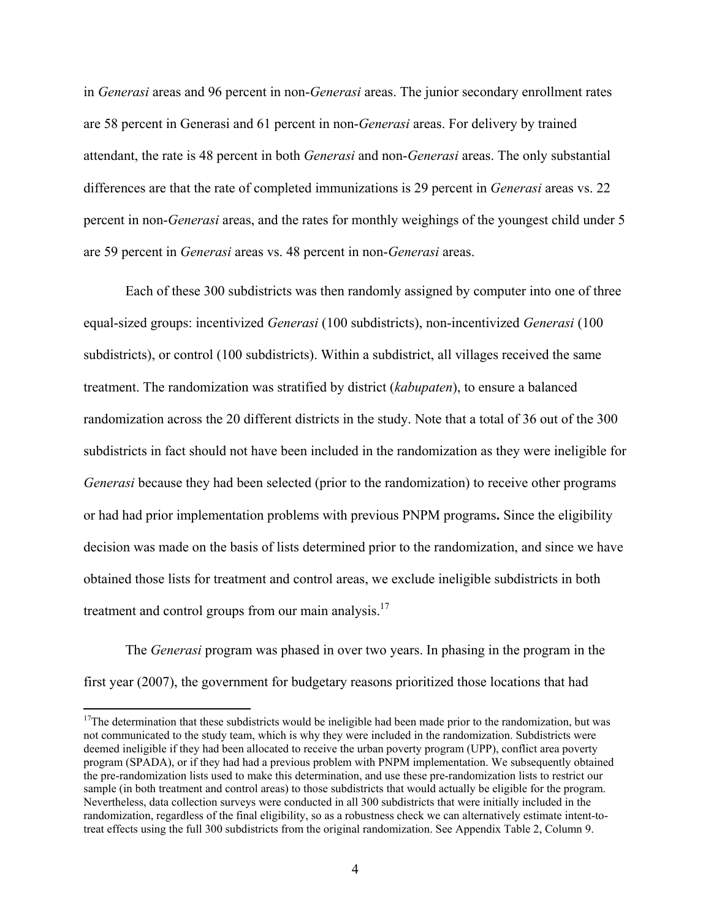in *Generasi* areas and 96 percent in non-*Generasi* areas. The junior secondary enrollment rates are 58 percent in Generasi and 61 percent in non-*Generasi* areas. For delivery by trained attendant, the rate is 48 percent in both *Generasi* and non-*Generasi* areas. The only substantial differences are that the rate of completed immunizations is 29 percent in *Generasi* areas vs. 22 percent in non-*Generasi* areas, and the rates for monthly weighings of the youngest child under 5 are 59 percent in *Generasi* areas vs. 48 percent in non-*Generasi* areas.

Each of these 300 subdistricts was then randomly assigned by computer into one of three equal-sized groups: incentivized *Generasi* (100 subdistricts), non-incentivized *Generasi* (100 subdistricts), or control (100 subdistricts). Within a subdistrict, all villages received the same treatment. The randomization was stratified by district (*kabupaten*), to ensure a balanced randomization across the 20 different districts in the study. Note that a total of 36 out of the 300 subdistricts in fact should not have been included in the randomization as they were ineligible for *Generasi* because they had been selected (prior to the randomization) to receive other programs or had had prior implementation problems with previous PNPM programs**.** Since the eligibility decision was made on the basis of lists determined prior to the randomization, and since we have obtained those lists for treatment and control areas, we exclude ineligible subdistricts in both treatment and control groups from our main analysis.[17]

The *Generasi* program was phased in over two years. In phasing in the program in the first year (2007), the government for budgetary reasons prioritized those locations that had

[17] The determination that these subdistricts would be ineligible had been made prior to the randomization, but was not communicated to the study team, which is why they were included in the randomization. Subdistricts were deemed ineligible if they had been allocated to receive the urban poverty program (UPP), conflict area poverty program (SPADA), or if they had had a previous problem with PNPM implementation. We subsequently obtained the pre-randomization lists used to make this determination, and use these pre-randomization lists to restrict our sample (in both treatment and control areas) to those subdistricts that would actually be eligible for the program. Nevertheless, data collection surveys were conducted in all 300 subdistricts that were initially included in the randomization, regardless of the final eligibility, so as a robustness check we can alternatively estimate intent-to-treat effects using the full 300 subdistricts from the original randomization. See Appendix Table 2, Column 9.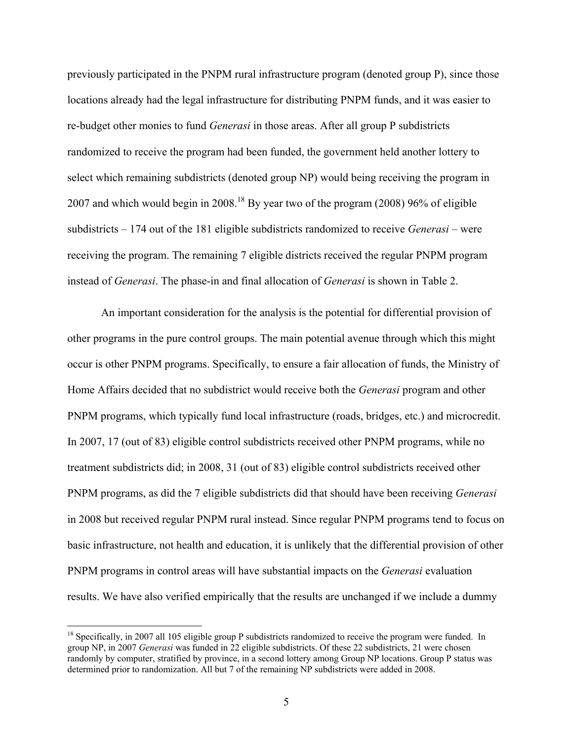previously participated in the PNPM rural infrastructure program (denoted group P), since those locations already had the legal infrastructure for distributing PNPM funds, and it was easier to re-budget other monies to fund *Generasi* in those areas. After all group P subdistricts randomized to receive the program had been funded, the government held another lottery to select which remaining subdistricts (denoted group NP) would being receiving the program in 2007 and which would begin in 2008.[18] By year two of the program (2008) 96% of eligible subdistricts – 174 out of the 181 eligible subdistricts randomized to receive *Generasi* – were receiving the program. The remaining 7 eligible districts received the regular PNPM program instead of *Generasi*. The phase-in and final allocation of *Generasi* is shown in Table 2.

An important consideration for the analysis is the potential for differential provision of other programs in the pure control groups. The main potential avenue through which this might occur is other PNPM programs. Specifically, to ensure a fair allocation of funds, the Ministry of Home Affairs decided that no subdistrict would receive both the *Generasi* program and other PNPM programs, which typically fund local infrastructure (roads, bridges, etc.) and microcredit. In 2007, 17 (out of 83) eligible control subdistricts received other PNPM programs, while no treatment subdistricts did; in 2008, 31 (out of 83) eligible control subdistricts received other PNPM programs, as did the 7 eligible subdistricts did that should have been receiving *Generasi* in 2008 but received regular PNPM rural instead. Since regular PNPM programs tend to focus on basic infrastructure, not health and education, it is unlikely that the differential provision of other PNPM programs in control areas will have substantial impacts on the *Generasi* evaluation results. We have also verified empirically that the results are unchanged if we include a dummy

---

[18] Specifically, in 2007 all 105 eligible group P subdistricts randomized to receive the program were funded. In group NP, in 2007 *Generasi* was funded in 22 eligible subdistricts. Of these 22 subdistricts, 21 were chosen randomly by computer, stratified by province, in a second lottery among Group NP locations. Group P status was determined prior to randomization. All but 7 of the remaining NP subdistricts were added in 2008.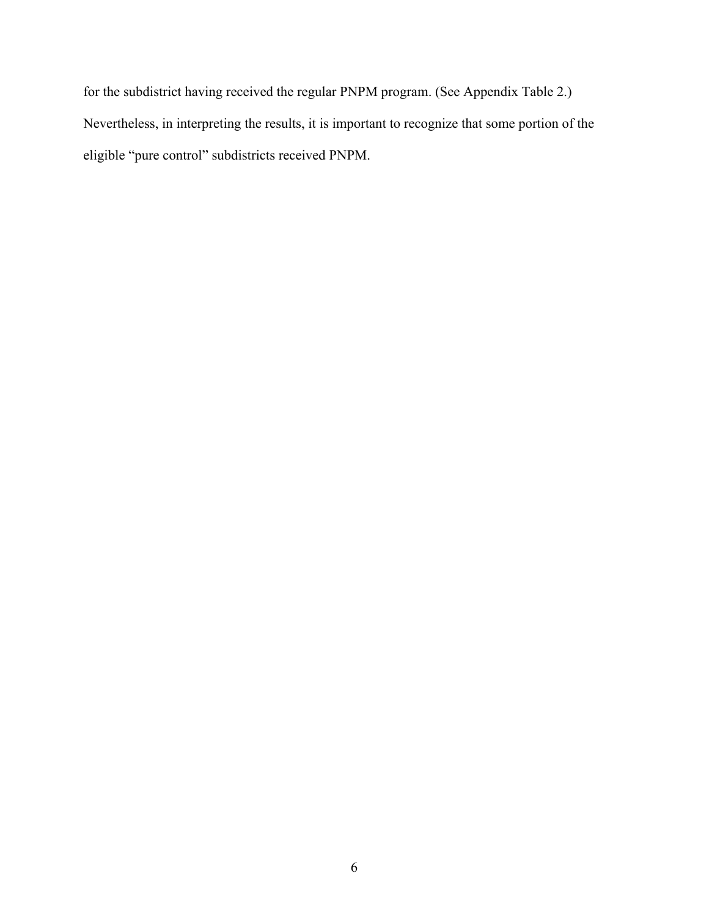for the subdistrict having received the regular PNPM program. (See Appendix Table 2.) Nevertheless, in interpreting the results, it is important to recognize that some portion of the eligible "pure control" subdistricts received PNPM.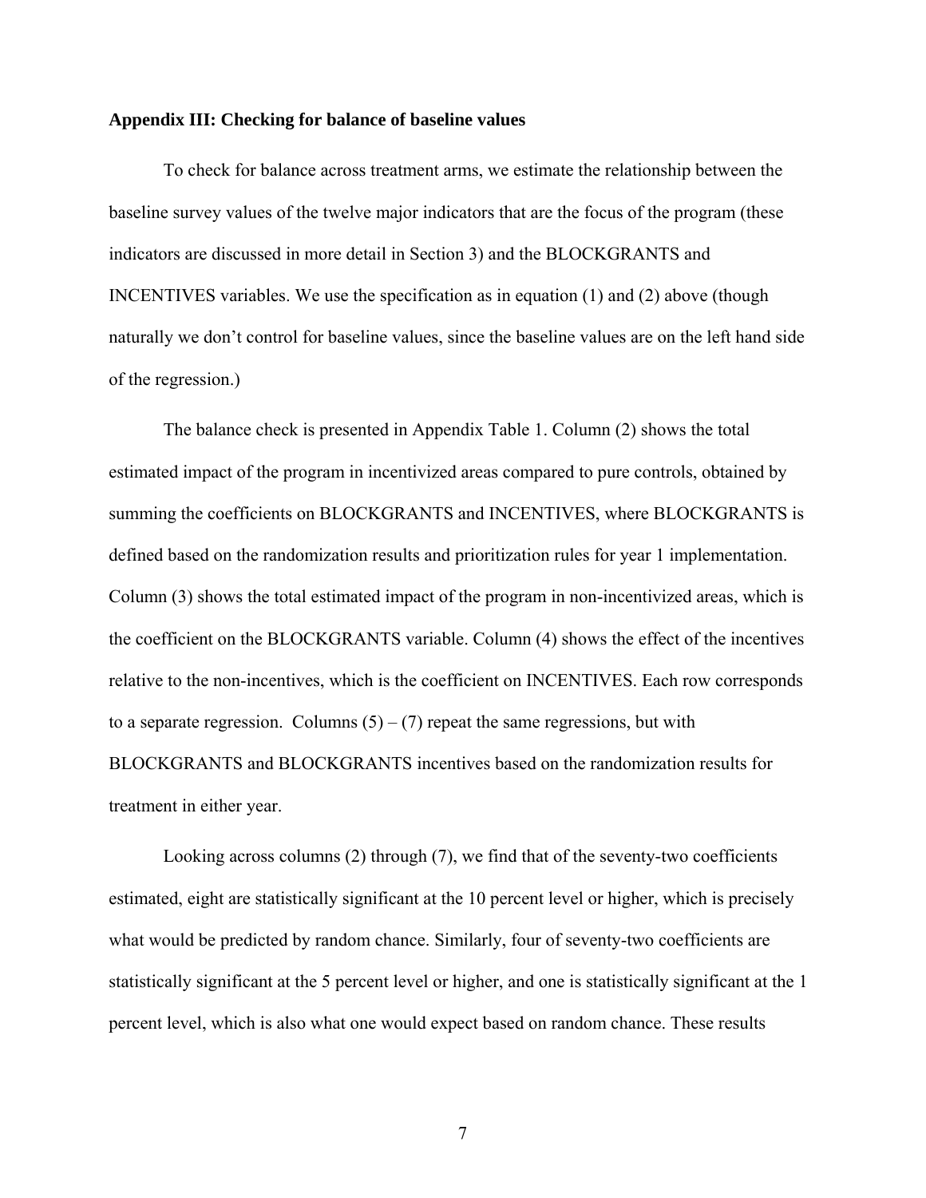### Appendix III: Checking for balance of baseline values

To check for balance across treatment arms, we estimate the relationship between the baseline survey values of the twelve major indicators that are the focus of the program (these indicators are discussed in more detail in Section 3) and the BLOCKGRANTS and INCENTIVES variables. We use the specification as in equation (1) and (2) above (though naturally we don't control for baseline values, since the baseline values are on the left hand side of the regression.)

The balance check is presented in Appendix Table 1. Column (2) shows the total estimated impact of the program in incentivized areas compared to pure controls, obtained by summing the coefficients on BLOCKGRANTS and INCENTIVES, where BLOCKGRANTS is defined based on the randomization results and prioritization rules for year 1 implementation. Column (3) shows the total estimated impact of the program in non-incentivized areas, which is the coefficient on the BLOCKGRANTS variable. Column (4) shows the effect of the incentives relative to the non-incentives, which is the coefficient on INCENTIVES. Each row corresponds to a separate regression. Columns (5) – (7) repeat the same regressions, but with BLOCKGRANTS and BLOCKGRANTS incentives based on the randomization results for treatment in either year.

Looking across columns (2) through (7), we find that of the seventy-two coefficients estimated, eight are statistically significant at the 10 percent level or higher, which is precisely what would be predicted by random chance. Similarly, four of seventy-two coefficients are statistically significant at the 5 percent level or higher, and one is statistically significant at the 1 percent level, which is also what one would expect based on random chance. These results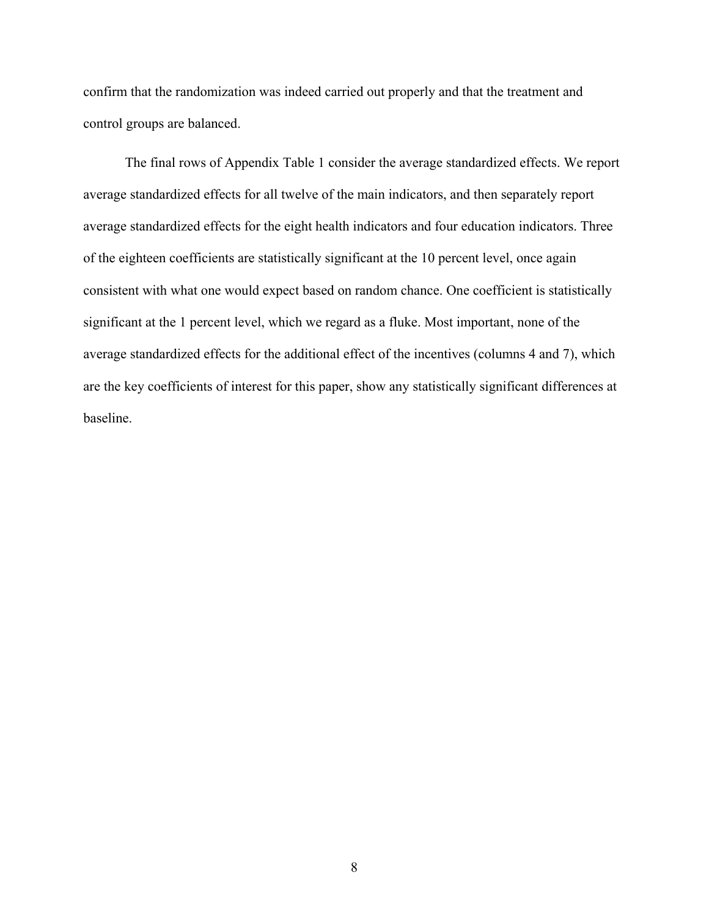confirm that the randomization was indeed carried out properly and that the treatment and control groups are balanced.

The final rows of Appendix Table 1 consider the average standardized effects. We report average standardized effects for all twelve of the main indicators, and then separately report average standardized effects for the eight health indicators and four education indicators. Three of the eighteen coefficients are statistically significant at the 10 percent level, once again consistent with what one would expect based on random chance. One coefficient is statistically significant at the 1 percent level, which we regard as a fluke. Most important, none of the average standardized effects for the additional effect of the incentives (columns 4 and 7), which are the key coefficients of interest for this paper, show any statistically significant differences at baseline.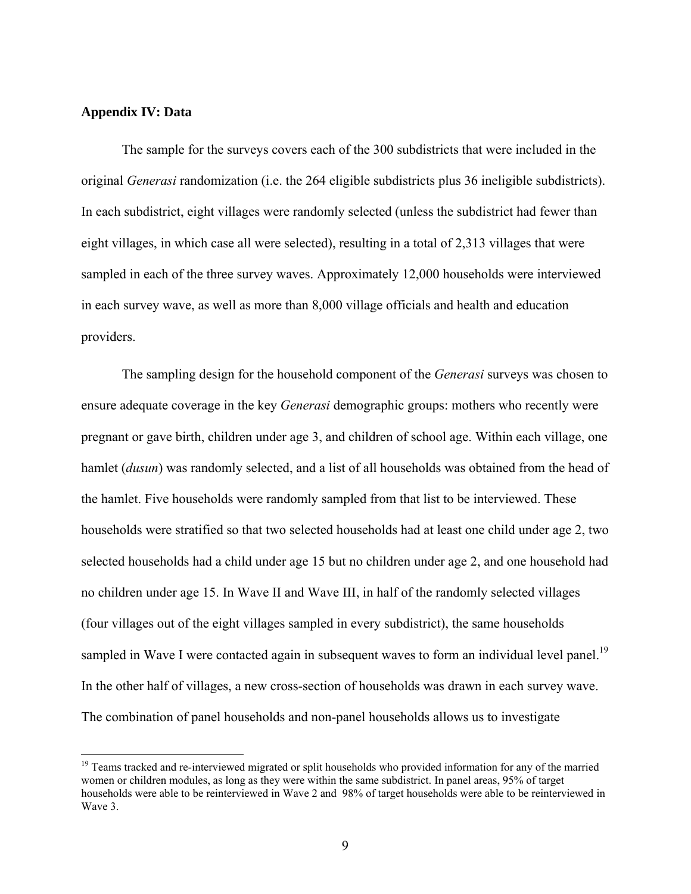## Appendix IV: Data

The sample for the surveys covers each of the 300 subdistricts that were included in the original *Generasi* randomization (i.e. the 264 eligible subdistricts plus 36 ineligible subdistricts). In each subdistrict, eight villages were randomly selected (unless the subdistrict had fewer than eight villages, in which case all were selected), resulting in a total of 2,313 villages that were sampled in each of the three survey waves. Approximately 12,000 households were interviewed in each survey wave, as well as more than 8,000 village officials and health and education providers.

The sampling design for the household component of the *Generasi* surveys was chosen to ensure adequate coverage in the key *Generasi* demographic groups: mothers who recently were pregnant or gave birth, children under age 3, and children of school age. Within each village, one hamlet (*dusun*) was randomly selected, and a list of all households was obtained from the head of the hamlet. Five households were randomly sampled from that list to be interviewed. These households were stratified so that two selected households had at least one child under age 2, two selected households had a child under age 15 but no children under age 2, and one household had no children under age 15. In Wave II and Wave III, in half of the randomly selected villages (four villages out of the eight villages sampled in every subdistrict), the same households sampled in Wave I were contacted again in subsequent waves to form an individual level panel.[19] In the other half of villages, a new cross-section of households was drawn in each survey wave. The combination of panel households and non-panel households allows us to investigate

---

[19] Teams tracked and re-interviewed migrated or split households who provided information for any of the married women or children modules, as long as they were within the same subdistrict. In panel areas, 95% of target households were able to be reinterviewed in Wave 2 and 98% of target households were able to be reinterviewed in Wave 3.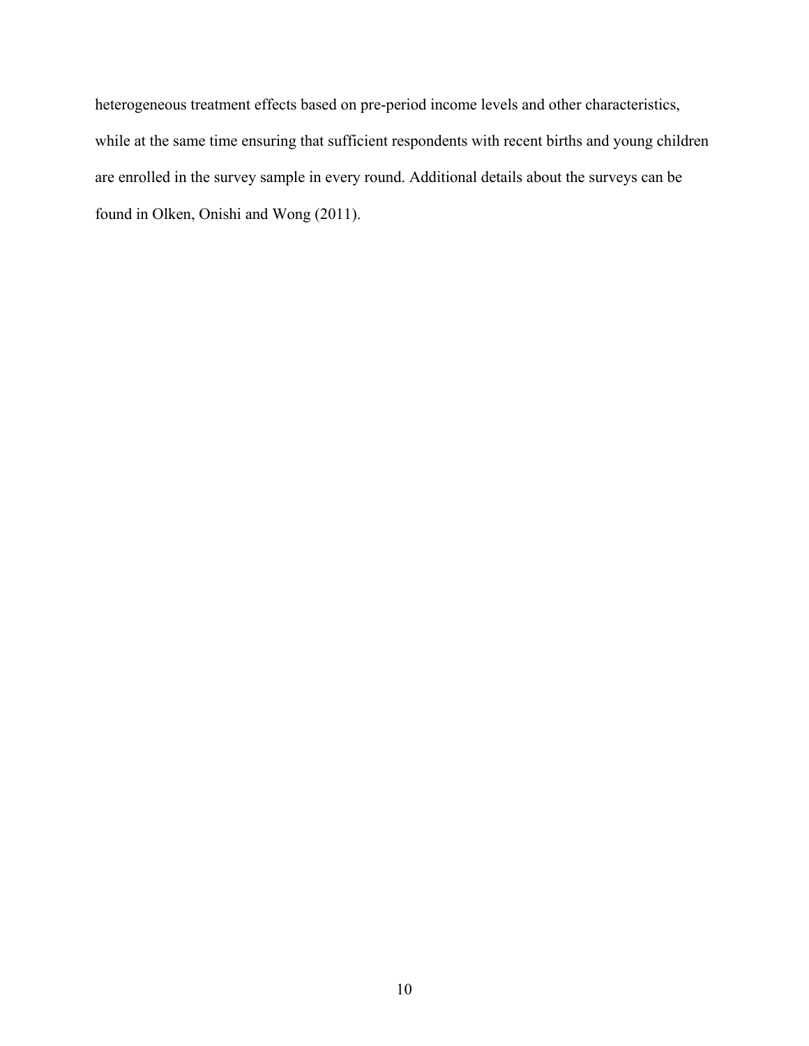heterogeneous treatment effects based on pre-period income levels and other characteristics, while at the same time ensuring that sufficient respondents with recent births and young children are enrolled in the survey sample in every round. Additional details about the surveys can be found in Olken, Onishi and Wong (2011).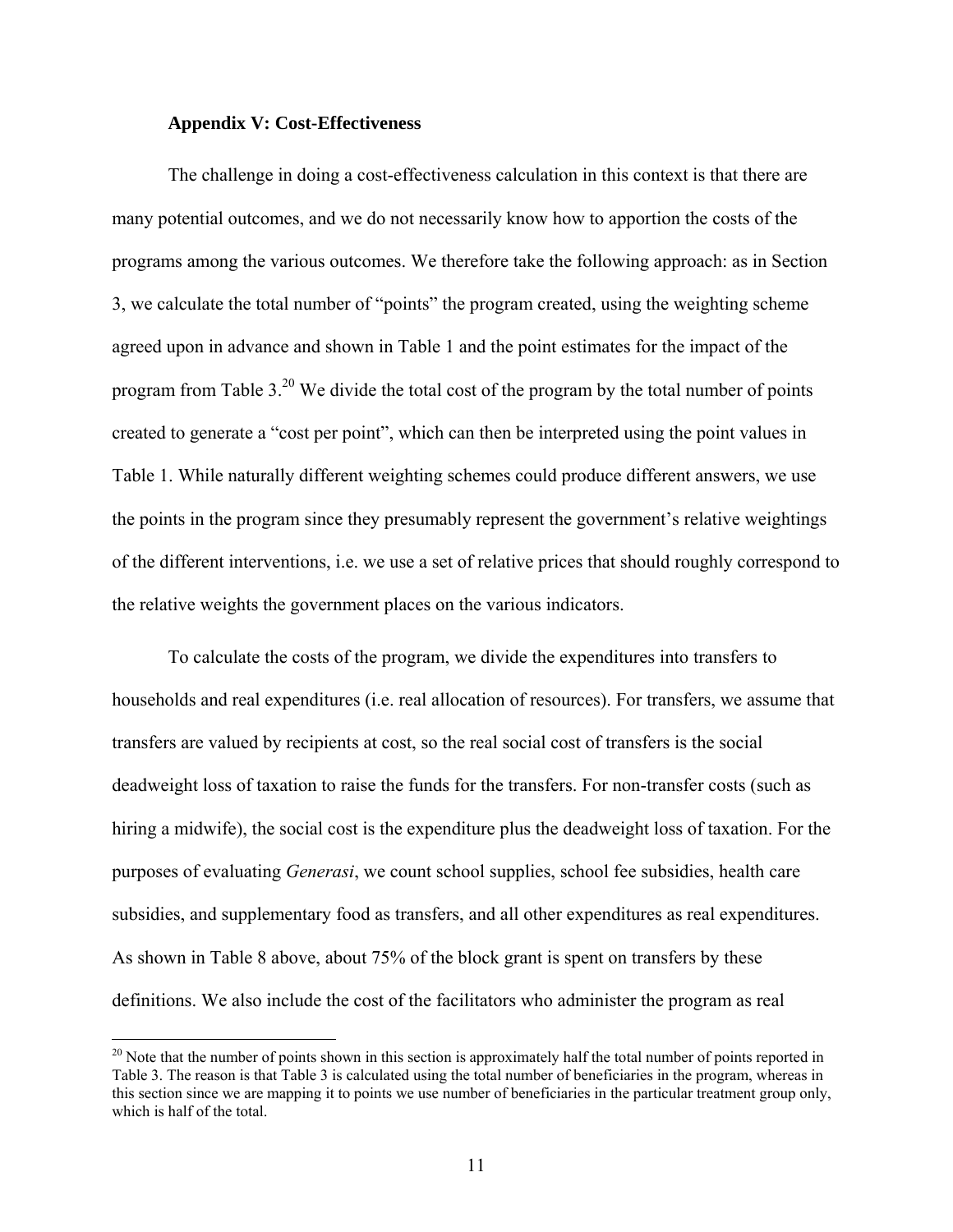### Appendix V: Cost-Effectiveness

The challenge in doing a cost-effectiveness calculation in this context is that there are many potential outcomes, and we do not necessarily know how to apportion the costs of the programs among the various outcomes. We therefore take the following approach: as in Section 3, we calculate the total number of "points" the program created, using the weighting scheme agreed upon in advance and shown in Table 1 and the point estimates for the impact of the program from Table 3.[20] We divide the total cost of the program by the total number of points created to generate a "cost per point", which can then be interpreted using the point values in Table 1. While naturally different weighting schemes could produce different answers, we use the points in the program since they presumably represent the government's relative weightings of the different interventions, i.e. we use a set of relative prices that should roughly correspond to the relative weights the government places on the various indicators.

To calculate the costs of the program, we divide the expenditures into transfers to households and real expenditures (i.e. real allocation of resources). For transfers, we assume that transfers are valued by recipients at cost, so the real social cost of transfers is the social deadweight loss of taxation to raise the funds for the transfers. For non-transfer costs (such as hiring a midwife), the social cost is the expenditure plus the deadweight loss of taxation. For the purposes of evaluating *Generasi*, we count school supplies, school fee subsidies, health care subsidies, and supplementary food as transfers, and all other expenditures as real expenditures. As shown in Table 8 above, about 75% of the block grant is spent on transfers by these definitions. We also include the cost of the facilitators who administer the program as real

[20] Note that the number of points shown in this section is approximately half the total number of points reported in Table 3. The reason is that Table 3 is calculated using the total number of beneficiaries in the program, whereas in this section since we are mapping it to points we use number of beneficiaries in the particular treatment group only, which is half of the total.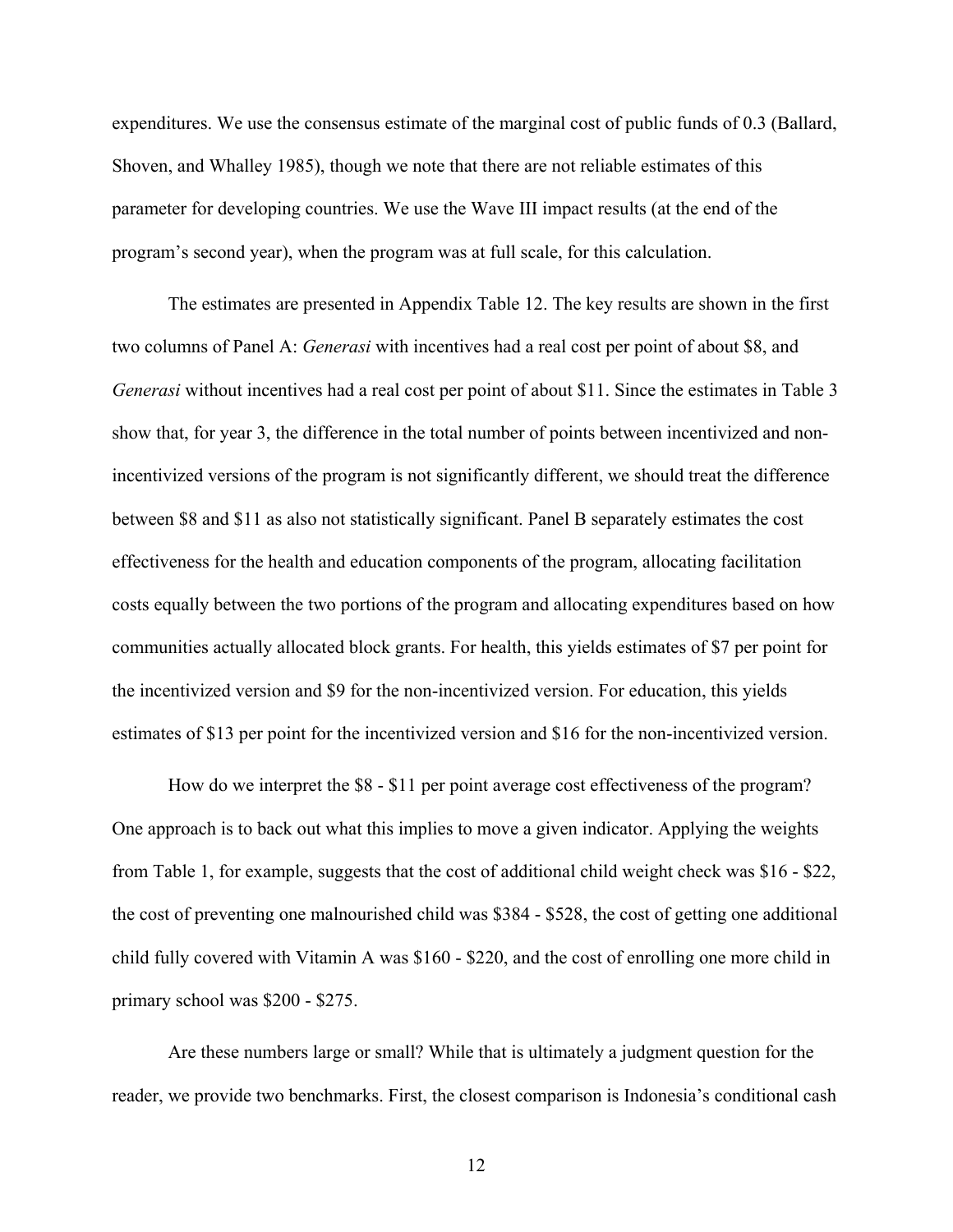expenditures. We use the consensus estimate of the marginal cost of public funds of 0.3 (Ballard, Shoven, and Whalley 1985), though we note that there are not reliable estimates of this parameter for developing countries. We use the Wave III impact results (at the end of the program's second year), when the program was at full scale, for this calculation.

The estimates are presented in Appendix Table 12. The key results are shown in the first two columns of Panel A: *Generasi* with incentives had a real cost per point of about $8, and *Generasi* without incentives had a real cost per point of about $11. Since the estimates in Table 3 show that, for year 3, the difference in the total number of points between incentivized and non-incentivized versions of the program is not significantly different, we should treat the difference between $8 and $11 as also not statistically significant. Panel B separately estimates the cost effectiveness for the health and education components of the program, allocating facilitation costs equally between the two portions of the program and allocating expenditures based on how communities actually allocated block grants. For health, this yields estimates of $7 per point for the incentivized version and $9 for the non-incentivized version. For education, this yields estimates of $13 per point for the incentivized version and $16 for the non-incentivized version.

How do we interpret the $8 - $11 per point average cost effectiveness of the program? One approach is to back out what this implies to move a given indicator. Applying the weights from Table 1, for example, suggests that the cost of additional child weight check was $16 - $22, the cost of preventing one malnourished child was $384 - $528, the cost of getting one additional child fully covered with Vitamin A was $160 - $220, and the cost of enrolling one more child in primary school was $200 - $275.

Are these numbers large or small? While that is ultimately a judgment question for the reader, we provide two benchmarks. First, the closest comparison is Indonesia's conditional cash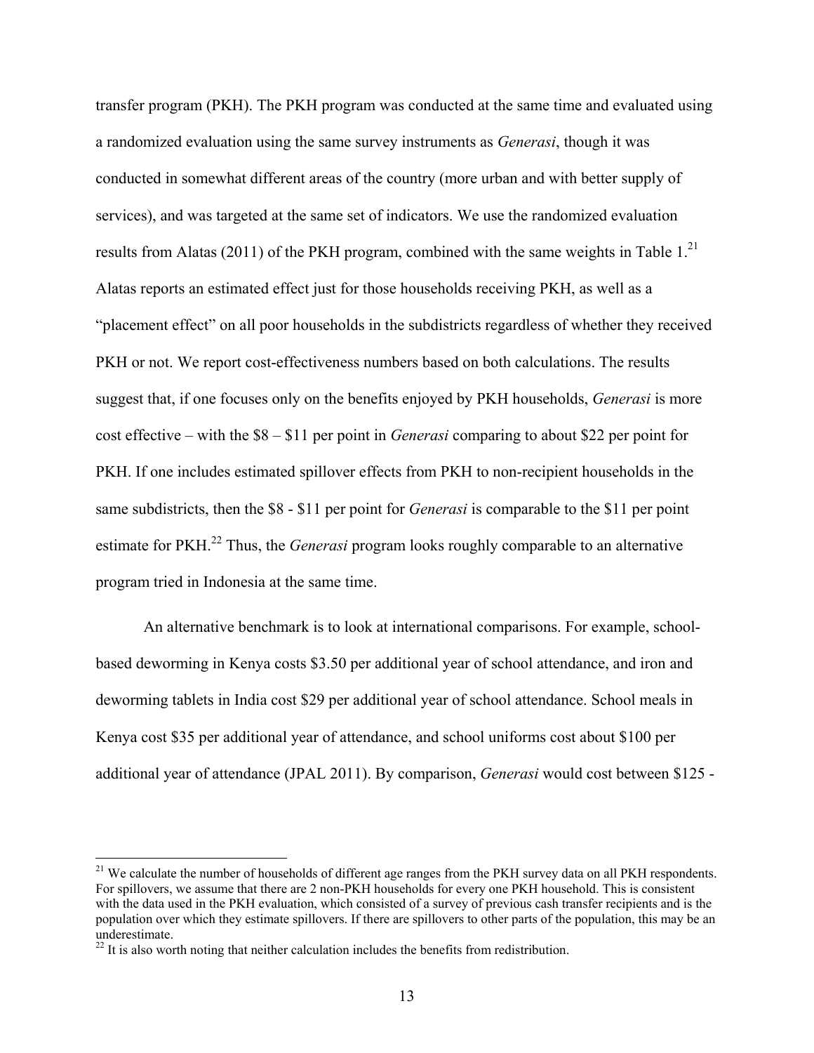transfer program (PKH). The PKH program was conducted at the same time and evaluated using a randomized evaluation using the same survey instruments as *Generasi*, though it was conducted in somewhat different areas of the country (more urban and with better supply of services), and was targeted at the same set of indicators. We use the randomized evaluation results from Alatas (2011) of the PKH program, combined with the same weights in Table 1.[21] Alatas reports an estimated effect just for those households receiving PKH, as well as a "placement effect" on all poor households in the subdistricts regardless of whether they received PKH or not. We report cost-effectiveness numbers based on both calculations. The results suggest that, if one focuses only on the benefits enjoyed by PKH households, *Generasi* is more cost effective – with the $8 – $11 per point in *Generasi* comparing to about $22 per point for PKH. If one includes estimated spillover effects from PKH to non-recipient households in the same subdistricts, then the $8 - $11 per point for *Generasi* is comparable to the $11 per point estimate for PKH.[22] Thus, the *Generasi* program looks roughly comparable to an alternative program tried in Indonesia at the same time.

An alternative benchmark is to look at international comparisons. For example, school-based deworming in Kenya costs $3.50 per additional year of school attendance, and iron and deworming tablets in India cost $29 per additional year of school attendance. School meals in Kenya cost $35 per additional year of attendance, and school uniforms cost about $100 per additional year of attendance (JPAL 2011). By comparison, *Generasi* would cost between $125 -

---

[21] We calculate the number of households of different age ranges from the PKH survey data on all PKH respondents. For spillovers, we assume that there are 2 non-PKH households for every one PKH household. This is consistent with the data used in the PKH evaluation, which consisted of a survey of previous cash transfer recipients and is the population over which they estimate spillovers. If there are spillovers to other parts of the population, this may be an underestimate.

[22] It is also worth noting that neither calculation includes the benefits from redistribution.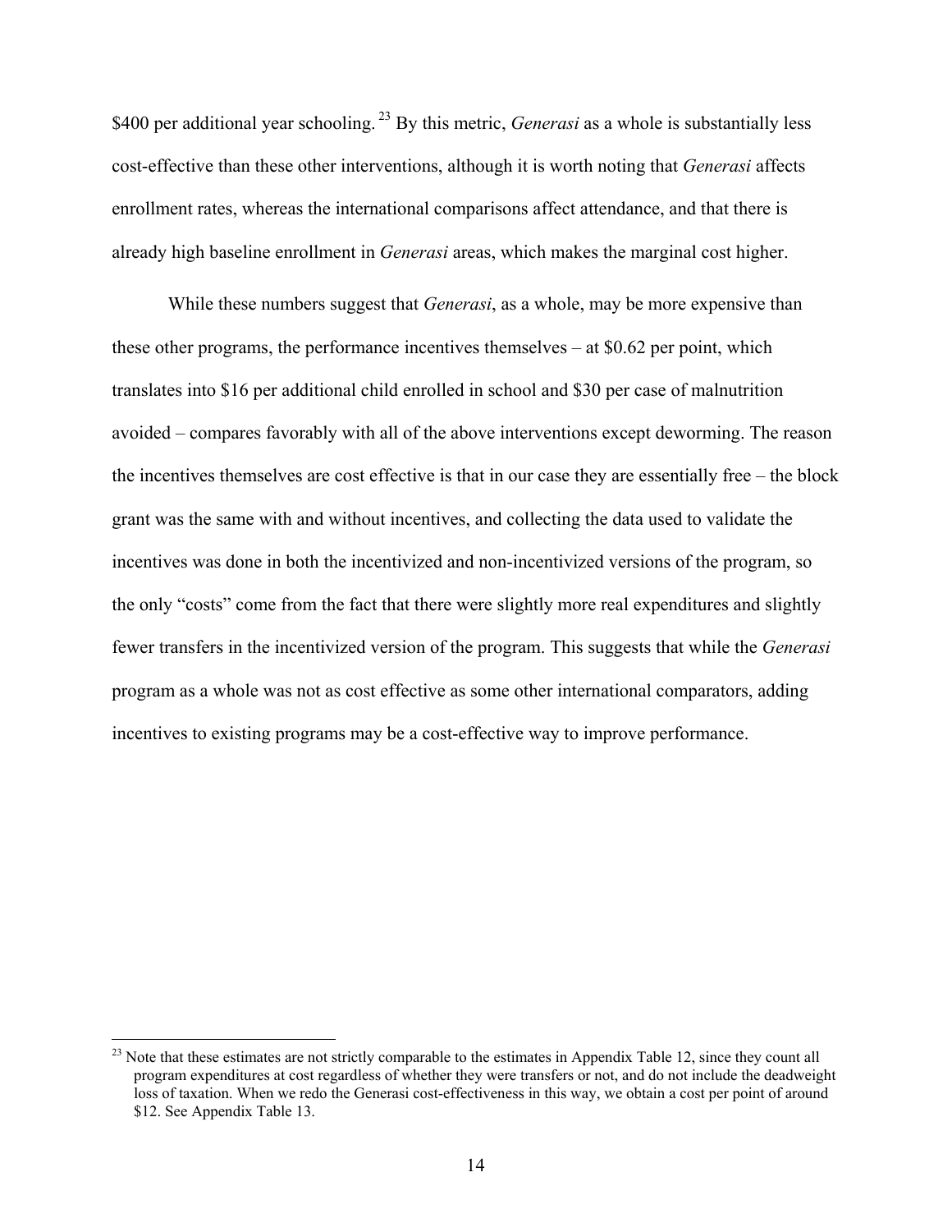$400 per additional year schooling.[23] By this metric, *Generasi* as a whole is substantially less cost-effective than these other interventions, although it is worth noting that *Generasi* affects enrollment rates, whereas the international comparisons affect attendance, and that there is already high baseline enrollment in *Generasi* areas, which makes the marginal cost higher.

While these numbers suggest that *Generasi*, as a whole, may be more expensive than these other programs, the performance incentives themselves – at $0.62 per point, which translates into $16 per additional child enrolled in school and $30 per case of malnutrition avoided – compares favorably with all of the above interventions except deworming. The reason the incentives themselves are cost effective is that in our case they are essentially free – the block grant was the same with and without incentives, and collecting the data used to validate the incentives was done in both the incentivized and non-incentivized versions of the program, so the only "costs" come from the fact that there were slightly more real expenditures and slightly fewer transfers in the incentivized version of the program. This suggests that while the *Generasi* program as a whole was not as cost effective as some other international comparators, adding incentives to existing programs may be a cost-effective way to improve performance.

[23] Note that these estimates are not strictly comparable to the estimates in Appendix Table 12, since they count all program expenditures at cost regardless of whether they were transfers or not, and do not include the deadweight loss of taxation. When we redo the Generasi cost-effectiveness in this way, we obtain a cost per point of around $12. See Appendix Table 13.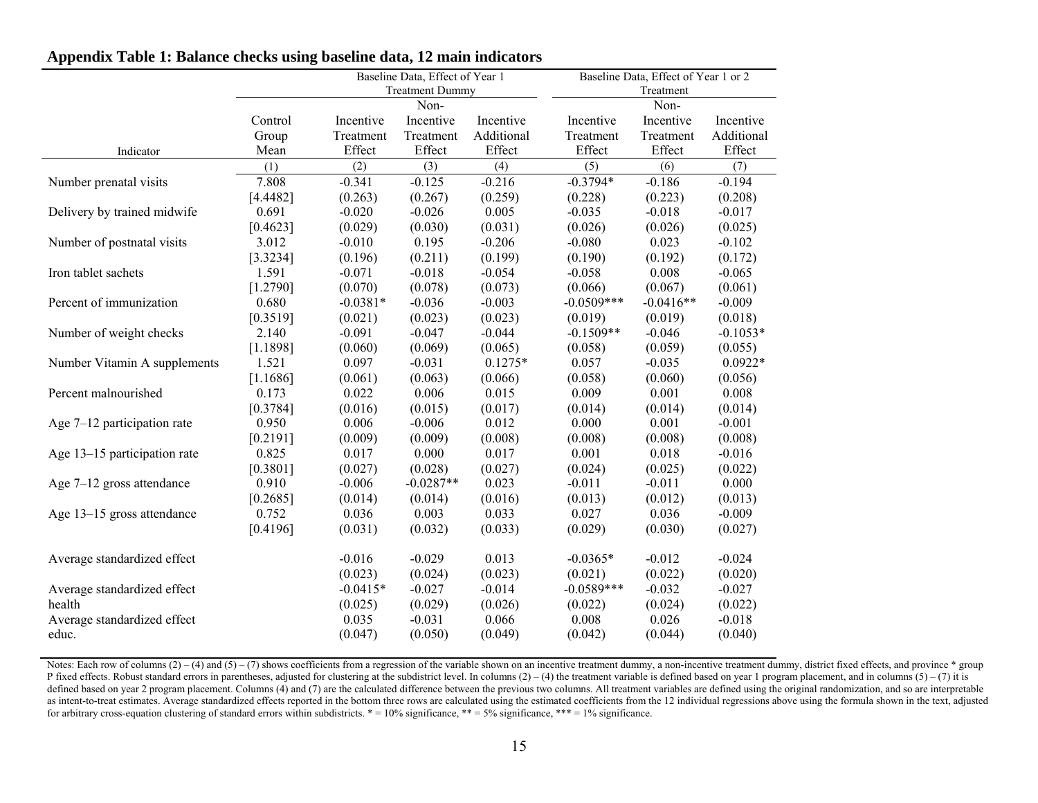## Appendix Table 1: Balance checks using baseline data, 12 main indicators

| Indicator | Control Group Mean | Baseline Data, Effect of Year 1 Treatment Dummy: Incentive Treatment Effect | Non-Incentive Treatment Effect | Incentive Additional Effect | Baseline Data, Effect of Year 1 or 2 Treatment: Incentive Treatment Effect | Non-Incentive Treatment Effect | Incentive Additional Effect |
|---|---|---|---|---|---|---|---|
| | (1) | (2) | (3) | (4) | (5) | (6) | (7) |
| Number prenatal visits | 7.808 | -0.341 | -0.125 | -0.216 | -0.3794* | -0.186 | -0.194 |
| | [4.4482] | (0.263) | (0.267) | (0.259) | (0.228) | (0.223) | (0.208) |
| Delivery by trained midwife | 0.691 | -0.020 | -0.026 | 0.005 | -0.035 | -0.018 | -0.017 |
| | [0.4623] | (0.029) | (0.030) | (0.031) | (0.026) | (0.026) | (0.025) |
| Number of postnatal visits | 3.012 | -0.010 | 0.195 | -0.206 | -0.080 | 0.023 | -0.102 |
| | [3.3234] | (0.196) | (0.211) | (0.199) | (0.190) | (0.192) | (0.172) |
| Iron tablet sachets | 1.591 | -0.071 | -0.018 | -0.054 | -0.058 | 0.008 | -0.065 |
| | [1.2790] | (0.070) | (0.078) | (0.073) | (0.066) | (0.067) | (0.061) |
| Percent of immunization | 0.680 | -0.0381* | -0.036 | -0.003 | -0.0509*** | -0.0416** | -0.009 |
| | [0.3519] | (0.021) | (0.023) | (0.023) | (0.019) | (0.019) | (0.018) |
| Number of weight checks | 2.140 | -0.091 | -0.047 | -0.044 | -0.1509** | -0.046 | -0.1053* |
| | [1.1898] | (0.060) | (0.069) | (0.065) | (0.058) | (0.059) | (0.055) |
| Number Vitamin A supplements | 1.521 | 0.097 | -0.031 | 0.1275* | 0.057 | -0.035 | 0.0922* |
| | [1.1686] | (0.061) | (0.063) | (0.066) | (0.058) | (0.060) | (0.056) |
| Percent malnourished | 0.173 | 0.022 | 0.006 | 0.015 | 0.009 | 0.001 | 0.008 |
| | [0.3784] | (0.016) | (0.015) | (0.017) | (0.014) | (0.014) | (0.014) |
| Age 7–12 participation rate | 0.950 | 0.006 | -0.006 | 0.012 | 0.000 | 0.001 | -0.001 |
| | [0.2191] | (0.009) | (0.009) | (0.008) | (0.008) | (0.008) | (0.008) |
| Age 13–15 participation rate | 0.825 | 0.017 | 0.000 | 0.017 | 0.001 | 0.018 | -0.016 |
| | [0.3801] | (0.027) | (0.028) | (0.027) | (0.024) | (0.025) | (0.022) |
| Age 7–12 gross attendance | 0.910 | -0.006 | -0.0287** | 0.023 | -0.011 | -0.011 | 0.000 |
| | [0.2685] | (0.014) | (0.014) | (0.016) | (0.013) | (0.012) | (0.013) |
| Age 13–15 gross attendance | 0.752 | 0.036 | 0.003 | 0.033 | 0.027 | 0.036 | -0.009 |
| | [0.4196] | (0.031) | (0.032) | (0.033) | (0.029) | (0.030) | (0.027) |
| Average standardized effect | | -0.016 | -0.029 | 0.013 | -0.0365* | -0.012 | -0.024 |
| | | (0.023) | (0.024) | (0.023) | (0.021) | (0.022) | (0.020) |
| Average standardized effect health | | -0.0415* | -0.027 | -0.014 | -0.0589*** | -0.032 | -0.027 |
| | | (0.025) | (0.029) | (0.026) | (0.022) | (0.024) | (0.022) |
| Average standardized effect educ. | | 0.035 | -0.031 | 0.066 | 0.008 | 0.026 | -0.018 |
| | | (0.047) | (0.050) | (0.049) | (0.042) | (0.044) | (0.040) |

Notes: Each row of columns (2) – (4) and (5) – (7) shows coefficients from a regression of the variable shown on an incentive treatment dummy, a non-incentive treatment dummy, district fixed effects, and province * group P fixed effects. Robust standard errors in parentheses, adjusted for clustering at the subdistrict level. In columns (2) – (4) the treatment variable is defined based on year 1 program placement, and in columns (5) – (7) it is defined based on year 2 program placement. Columns (4) and (7) are the calculated difference between the previous two columns. All treatment variables are defined using the original randomization, and so are interpretable as intent-to-treat estimates. Average standardized effects reported in the bottom three rows are calculated using the estimated coefficients from the 12 individual regressions above using the formula shown in the text, adjusted for arbitrary cross-equation clustering of standard errors within subdistricts. * = 10% significance, ** = 5% significance, *** = 1% significance.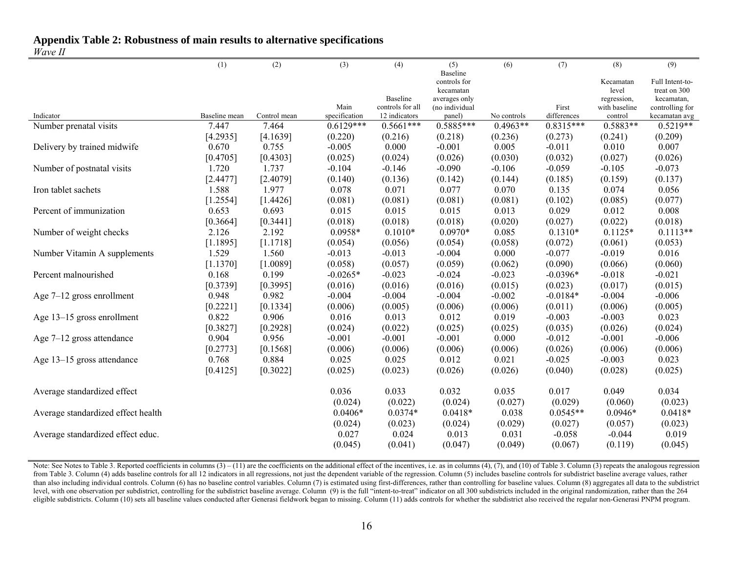## Appendix Table 2: Robustness of main results to alternative specifications

*Wave II*

| Indicator | (1) Baseline mean | (2) Control mean | (3) Main specification | (4) Baseline controls for all 12 indicators | (5) Baseline controls for kecamatan averages only (no individual panel) | (6) No controls | (7) First differences | (8) Kecamatan level regression, with baseline control | (9) Full Intent-to-treat on 300 kecamatan, controlling for kecamatan avg |
|---|---|---|---|---|---|---|---|---|---|
| Number prenatal visits | 7.447 | 7.464 | 0.6129*** | 0.5661*** | 0.5885*** | 0.4963** | 0.8315*** | 0.5883** | 0.5219** |
| | [4.2935] | [4.1639] | (0.220) | (0.216) | (0.218) | (0.236) | (0.273) | (0.241) | (0.209) |
| Delivery by trained midwife | 0.670 | 0.755 | -0.005 | 0.000 | -0.001 | 0.005 | -0.011 | 0.010 | 0.007 |
| | [0.4705] | [0.4303] | (0.025) | (0.024) | (0.026) | (0.030) | (0.032) | (0.027) | (0.026) |
| Number of postnatal visits | 1.720 | 1.737 | -0.104 | -0.146 | -0.090 | -0.106 | -0.059 | -0.105 | -0.073 |
| | [2.4477] | [2.4079] | (0.140) | (0.136) | (0.142) | (0.144) | (0.185) | (0.159) | (0.137) |
| Iron tablet sachets | 1.588 | 1.977 | 0.078 | 0.071 | 0.077 | 0.070 | 0.135 | 0.074 | 0.056 |
| | [1.2554] | [1.4426] | (0.081) | (0.081) | (0.081) | (0.081) | (0.102) | (0.085) | (0.077) |
| Percent of immunization | 0.653 | 0.693 | 0.015 | 0.015 | 0.015 | 0.013 | 0.029 | 0.012 | 0.008 |
| | [0.3664] | [0.3441] | (0.018) | (0.018) | (0.018) | (0.020) | (0.027) | (0.022) | (0.018) |
| Number of weight checks | 2.126 | 2.192 | 0.0958* | 0.1010* | 0.0970* | 0.085 | 0.1310* | 0.1125* | 0.1113** |
| | [1.1895] | [1.1718] | (0.054) | (0.056) | (0.054) | (0.058) | (0.072) | (0.061) | (0.053) |
| Number Vitamin A supplements | 1.529 | 1.560 | -0.013 | -0.013 | -0.004 | 0.000 | -0.077 | -0.019 | 0.016 |
| | [1.1370] | [1.0089] | (0.058) | (0.057) | (0.059) | (0.062) | (0.090) | (0.066) | (0.060) |
| Percent malnourished | 0.168 | 0.199 | -0.0265* | -0.023 | -0.024 | -0.023 | -0.0396* | -0.018 | -0.021 |
| | [0.3739] | [0.3995] | (0.016) | (0.016) | (0.016) | (0.015) | (0.023) | (0.017) | (0.015) |
| Age 7–12 gross enrollment | 0.948 | 0.982 | -0.004 | -0.004 | -0.004 | -0.002 | -0.0184* | -0.004 | -0.006 |
| | [0.2221] | [0.1334] | (0.006) | (0.005) | (0.006) | (0.006) | (0.011) | (0.006) | (0.005) |
| Age 13–15 gross enrollment | 0.822 | 0.906 | 0.016 | 0.013 | 0.012 | 0.019 | -0.003 | -0.003 | 0.023 |
| | [0.3827] | [0.2928] | (0.024) | (0.022) | (0.025) | (0.025) | (0.035) | (0.026) | (0.024) |
| Age 7–12 gross attendance | 0.904 | 0.956 | -0.001 | -0.001 | -0.001 | 0.000 | -0.012 | -0.001 | -0.006 |
| | [0.2773] | [0.1568] | (0.006) | (0.006) | (0.006) | (0.006) | (0.026) | (0.006) | (0.006) |
| Age 13–15 gross attendance | 0.768 | 0.884 | 0.025 | 0.025 | 0.012 | 0.021 | -0.025 | -0.003 | 0.023 |
| | [0.4125] | [0.3022] | (0.025) | (0.023) | (0.026) | (0.026) | (0.040) | (0.028) | (0.025) |
| Average standardized effect | | | 0.036 | 0.033 | 0.032 | 0.035 | 0.017 | 0.049 | 0.034 |
| | | | (0.024) | (0.022) | (0.024) | (0.027) | (0.029) | (0.060) | (0.023) |
| Average standardized effect health | | | 0.0406* | 0.0374* | 0.0418* | 0.038 | 0.0545** | 0.0946* | 0.0418* |
| | | | (0.024) | (0.023) | (0.024) | (0.029) | (0.027) | (0.057) | (0.023) |
| Average standardized effect educ. | | | 0.027 | 0.024 | 0.013 | 0.031 | -0.058 | -0.044 | 0.019 |
| | | | (0.045) | (0.041) | (0.047) | (0.049) | (0.067) | (0.119) | (0.045) |

Note: See Notes to Table 3. Reported coefficients in columns (3) – (11) are the coefficients on the additional effect of the incentives, i.e. as in columns (4), (7), and (10) of Table 3. Column (3) repeats the analogous regression from Table 3. Column (4) adds baseline controls for all 12 indicators in all regressions, not just the dependent variable of the regression. Column (5) includes baseline controls for subdistrict baseline average values, rather than also including individual controls. Column (6) has no baseline control variables. Column (7) is estimated using first-differences, rather than controlling for baseline values. Column (8) aggregates all data to the subdistrict level, with one observation per subdistrict, controlling for the subdistrict baseline average. Column (9) is the full "intent-to-treat" indicator on all 300 subdistricts included in the original randomization, rather than the 264 eligible subdistricts. Column (10) sets all baseline values conducted after Generasi fieldwork began to missing. Column (11) adds controls for whether the subdistrict also received the regular non-Generasi PNPM program.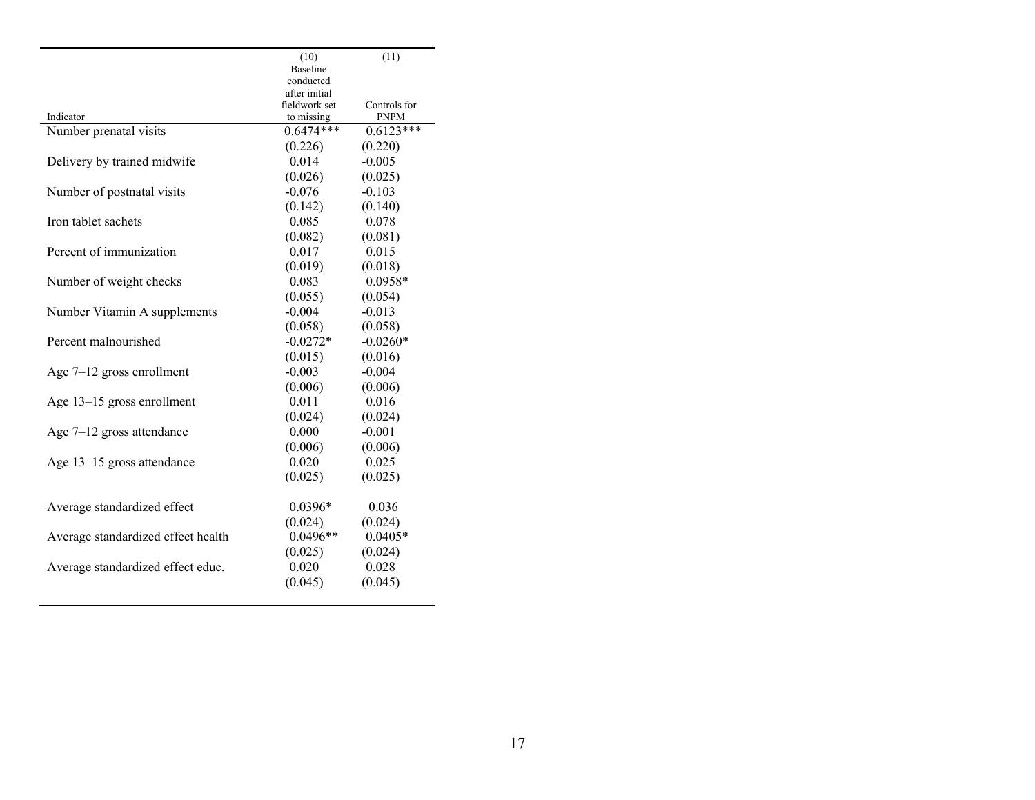| Indicator | (10)<br>Baseline conducted after initial fieldwork set to missing | (11)<br>Controls for PNPM |
|---|---|---|
| Number prenatal visits | 0.6474*** | 0.6123*** |
| | (0.226) | (0.220) |
| Delivery by trained midwife | 0.014 | -0.005 |
| | (0.026) | (0.025) |
| Number of postnatal visits | -0.076 | -0.103 |
| | (0.142) | (0.140) |
| Iron tablet sachets | 0.085 | 0.078 |
| | (0.082) | (0.081) |
| Percent of immunization | 0.017 | 0.015 |
| | (0.019) | (0.018) |
| Number of weight checks | 0.083 | 0.0958* |
| | (0.055) | (0.054) |
| Number Vitamin A supplements | -0.004 | -0.013 |
| | (0.058) | (0.058) |
| Percent malnourished | -0.0272* | -0.0260* |
| | (0.015) | (0.016) |
| Age 7–12 gross enrollment | -0.003 | -0.004 |
| | (0.006) | (0.006) |
| Age 13–15 gross enrollment | 0.011 | 0.016 |
| | (0.024) | (0.024) |
| Age 7–12 gross attendance | 0.000 | -0.001 |
| | (0.006) | (0.006) |
| Age 13–15 gross attendance | 0.020 | 0.025 |
| | (0.025) | (0.025) |
| | | |
| Average standardized effect | 0.0396* | 0.036 |
| | (0.024) | (0.024) |
| Average standardized effect health | 0.0496** | 0.0405* |
| | (0.025) | (0.024) |
| Average standardized effect educ. | 0.020 | 0.028 |
| | (0.045) | (0.045) |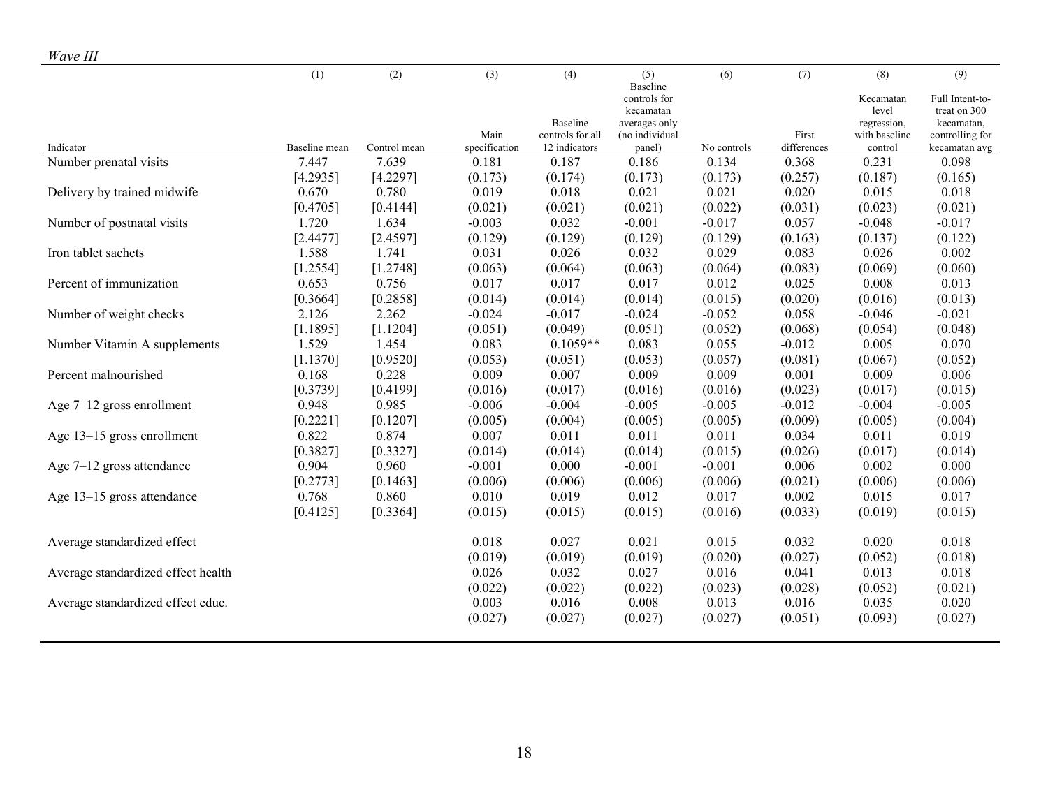*Wave III*

| Indicator | (1) Baseline mean | (2) Control mean | (3) Main specification | (4) Baseline controls for all 12 indicators | (5) Baseline controls for kecamatan averages only (no individual panel) | (6) No controls | (7) First differences | (8) Kecamatan level regression, with baseline control | (9) Full Intent-to-treat on 300 kecamatan, controlling for kecamatan avg |
|---|---|---|---|---|---|---|---|---|---|
| Number prenatal visits | 7.447 | 7.639 | 0.181 | 0.187 | 0.186 | 0.134 | 0.368 | 0.231 | 0.098 |
| | [4.2935] | [4.2297] | (0.173) | (0.174) | (0.173) | (0.173) | (0.257) | (0.187) | (0.165) |
| Delivery by trained midwife | 0.670 | 0.780 | 0.019 | 0.018 | 0.021 | 0.021 | 0.020 | 0.015 | 0.018 |
| | [0.4705] | [0.4144] | (0.021) | (0.021) | (0.021) | (0.022) | (0.031) | (0.023) | (0.021) |
| Number of postnatal visits | 1.720 | 1.634 | -0.003 | 0.032 | -0.001 | -0.017 | 0.057 | -0.048 | -0.017 |
| | [2.4477] | [2.4597] | (0.129) | (0.129) | (0.129) | (0.129) | (0.163) | (0.137) | (0.122) |
| Iron tablet sachets | 1.588 | 1.741 | 0.031 | 0.026 | 0.032 | 0.029 | 0.083 | 0.026 | 0.002 |
| | [1.2554] | [1.2748] | (0.063) | (0.064) | (0.063) | (0.064) | (0.083) | (0.069) | (0.060) |
| Percent of immunization | 0.653 | 0.756 | 0.017 | 0.017 | 0.017 | 0.012 | 0.025 | 0.008 | 0.013 |
| | [0.3664] | [0.2858] | (0.014) | (0.014) | (0.014) | (0.015) | (0.020) | (0.016) | (0.013) |
| Number of weight checks | 2.126 | 2.262 | -0.024 | -0.017 | -0.024 | -0.052 | 0.058 | -0.046 | -0.021 |
| | [1.1895] | [1.1204] | (0.051) | (0.049) | (0.051) | (0.052) | (0.068) | (0.054) | (0.048) |
| Number Vitamin A supplements | 1.529 | 1.454 | 0.083 | 0.1059** | 0.083 | 0.055 | -0.012 | 0.005 | 0.070 |
| | [1.1370] | [0.9520] | (0.053) | (0.051) | (0.053) | (0.057) | (0.081) | (0.067) | (0.052) |
| Percent malnourished | 0.168 | 0.228 | 0.009 | 0.007 | 0.009 | 0.009 | 0.001 | 0.009 | 0.006 |
| | [0.3739] | [0.4199] | (0.016) | (0.017) | (0.016) | (0.016) | (0.023) | (0.017) | (0.015) |
| Age 7–12 gross enrollment | 0.948 | 0.985 | -0.006 | -0.004 | -0.005 | -0.005 | -0.012 | -0.004 | -0.005 |
| | [0.2221] | [0.1207] | (0.005) | (0.004) | (0.005) | (0.005) | (0.009) | (0.005) | (0.004) |
| Age 13–15 gross enrollment | 0.822 | 0.874 | 0.007 | 0.011 | 0.011 | 0.011 | 0.034 | 0.011 | 0.019 |
| | [0.3827] | [0.3327] | (0.014) | (0.014) | (0.014) | (0.015) | (0.026) | (0.017) | (0.014) |
| Age 7–12 gross attendance | 0.904 | 0.960 | -0.001 | 0.000 | -0.001 | -0.001 | 0.006 | 0.002 | 0.000 |
| | [0.2773] | [0.1463] | (0.006) | (0.006) | (0.006) | (0.006) | (0.021) | (0.006) | (0.006) |
| Age 13–15 gross attendance | 0.768 | 0.860 | 0.010 | 0.019 | 0.012 | 0.017 | 0.002 | 0.015 | 0.017 |
| | [0.4125] | [0.3364] | (0.015) | (0.015) | (0.015) | (0.016) | (0.033) | (0.019) | (0.015) |
| Average standardized effect | | | 0.018 | 0.027 | 0.021 | 0.015 | 0.032 | 0.020 | 0.018 |
| | | | (0.019) | (0.019) | (0.019) | (0.020) | (0.027) | (0.052) | (0.018) |
| Average standardized effect health | | | 0.026 | 0.032 | 0.027 | 0.016 | 0.041 | 0.013 | 0.018 |
| | | | (0.022) | (0.022) | (0.022) | (0.023) | (0.028) | (0.052) | (0.021) |
| Average standardized effect educ. | | | 0.003 | 0.016 | 0.008 | 0.013 | 0.016 | 0.035 | 0.020 |
| | | | (0.027) | (0.027) | (0.027) | (0.027) | (0.051) | (0.093) | (0.027) |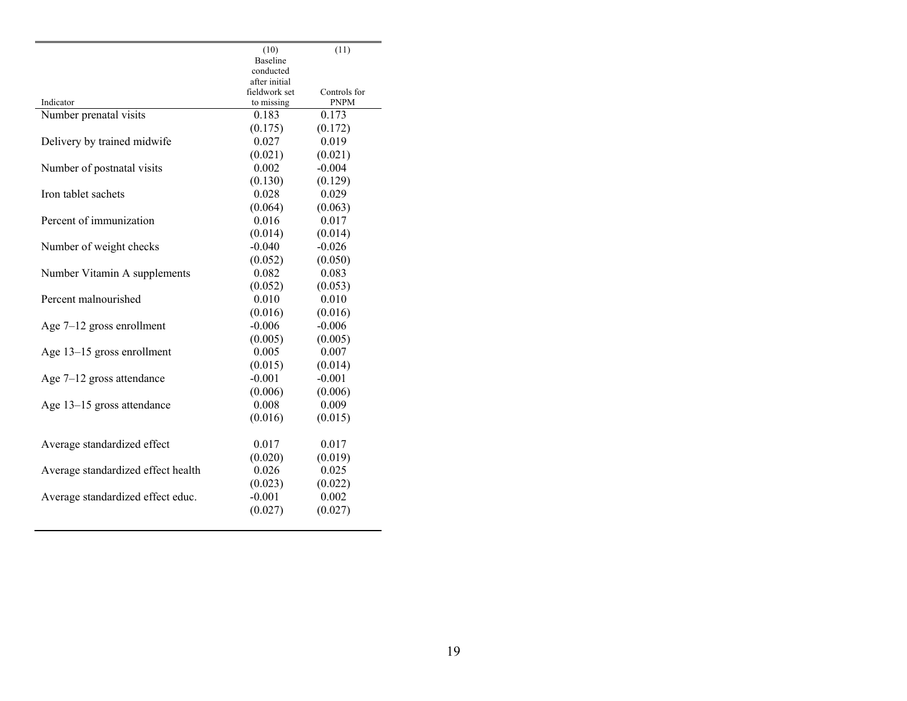| Indicator | (10)<br>Baseline conducted after initial fieldwork set to missing | (11)<br>Controls for PNPM |
|---|---|---|
| Number prenatal visits | 0.183 | 0.173 |
| | (0.175) | (0.172) |
| Delivery by trained midwife | 0.027 | 0.019 |
| | (0.021) | (0.021) |
| Number of postnatal visits | 0.002 | -0.004 |
| | (0.130) | (0.129) |
| Iron tablet sachets | 0.028 | 0.029 |
| | (0.064) | (0.063) |
| Percent of immunization | 0.016 | 0.017 |
| | (0.014) | (0.014) |
| Number of weight checks | -0.040 | -0.026 |
| | (0.052) | (0.050) |
| Number Vitamin A supplements | 0.082 | 0.083 |
| | (0.052) | (0.053) |
| Percent malnourished | 0.010 | 0.010 |
| | (0.016) | (0.016) |
| Age 7–12 gross enrollment | -0.006 | -0.006 |
| | (0.005) | (0.005) |
| Age 13–15 gross enrollment | 0.005 | 0.007 |
| | (0.015) | (0.014) |
| Age 7–12 gross attendance | -0.001 | -0.001 |
| | (0.006) | (0.006) |
| Age 13–15 gross attendance | 0.008 | 0.009 |
| | (0.016) | (0.015) |
| | | |
| Average standardized effect | 0.017 | 0.017 |
| | (0.020) | (0.019) |
| Average standardized effect health | 0.026 | 0.025 |
| | (0.023) | (0.022) |
| Average standardized effect educ. | -0.001 | 0.002 |
| | (0.027) | (0.027) |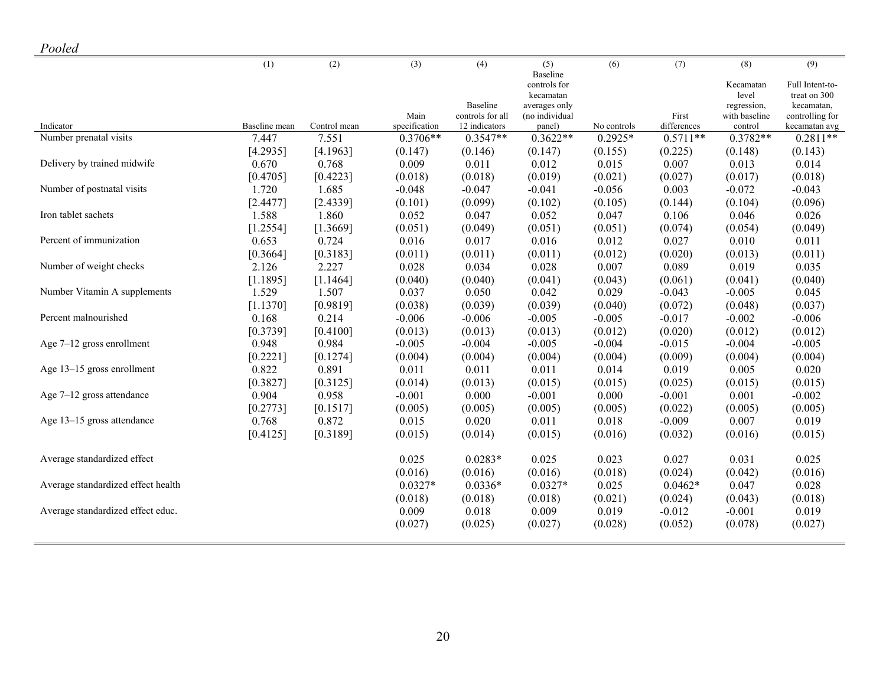*Pooled*

| Indicator | (1) Baseline mean | (2) Control mean | (3) Main specification | (4) Baseline controls for all 12 indicators | (5) Baseline controls for kecamatan averages only (no individual panel) | (6) No controls | (7) First differences | (8) Kecamatan level regression, with baseline control | (9) Full Intent-to-treat on 300 kecamatan, controlling for kecamatan avg |
|---|---|---|---|---|---|---|---|---|---|
| Number prenatal visits | 7.447 | 7.551 | 0.3706** | 0.3547** | 0.3622** | 0.2925* | 0.5711** | 0.3782** | 0.2811** |
| | [4.2935] | [4.1963] | (0.147) | (0.146) | (0.147) | (0.155) | (0.225) | (0.148) | (0.143) |
| Delivery by trained midwife | 0.670 | 0.768 | 0.009 | 0.011 | 0.012 | 0.015 | 0.007 | 0.013 | 0.014 |
| | [0.4705] | [0.4223] | (0.018) | (0.018) | (0.019) | (0.021) | (0.027) | (0.017) | (0.018) |
| Number of postnatal visits | 1.720 | 1.685 | -0.048 | -0.047 | -0.041 | -0.056 | 0.003 | -0.072 | -0.043 |
| | [2.4477] | [2.4339] | (0.101) | (0.099) | (0.102) | (0.105) | (0.144) | (0.104) | (0.096) |
| Iron tablet sachets | 1.588 | 1.860 | 0.052 | 0.047 | 0.052 | 0.047 | 0.106 | 0.046 | 0.026 |
| | [1.2554] | [1.3669] | (0.051) | (0.049) | (0.051) | (0.051) | (0.074) | (0.054) | (0.049) |
| Percent of immunization | 0.653 | 0.724 | 0.016 | 0.017 | 0.016 | 0.012 | 0.027 | 0.010 | 0.011 |
| | [0.3664] | [0.3183] | (0.011) | (0.011) | (0.011) | (0.012) | (0.020) | (0.013) | (0.011) |
| Number of weight checks | 2.126 | 2.227 | 0.028 | 0.034 | 0.028 | 0.007 | 0.089 | 0.019 | 0.035 |
| | [1.1895] | [1.1464] | (0.040) | (0.040) | (0.041) | (0.043) | (0.061) | (0.041) | (0.040) |
| Number Vitamin A supplements | 1.529 | 1.507 | 0.037 | 0.050 | 0.042 | 0.029 | -0.043 | -0.005 | 0.045 |
| | [1.1370] | [0.9819] | (0.038) | (0.039) | (0.039) | (0.040) | (0.072) | (0.048) | (0.037) |
| Percent malnourished | 0.168 | 0.214 | -0.006 | -0.006 | -0.005 | -0.005 | -0.017 | -0.002 | -0.006 |
| | [0.3739] | [0.4100] | (0.013) | (0.013) | (0.013) | (0.012) | (0.020) | (0.012) | (0.012) |
| Age 7–12 gross enrollment | 0.948 | 0.984 | -0.005 | -0.004 | -0.005 | -0.004 | -0.015 | -0.004 | -0.005 |
| | [0.2221] | [0.1274] | (0.004) | (0.004) | (0.004) | (0.004) | (0.009) | (0.004) | (0.004) |
| Age 13–15 gross enrollment | 0.822 | 0.891 | 0.011 | 0.011 | 0.011 | 0.014 | 0.019 | 0.005 | 0.020 |
| | [0.3827] | [0.3125] | (0.014) | (0.013) | (0.015) | (0.015) | (0.025) | (0.015) | (0.015) |
| Age 7–12 gross attendance | 0.904 | 0.958 | -0.001 | 0.000 | -0.001 | 0.000 | -0.001 | 0.001 | -0.002 |
| | [0.2773] | [0.1517] | (0.005) | (0.005) | (0.005) | (0.005) | (0.022) | (0.005) | (0.005) |
| Age 13–15 gross attendance | 0.768 | 0.872 | 0.015 | 0.020 | 0.011 | 0.018 | -0.009 | 0.007 | 0.019 |
| | [0.4125] | [0.3189] | (0.015) | (0.014) | (0.015) | (0.016) | (0.032) | (0.016) | (0.015) |
| Average standardized effect | | | 0.025 | 0.0283* | 0.025 | 0.023 | 0.027 | 0.031 | 0.025 |
| | | | (0.016) | (0.016) | (0.016) | (0.018) | (0.024) | (0.042) | (0.016) |
| Average standardized effect health | | | 0.0327* | 0.0336* | 0.0327* | 0.025 | 0.0462* | 0.047 | 0.028 |
| | | | (0.018) | (0.018) | (0.018) | (0.021) | (0.024) | (0.043) | (0.018) |
| Average standardized effect educ. | | | 0.009 | 0.018 | 0.009 | 0.019 | -0.012 | -0.001 | 0.019 |
| | | | (0.027) | (0.025) | (0.027) | (0.028) | (0.052) | (0.078) | (0.027) |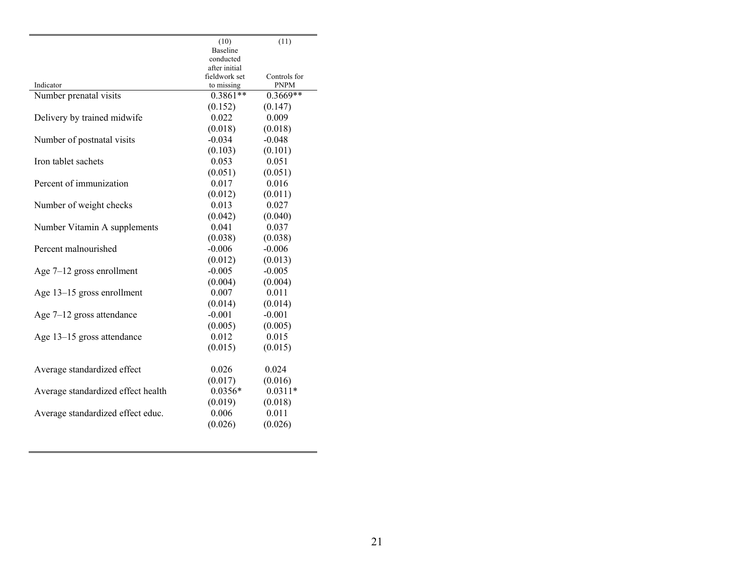| Indicator | (10) Baseline conducted after initial fieldwork set to missing | (11) Controls for PNPM |
|---|---|---|
| Number prenatal visits | 0.3861** | 0.3669** |
| | (0.152) | (0.147) |
| Delivery by trained midwife | 0.022 | 0.009 |
| | (0.018) | (0.018) |
| Number of postnatal visits | -0.034 | -0.048 |
| | (0.103) | (0.101) |
| Iron tablet sachets | 0.053 | 0.051 |
| | (0.051) | (0.051) |
| Percent of immunization | 0.017 | 0.016 |
| | (0.012) | (0.011) |
| Number of weight checks | 0.013 | 0.027 |
| | (0.042) | (0.040) |
| Number Vitamin A supplements | 0.041 | 0.037 |
| | (0.038) | (0.038) |
| Percent malnourished | -0.006 | -0.006 |
| | (0.012) | (0.013) |
| Age 7–12 gross enrollment | -0.005 | -0.005 |
| | (0.004) | (0.004) |
| Age 13–15 gross enrollment | 0.007 | 0.011 |
| | (0.014) | (0.014) |
| Age 7–12 gross attendance | -0.001 | -0.001 |
| | (0.005) | (0.005) |
| Age 13–15 gross attendance | 0.012 | 0.015 |
| | (0.015) | (0.015) |
| | | |
| Average standardized effect | 0.026 | 0.024 |
| | (0.017) | (0.016) |
| Average standardized effect health | 0.0356* | 0.0311* |
| | (0.019) | (0.018) |
| Average standardized effect educ. | 0.006 | 0.011 |
| | (0.026) | (0.026) |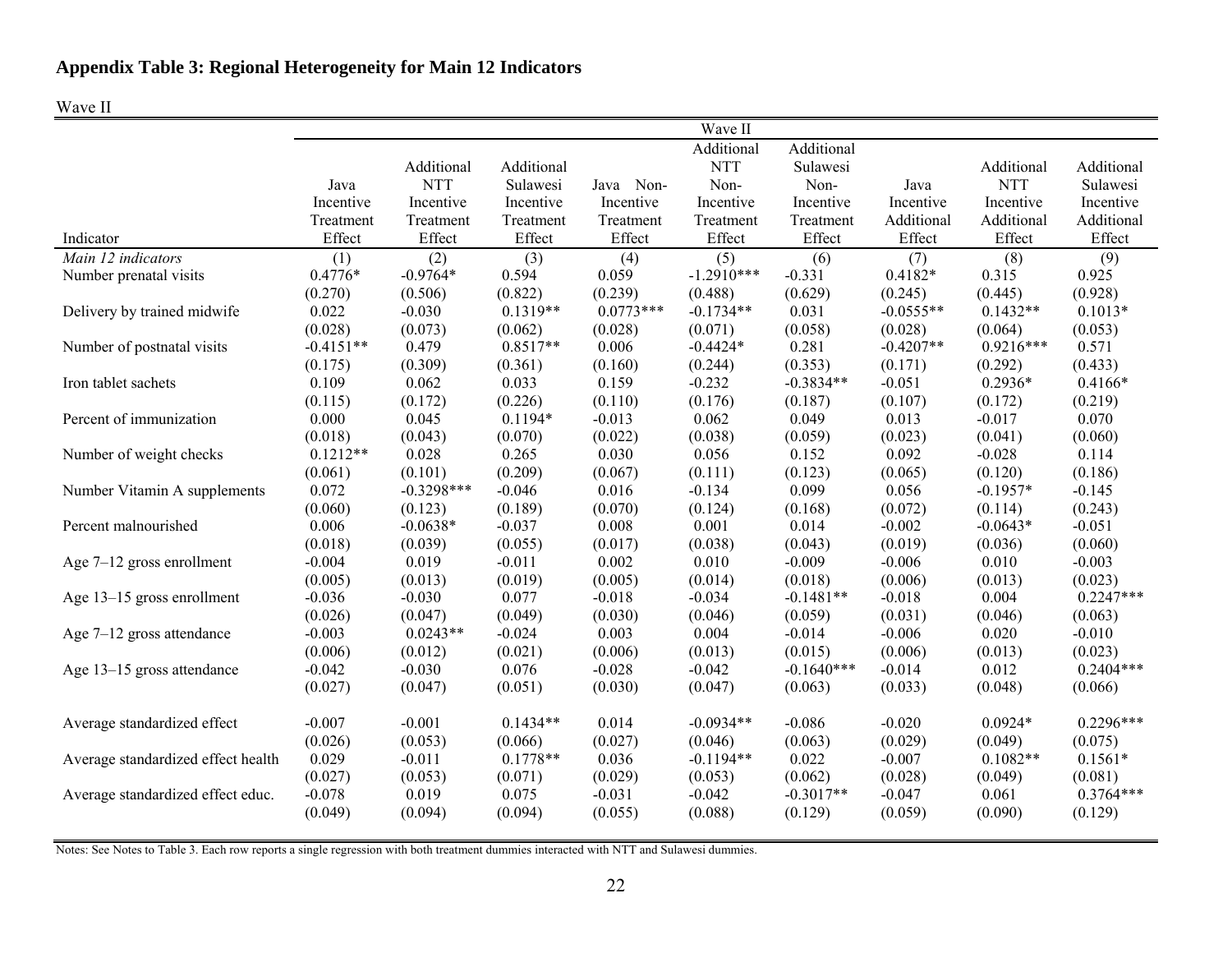## Appendix Table 3: Regional Heterogeneity for Main 12 Indicators

Wave II

| | Wave II | | | | | | | | |
|---|---|---|---|---|---|---|---|---|---|
| Indicator | Java Incentive Treatment Effect | Additional NTT Incentive Treatment Effect | Additional Sulawesi Incentive Treatment Effect | Java Non-Incentive Treatment Effect | Additional NTT Non-Incentive Treatment Effect | Additional Sulawesi Non-Incentive Treatment Effect | Java Incentive Additional Effect | Additional NTT Incentive Additional Effect | Additional Sulawesi Incentive Additional Effect |
| *Main 12 indicators* | (1) | (2) | (3) | (4) | (5) | (6) | (7) | (8) | (9) |
| Number prenatal visits | 0.4776* | -0.9764* | 0.594 | 0.059 | -1.2910*** | -0.331 | 0.4182* | 0.315 | 0.925 |
| | (0.270) | (0.506) | (0.822) | (0.239) | (0.488) | (0.629) | (0.245) | (0.445) | (0.928) |
| Delivery by trained midwife | 0.022 | -0.030 | 0.1319** | 0.0773*** | -0.1734** | 0.031 | -0.0555** | 0.1432** | 0.1013* |
| | (0.028) | (0.073) | (0.062) | (0.028) | (0.071) | (0.058) | (0.028) | (0.064) | (0.053) |
| Number of postnatal visits | -0.4151** | 0.479 | 0.8517** | 0.006 | -0.4424* | 0.281 | -0.4207** | 0.9216*** | 0.571 |
| | (0.175) | (0.309) | (0.361) | (0.160) | (0.244) | (0.353) | (0.171) | (0.292) | (0.433) |
| Iron tablet sachets | 0.109 | 0.062 | 0.033 | 0.159 | -0.232 | -0.3834** | -0.051 | 0.2936* | 0.4166* |
| | (0.115) | (0.172) | (0.226) | (0.110) | (0.176) | (0.187) | (0.107) | (0.172) | (0.219) |
| Percent of immunization | 0.000 | 0.045 | 0.1194* | -0.013 | 0.062 | 0.049 | 0.013 | -0.017 | 0.070 |
| | (0.018) | (0.043) | (0.070) | (0.022) | (0.038) | (0.059) | (0.023) | (0.041) | (0.060) |
| Number of weight checks | 0.1212** | 0.028 | 0.265 | 0.030 | 0.056 | 0.152 | 0.092 | -0.028 | 0.114 |
| | (0.061) | (0.101) | (0.209) | (0.067) | (0.111) | (0.123) | (0.065) | (0.120) | (0.186) |
| Number Vitamin A supplements | 0.072 | -0.3298*** | -0.046 | 0.016 | -0.134 | 0.099 | 0.056 | -0.1957* | -0.145 |
| | (0.060) | (0.123) | (0.189) | (0.070) | (0.124) | (0.168) | (0.072) | (0.114) | (0.243) |
| Percent malnourished | 0.006 | -0.0638* | -0.037 | 0.008 | 0.001 | 0.014 | -0.002 | -0.0643* | -0.051 |
| | (0.018) | (0.039) | (0.055) | (0.017) | (0.038) | (0.043) | (0.019) | (0.036) | (0.060) |
| Age 7–12 gross enrollment | -0.004 | 0.019 | -0.011 | 0.002 | 0.010 | -0.009 | -0.006 | 0.010 | -0.003 |
| | (0.005) | (0.013) | (0.019) | (0.005) | (0.014) | (0.018) | (0.006) | (0.013) | (0.023) |
| Age 13–15 gross enrollment | -0.036 | -0.030 | 0.077 | -0.018 | -0.034 | -0.1481** | -0.018 | 0.004 | 0.2247*** |
| | (0.026) | (0.047) | (0.049) | (0.030) | (0.046) | (0.059) | (0.031) | (0.046) | (0.063) |
| Age 7–12 gross attendance | -0.003 | 0.0243** | -0.024 | 0.003 | 0.004 | -0.014 | -0.006 | 0.020 | -0.010 |
| | (0.006) | (0.012) | (0.021) | (0.006) | (0.013) | (0.015) | (0.006) | (0.013) | (0.023) |
| Age 13–15 gross attendance | -0.042 | -0.030 | 0.076 | -0.028 | -0.042 | -0.1640*** | -0.014 | 0.012 | 0.2404*** |
| | (0.027) | (0.047) | (0.051) | (0.030) | (0.047) | (0.063) | (0.033) | (0.048) | (0.066) |
| Average standardized effect | -0.007 | -0.001 | 0.1434** | 0.014 | -0.0934** | -0.086 | -0.020 | 0.0924* | 0.2296*** |
| | (0.026) | (0.053) | (0.066) | (0.027) | (0.046) | (0.063) | (0.029) | (0.049) | (0.075) |
| Average standardized effect health | 0.029 | -0.011 | 0.1778** | 0.036 | -0.1194** | 0.022 | -0.007 | 0.1082** | 0.1561* |
| | (0.027) | (0.053) | (0.071) | (0.029) | (0.053) | (0.062) | (0.028) | (0.049) | (0.081) |
| Average standardized effect educ. | -0.078 | 0.019 | 0.075 | -0.031 | -0.042 | -0.3017** | -0.047 | 0.061 | 0.3764*** |
| | (0.049) | (0.094) | (0.094) | (0.055) | (0.088) | (0.129) | (0.059) | (0.090) | (0.129) |

Notes: See Notes to Table 3. Each row reports a single regression with both treatment dummies interacted with NTT and Sulawesi dummies.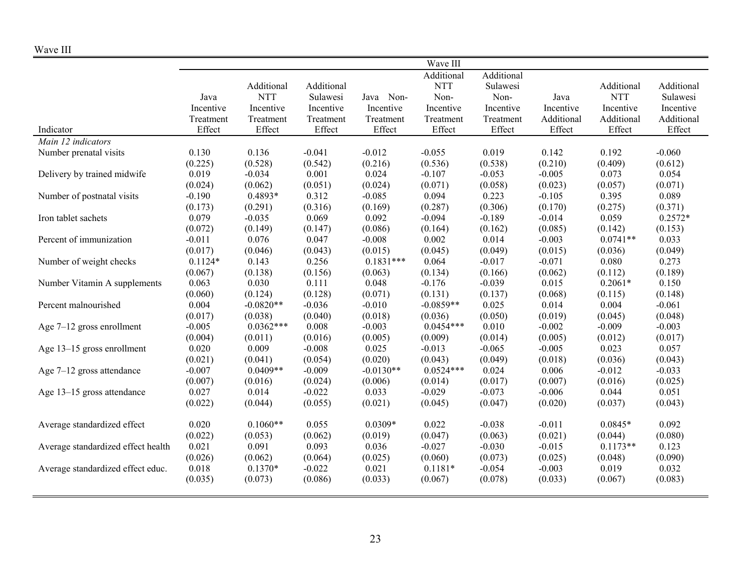Wave III

| Indicator | Java Incentive Treatment Effect | Additional NTT Incentive Treatment Effect | Additional Sulawesi Incentive Treatment Effect | Java Non-Incentive Treatment Effect | Additional NTT Non-Incentive Treatment Effect | Additional Sulawesi Non-Incentive Treatment Effect | Java Incentive Additional Effect | Additional NTT Incentive Additional Effect | Additional Sulawesi Incentive Additional Effect |
|---|---|---|---|---|---|---|---|---|---|
| | Wave III | | | | | | | | |
| *Main 12 indicators* | | | | | | | | | |
| Number prenatal visits | 0.130 | 0.136 | -0.041 | -0.012 | -0.055 | 0.019 | 0.142 | 0.192 | -0.060 |
| | (0.225) | (0.528) | (0.542) | (0.216) | (0.536) | (0.538) | (0.210) | (0.409) | (0.612) |
| Delivery by trained midwife | 0.019 | -0.034 | 0.001 | 0.024 | -0.107 | -0.053 | -0.005 | 0.073 | 0.054 |
| | (0.024) | (0.062) | (0.051) | (0.024) | (0.071) | (0.058) | (0.023) | (0.057) | (0.071) |
| Number of postnatal visits | -0.190 | 0.4893* | 0.312 | -0.085 | 0.094 | 0.223 | -0.105 | 0.395 | 0.089 |
| | (0.173) | (0.291) | (0.316) | (0.169) | (0.287) | (0.306) | (0.170) | (0.275) | (0.371) |
| Iron tablet sachets | 0.079 | -0.035 | 0.069 | 0.092 | -0.094 | -0.189 | -0.014 | 0.059 | 0.2572* |
| | (0.072) | (0.149) | (0.147) | (0.086) | (0.164) | (0.162) | (0.085) | (0.142) | (0.153) |
| Percent of immunization | -0.011 | 0.076 | 0.047 | -0.008 | 0.002 | 0.014 | -0.003 | 0.0741** | 0.033 |
| | (0.017) | (0.046) | (0.043) | (0.015) | (0.045) | (0.049) | (0.015) | (0.036) | (0.049) |
| Number of weight checks | 0.1124* | 0.143 | 0.256 | 0.1831*** | 0.064 | -0.017 | -0.071 | 0.080 | 0.273 |
| | (0.067) | (0.138) | (0.156) | (0.063) | (0.134) | (0.166) | (0.062) | (0.112) | (0.189) |
| Number Vitamin A supplements | 0.063 | 0.030 | 0.111 | 0.048 | -0.176 | -0.039 | 0.015 | 0.2061* | 0.150 |
| | (0.060) | (0.124) | (0.128) | (0.071) | (0.131) | (0.137) | (0.068) | (0.115) | (0.148) |
| Percent malnourished | 0.004 | -0.0820** | -0.036 | -0.010 | -0.0859** | 0.025 | 0.014 | 0.004 | -0.061 |
| | (0.017) | (0.038) | (0.040) | (0.018) | (0.036) | (0.050) | (0.019) | (0.045) | (0.048) |
| Age 7–12 gross enrollment | -0.005 | 0.0362*** | 0.008 | -0.003 | 0.0454*** | 0.010 | -0.002 | -0.009 | -0.003 |
| | (0.004) | (0.011) | (0.016) | (0.005) | (0.009) | (0.014) | (0.005) | (0.012) | (0.017) |
| Age 13–15 gross enrollment | 0.020 | 0.009 | -0.008 | 0.025 | -0.013 | -0.065 | -0.005 | 0.023 | 0.057 |
| | (0.021) | (0.041) | (0.054) | (0.020) | (0.043) | (0.049) | (0.018) | (0.036) | (0.043) |
| Age 7–12 gross attendance | -0.007 | 0.0409** | -0.009 | -0.0130** | 0.0524*** | 0.024 | 0.006 | -0.012 | -0.033 |
| | (0.007) | (0.016) | (0.024) | (0.006) | (0.014) | (0.017) | (0.007) | (0.016) | (0.025) |
| Age 13–15 gross attendance | 0.027 | 0.014 | -0.022 | 0.033 | -0.029 | -0.073 | -0.006 | 0.044 | 0.051 |
| | (0.022) | (0.044) | (0.055) | (0.021) | (0.045) | (0.047) | (0.020) | (0.037) | (0.043) |
| Average standardized effect | 0.020 | 0.1060** | 0.055 | 0.0309* | 0.022 | -0.038 | -0.011 | 0.0845* | 0.092 |
| | (0.022) | (0.053) | (0.062) | (0.019) | (0.047) | (0.063) | (0.021) | (0.044) | (0.080) |
| Average standardized effect health | 0.021 | 0.091 | 0.093 | 0.036 | -0.027 | -0.030 | -0.015 | 0.1173** | 0.123 |
| | (0.026) | (0.062) | (0.064) | (0.025) | (0.060) | (0.073) | (0.025) | (0.048) | (0.090) |
| Average standardized effect educ. | 0.018 | 0.1370* | -0.022 | 0.021 | 0.1181* | -0.054 | -0.003 | 0.019 | 0.032 |
| | (0.035) | (0.073) | (0.086) | (0.033) | (0.067) | (0.078) | (0.033) | (0.067) | (0.083) |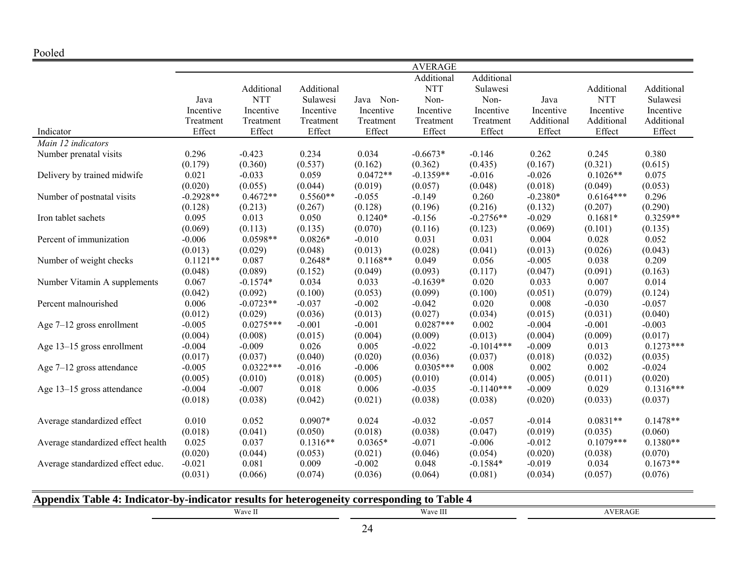Pooled

| | AVERAGE | | | | | | | | |
|---|---|---|---|---|---|---|---|---|---|
| Indicator | Java Incentive Treatment Effect | Additional NTT Incentive Treatment Effect | Additional Sulawesi Incentive Treatment Effect | Java Non-Incentive Treatment Effect | Additional NTT Non-Incentive Treatment Effect | Additional Sulawesi Non-Incentive Treatment Effect | Java Incentive Additional Effect | Additional NTT Incentive Additional Effect | Additional Sulawesi Incentive Additional Effect |
| *Main 12 indicators* | | | | | | | | | |
| Number prenatal visits | 0.296 | -0.423 | 0.234 | 0.034 | -0.6673* | -0.146 | 0.262 | 0.245 | 0.380 |
| | (0.179) | (0.360) | (0.537) | (0.162) | (0.362) | (0.435) | (0.167) | (0.321) | (0.615) |
| Delivery by trained midwife | 0.021 | -0.033 | 0.059 | 0.0472** | -0.1359** | -0.016 | -0.026 | 0.1026** | 0.075 |
| | (0.020) | (0.055) | (0.044) | (0.019) | (0.057) | (0.048) | (0.018) | (0.049) | (0.053) |
| Number of postnatal visits | -0.2928** | 0.4672** | 0.5560** | -0.055 | -0.149 | 0.260 | -0.2380* | 0.6164*** | 0.296 |
| | (0.128) | (0.213) | (0.267) | (0.128) | (0.196) | (0.216) | (0.132) | (0.207) | (0.290) |
| Iron tablet sachets | 0.095 | 0.013 | 0.050 | 0.1240* | -0.156 | -0.2756** | -0.029 | 0.1681* | 0.3259** |
| | (0.069) | (0.113) | (0.135) | (0.070) | (0.116) | (0.123) | (0.069) | (0.101) | (0.135) |
| Percent of immunization | -0.006 | 0.0598** | 0.0826* | -0.010 | 0.031 | 0.031 | 0.004 | 0.028 | 0.052 |
| | (0.013) | (0.029) | (0.048) | (0.013) | (0.028) | (0.041) | (0.013) | (0.026) | (0.043) |
| Number of weight checks | 0.1121** | 0.087 | 0.2648* | 0.1168** | 0.049 | 0.056 | -0.005 | 0.038 | 0.209 |
| | (0.048) | (0.089) | (0.152) | (0.049) | (0.093) | (0.117) | (0.047) | (0.091) | (0.163) |
| Number Vitamin A supplements | 0.067 | -0.1574* | 0.034 | 0.033 | -0.1639* | 0.020 | 0.033 | 0.007 | 0.014 |
| | (0.042) | (0.092) | (0.100) | (0.053) | (0.099) | (0.100) | (0.051) | (0.079) | (0.124) |
| Percent malnourished | 0.006 | -0.0723** | -0.037 | -0.002 | -0.042 | 0.020 | 0.008 | -0.030 | -0.057 |
| | (0.012) | (0.029) | (0.036) | (0.013) | (0.027) | (0.034) | (0.015) | (0.031) | (0.040) |
| Age 7–12 gross enrollment | -0.005 | 0.0275*** | -0.001 | -0.001 | 0.0287*** | 0.002 | -0.004 | -0.001 | -0.003 |
| | (0.004) | (0.008) | (0.015) | (0.004) | (0.009) | (0.013) | (0.004) | (0.009) | (0.017) |
| Age 13–15 gross enrollment | -0.004 | -0.009 | 0.026 | 0.005 | -0.022 | -0.1014*** | -0.009 | 0.013 | 0.1273*** |
| | (0.017) | (0.037) | (0.040) | (0.020) | (0.036) | (0.037) | (0.018) | (0.032) | (0.035) |
| Age 7–12 gross attendance | -0.005 | 0.0322*** | -0.016 | -0.006 | 0.0305*** | 0.008 | 0.002 | 0.002 | -0.024 |
| | (0.005) | (0.010) | (0.018) | (0.005) | (0.010) | (0.014) | (0.005) | (0.011) | (0.020) |
| Age 13–15 gross attendance | -0.004 | -0.007 | 0.018 | 0.006 | -0.035 | -0.1140*** | -0.009 | 0.029 | 0.1316*** |
| | (0.018) | (0.038) | (0.042) | (0.021) | (0.038) | (0.038) | (0.020) | (0.033) | (0.037) |
| Average standardized effect | 0.010 | 0.052 | 0.0907* | 0.024 | -0.032 | -0.057 | -0.014 | 0.0831** | 0.1478** |
| | (0.018) | (0.041) | (0.050) | (0.018) | (0.038) | (0.047) | (0.019) | (0.035) | (0.060) |
| Average standardized effect health | 0.025 | 0.037 | 0.1316** | 0.0365* | -0.071 | -0.006 | -0.012 | 0.1079*** | 0.1380** |
| | (0.020) | (0.044) | (0.053) | (0.021) | (0.046) | (0.054) | (0.020) | (0.038) | (0.070) |
| Average standardized effect educ. | -0.021 | 0.081 | 0.009 | -0.002 | 0.048 | -0.1584* | -0.019 | 0.034 | 0.1673** |
| | (0.031) | (0.066) | (0.074) | (0.036) | (0.064) | (0.081) | (0.034) | (0.057) | (0.076) |

**Appendix Table 4: Indicator-by-indicator results for heterogeneity corresponding to Table 4**

| Wave II | Wave III | AVERAGE |
|---|---|---|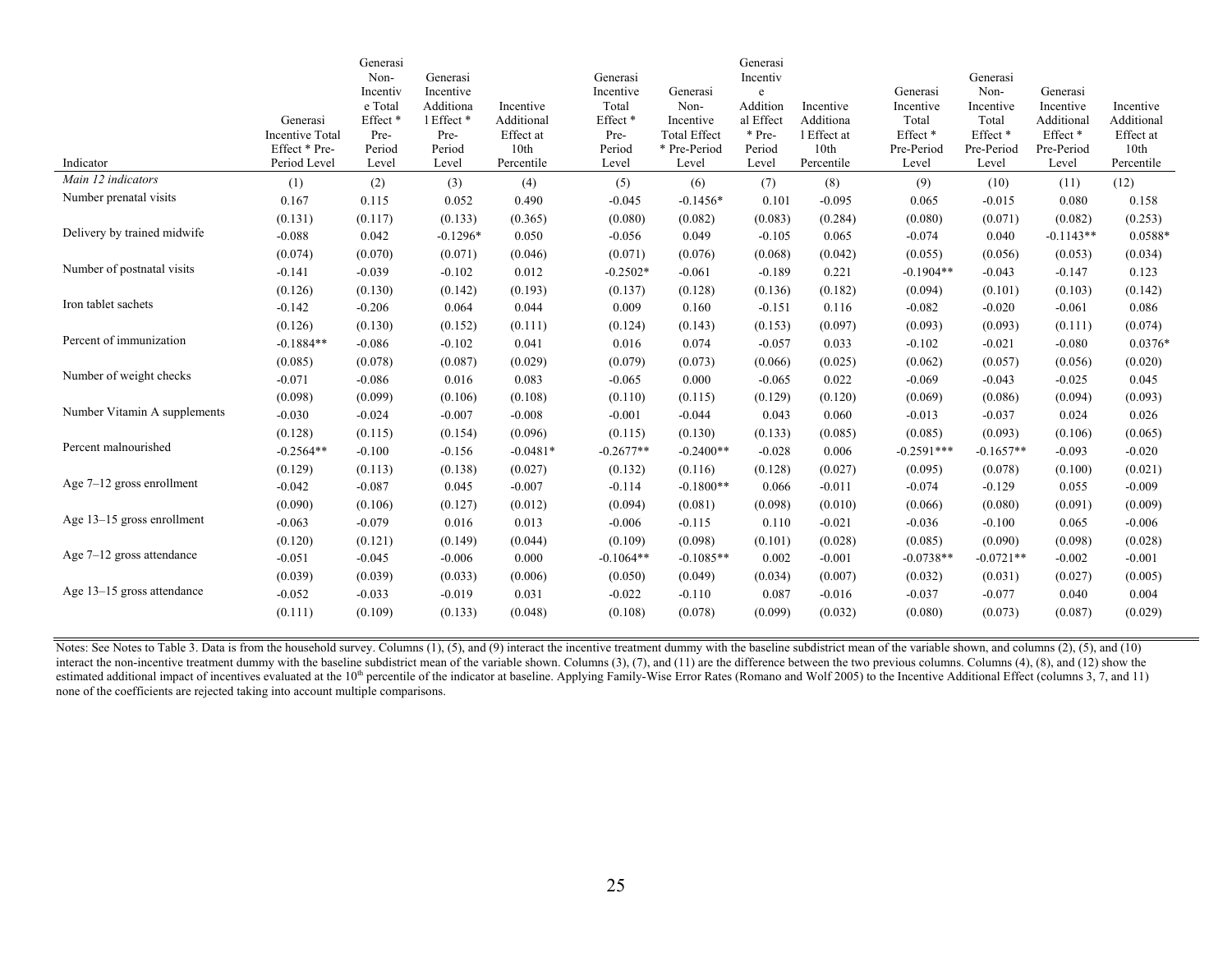| Indicator | Generasi Incentive Total Effect * Pre-Period Level | Generasi Non-Incentive Total Effect * Pre-Period Level | Generasi Incentive Additional Effect * Pre-Period Level | Incentive Additional Effect at 10th Percentile | Generasi Incentive Total Effect * Pre-Period Level | Generasi Non-Incentive Total Effect * Pre-Period Level | Generasi Incentive Additional Effect * Pre-Period Level | Incentive Additional Effect at 10th Percentile | Generasi Incentive Total Effect * Pre-Period Level | Generasi Non-Incentive Total Effect * Pre-Period Level | Generasi Incentive Additional Effect * Pre-Period Level | Incentive Additional Effect at 10th Percentile |
|---|---|---|---|---|---|---|---|---|---|---|---|---|
| *Main 12 indicators* | (1) | (2) | (3) | (4) | (5) | (6) | (7) | (8) | (9) | (10) | (11) | (12) |
| Number prenatal visits | 0.167 | 0.115 | 0.052 | 0.490 | -0.045 | -0.1456* | 0.101 | -0.095 | 0.065 | -0.015 | 0.080 | 0.158 |
| | (0.131) | (0.117) | (0.133) | (0.365) | (0.080) | (0.082) | (0.083) | (0.284) | (0.080) | (0.071) | (0.082) | (0.253) |
| Delivery by trained midwife | -0.088 | 0.042 | -0.1296* | 0.050 | -0.056 | 0.049 | -0.105 | 0.065 | -0.074 | 0.040 | -0.1143** | 0.0588* |
| | (0.074) | (0.070) | (0.071) | (0.046) | (0.071) | (0.076) | (0.068) | (0.042) | (0.055) | (0.056) | (0.053) | (0.034) |
| Number of postnatal visits | -0.141 | -0.039 | -0.102 | 0.012 | -0.2502* | -0.061 | -0.189 | 0.221 | -0.1904** | -0.043 | -0.147 | 0.123 |
| | (0.126) | (0.130) | (0.142) | (0.193) | (0.137) | (0.128) | (0.136) | (0.182) | (0.094) | (0.101) | (0.103) | (0.142) |
| Iron tablet sachets | -0.142 | -0.206 | 0.064 | 0.044 | 0.009 | 0.160 | -0.151 | 0.116 | -0.082 | -0.020 | -0.061 | 0.086 |
| | (0.126) | (0.130) | (0.152) | (0.111) | (0.124) | (0.143) | (0.153) | (0.097) | (0.093) | (0.093) | (0.111) | (0.074) |
| Percent of immunization | -0.1884** | -0.086 | -0.102 | 0.041 | 0.016 | 0.074 | -0.057 | 0.033 | -0.102 | -0.021 | -0.080 | 0.0376* |
| | (0.085) | (0.078) | (0.087) | (0.029) | (0.079) | (0.073) | (0.066) | (0.025) | (0.062) | (0.057) | (0.056) | (0.020) |
| Number of weight checks | -0.071 | -0.086 | 0.016 | 0.083 | -0.065 | 0.000 | -0.065 | 0.022 | -0.069 | -0.043 | -0.025 | 0.045 |
| | (0.098) | (0.099) | (0.106) | (0.108) | (0.110) | (0.115) | (0.129) | (0.120) | (0.069) | (0.086) | (0.094) | (0.093) |
| Number Vitamin A supplements | -0.030 | -0.024 | -0.007 | -0.008 | -0.001 | -0.044 | 0.043 | 0.060 | -0.013 | -0.037 | 0.024 | 0.026 |
| | (0.128) | (0.115) | (0.154) | (0.096) | (0.115) | (0.130) | (0.133) | (0.085) | (0.085) | (0.093) | (0.106) | (0.065) |
| Percent malnourished | -0.2564** | -0.100 | -0.156 | -0.0481* | -0.2677** | -0.2400** | -0.028 | 0.006 | -0.2591*** | -0.1657** | -0.093 | -0.020 |
| | (0.129) | (0.113) | (0.138) | (0.027) | (0.132) | (0.116) | (0.128) | (0.027) | (0.095) | (0.078) | (0.100) | (0.021) |
| Age 7–12 gross enrollment | -0.042 | -0.087 | 0.045 | -0.007 | -0.114 | -0.1800** | 0.066 | -0.011 | -0.074 | -0.129 | 0.055 | -0.009 |
| | (0.090) | (0.106) | (0.127) | (0.012) | (0.094) | (0.081) | (0.098) | (0.010) | (0.066) | (0.080) | (0.091) | (0.009) |
| Age 13–15 gross enrollment | -0.063 | -0.079 | 0.016 | 0.013 | -0.006 | -0.115 | 0.110 | -0.021 | -0.036 | -0.100 | 0.065 | -0.006 |
| | (0.120) | (0.121) | (0.149) | (0.044) | (0.109) | (0.098) | (0.101) | (0.028) | (0.085) | (0.090) | (0.098) | (0.028) |
| Age 7–12 gross attendance | -0.051 | -0.045 | -0.006 | 0.000 | -0.1064** | -0.1085** | 0.002 | -0.001 | -0.0738** | -0.0721** | -0.002 | -0.001 |
| | (0.039) | (0.039) | (0.033) | (0.006) | (0.050) | (0.049) | (0.034) | (0.007) | (0.032) | (0.031) | (0.027) | (0.005) |
| Age 13–15 gross attendance | -0.052 | -0.033 | -0.019 | 0.031 | -0.022 | -0.110 | 0.087 | -0.016 | -0.037 | -0.077 | 0.040 | 0.004 |
| | (0.111) | (0.109) | (0.133) | (0.048) | (0.108) | (0.078) | (0.099) | (0.032) | (0.080) | (0.073) | (0.087) | (0.029) |

Notes: See Notes to Table 3. Data is from the household survey. Columns (1), (5), and (9) interact the incentive treatment dummy with the baseline subdistrict mean of the variable shown, and columns (2), (5), and (10) interact the non-incentive treatment dummy with the baseline subdistrict mean of the variable shown. Columns (3), (7), and (11) are the difference between the two previous columns. Columns (4), (8), and (12) show the estimated additional impact of incentives evaluated at the 10th percentile of the indicator at baseline. Applying Family-Wise Error Rates (Romano and Wolf 2005) to the Incentive Additional Effect (columns 3, 7, and 11) none of the coefficients are rejected taking into account multiple comparisons.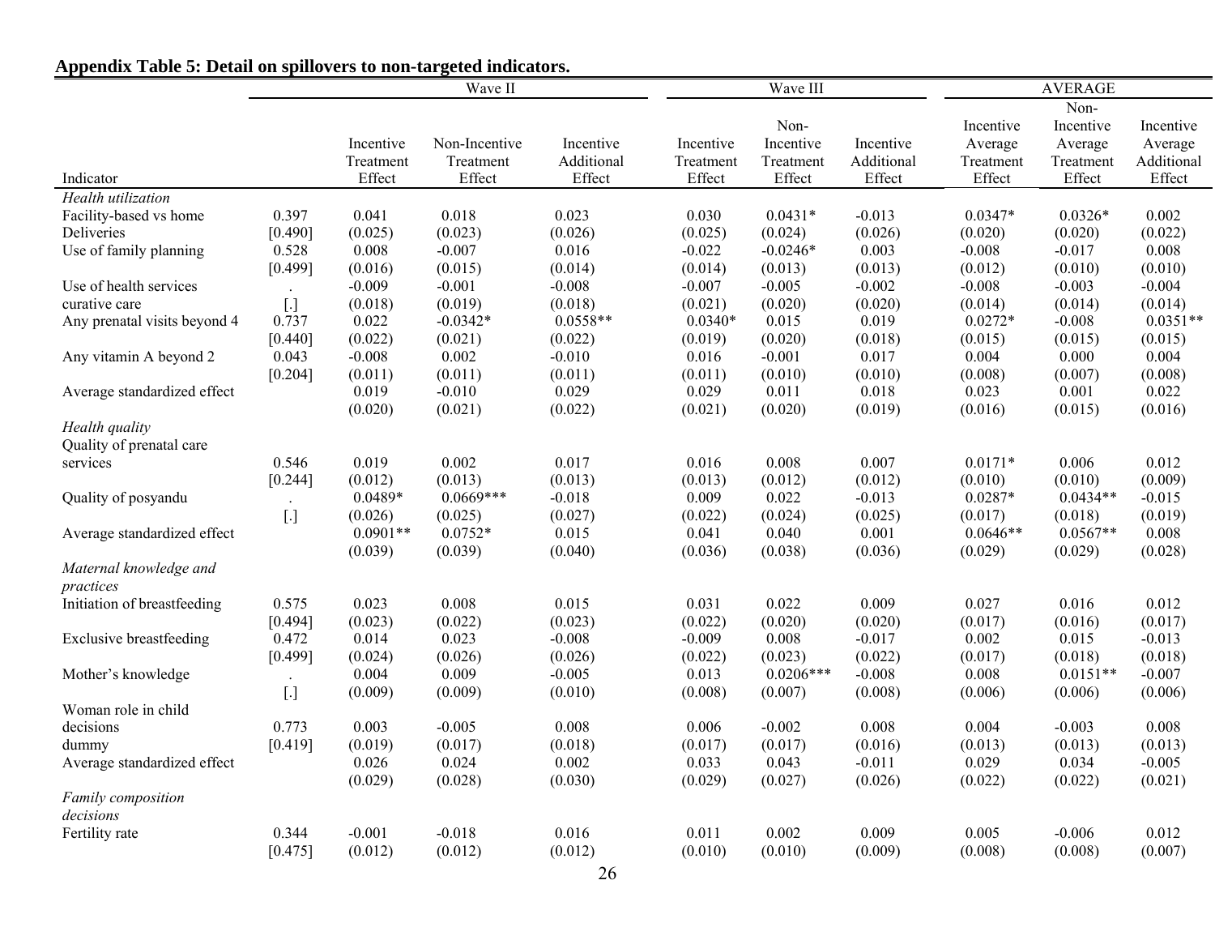**Appendix Table 5: Detail on spillovers to non-targeted indicators.**

| Indicator | | Wave II | | | Wave III | | | AVERAGE | | |
|---|---|---|---|---|---|---|---|---|---|---|
| | | Incentive Treatment Effect | Non-Incentive Treatment Effect | Incentive Additional Effect | Incentive Treatment Effect | Non-Incentive Treatment Effect | Incentive Additional Effect | Incentive Average Treatment Effect | Non-Incentive Average Treatment Effect | Incentive Average Additional Effect |
| *Health utilization* | | | | | | | | | | |
| Facility-based vs home | 0.397 | 0.041 | 0.018 | 0.023 | 0.030 | 0.0431* | -0.013 | 0.0347* | 0.0326* | 0.002 |
| Deliveries | [0.490] | (0.025) | (0.023) | (0.026) | (0.025) | (0.024) | (0.026) | (0.020) | (0.020) | (0.022) |
| Use of family planning | 0.528 | 0.008 | -0.007 | 0.016 | -0.022 | -0.0246* | 0.003 | -0.008 | -0.017 | 0.008 |
| | [0.499] | (0.016) | (0.015) | (0.014) | (0.014) | (0.013) | (0.013) | (0.012) | (0.010) | (0.010) |
| Use of health services | . | -0.009 | -0.001 | -0.008 | -0.007 | -0.005 | -0.002 | -0.008 | -0.003 | -0.004 |
| curative care | [.] | (0.018) | (0.019) | (0.018) | (0.021) | (0.020) | (0.020) | (0.014) | (0.014) | (0.014) |
| Any prenatal visits beyond 4 | 0.737 | 0.022 | -0.0342* | 0.0558** | 0.0340* | 0.015 | 0.019 | 0.0272* | -0.008 | 0.0351** |
| | [0.440] | (0.022) | (0.021) | (0.022) | (0.019) | (0.020) | (0.018) | (0.015) | (0.015) | (0.015) |
| Any vitamin A beyond 2 | 0.043 | -0.008 | 0.002 | -0.010 | 0.016 | -0.001 | 0.017 | 0.004 | 0.000 | 0.004 |
| | [0.204] | (0.011) | (0.011) | (0.011) | (0.011) | (0.010) | (0.010) | (0.008) | (0.007) | (0.008) |
| Average standardized effect | | 0.019 | -0.010 | 0.029 | 0.029 | 0.011 | 0.018 | 0.023 | 0.001 | 0.022 |
| | | (0.020) | (0.021) | (0.022) | (0.021) | (0.020) | (0.019) | (0.016) | (0.015) | (0.016) |
| *Health quality* | | | | | | | | | | |
| Quality of prenatal care services | 0.546 | 0.019 | 0.002 | 0.017 | 0.016 | 0.008 | 0.007 | 0.0171* | 0.006 | 0.012 |
| | [0.244] | (0.012) | (0.013) | (0.013) | (0.013) | (0.012) | (0.012) | (0.010) | (0.010) | (0.009) |
| Quality of posyandu | . | 0.0489* | 0.0669*** | -0.018 | 0.009 | 0.022 | -0.013 | 0.0287* | 0.0434** | -0.015 |
| | [.] | (0.026) | (0.025) | (0.027) | (0.022) | (0.024) | (0.025) | (0.017) | (0.018) | (0.019) |
| Average standardized effect | | 0.0901** | 0.0752* | 0.015 | 0.041 | 0.040 | 0.001 | 0.0646** | 0.0567** | 0.008 |
| | | (0.039) | (0.039) | (0.040) | (0.036) | (0.038) | (0.036) | (0.029) | (0.029) | (0.028) |
| *Maternal knowledge and practices* | | | | | | | | | | |
| Initiation of breastfeeding | 0.575 | 0.023 | 0.008 | 0.015 | 0.031 | 0.022 | 0.009 | 0.027 | 0.016 | 0.012 |
| | [0.494] | (0.023) | (0.022) | (0.023) | (0.022) | (0.020) | (0.020) | (0.017) | (0.016) | (0.017) |
| Exclusive breastfeeding | 0.472 | 0.014 | 0.023 | -0.008 | -0.009 | 0.008 | -0.017 | 0.002 | 0.015 | -0.013 |
| | [0.499] | (0.024) | (0.026) | (0.026) | (0.022) | (0.023) | (0.022) | (0.017) | (0.018) | (0.018) |
| Mother's knowledge | . | 0.004 | 0.009 | -0.005 | 0.013 | 0.0206*** | -0.008 | 0.008 | 0.0151** | -0.007 |
| | [.] | (0.009) | (0.009) | (0.010) | (0.008) | (0.007) | (0.008) | (0.006) | (0.006) | (0.006) |
| Woman role in child decisions | 0.773 | 0.003 | -0.005 | 0.008 | 0.006 | -0.002 | 0.008 | 0.004 | -0.003 | 0.008 |
| dummy | [0.419] | (0.019) | (0.017) | (0.018) | (0.017) | (0.017) | (0.016) | (0.013) | (0.013) | (0.013) |
| Average standardized effect | | 0.026 | 0.024 | 0.002 | 0.033 | 0.043 | -0.011 | 0.029 | 0.034 | -0.005 |
| | | (0.029) | (0.028) | (0.030) | (0.029) | (0.027) | (0.026) | (0.022) | (0.022) | (0.021) |
| *Family composition decisions* | | | | | | | | | | |
| Fertility rate | 0.344 | -0.001 | -0.018 | 0.016 | 0.011 | 0.002 | 0.009 | 0.005 | -0.006 | 0.012 |
| | [0.475] | (0.012) | (0.012) | (0.012) | (0.010) | (0.010) | (0.009) | (0.008) | (0.008) | (0.007) |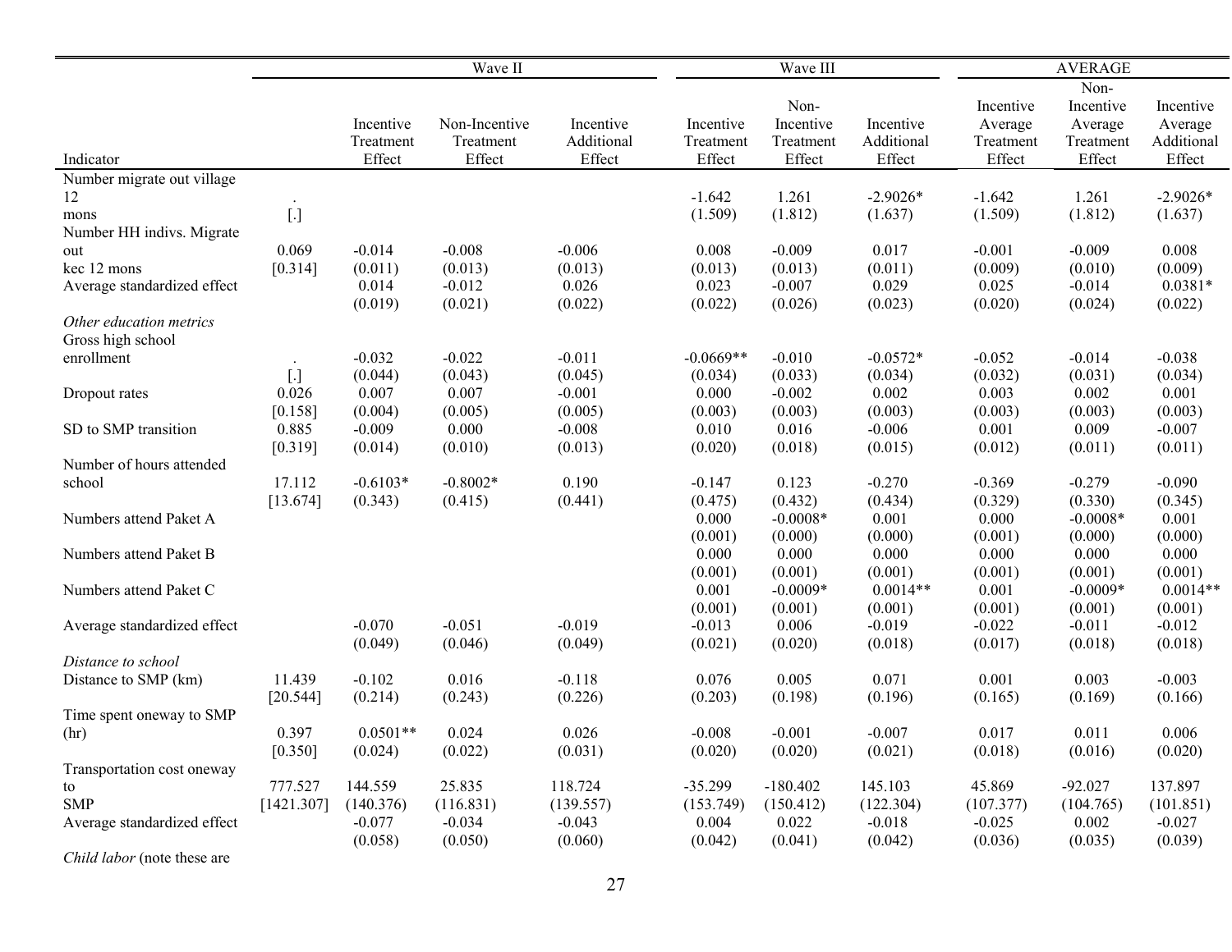| Indicator | | Wave II | | | Wave III | | | AVERAGE | | |
|---|---|---|---|---|---|---|---|---|---|---|
| | | Incentive Treatment Effect | Non-Incentive Treatment Effect | Incentive Additional Effect | Incentive Treatment Effect | Non-Incentive Treatment Effect | Incentive Additional Effect | Incentive Average Treatment Effect | Non-Incentive Average Treatment Effect | Incentive Average Additional Effect |
| Number migrate out village 12 mons | . | | | | -1.642 | 1.261 | -2.9026* | -1.642 | 1.261 | -2.9026* |
| | [.] | | | | (1.509) | (1.812) | (1.637) | (1.509) | (1.812) | (1.637) |
| Number HH indivs. Migrate out kec 12 mons | 0.069 | -0.014 | -0.008 | -0.006 | 0.008 | -0.009 | 0.017 | -0.001 | -0.009 | 0.008 |
| | [0.314] | (0.011) | (0.013) | (0.013) | (0.013) | (0.013) | (0.011) | (0.009) | (0.010) | (0.009) |
| Average standardized effect | | 0.014 | -0.012 | 0.026 | 0.023 | -0.007 | 0.029 | 0.025 | -0.014 | 0.0381* |
| | | (0.019) | (0.021) | (0.022) | (0.022) | (0.026) | (0.023) | (0.020) | (0.024) | (0.022) |
| *Other education metrics* | | | | | | | | | | |
| Gross high school enrollment | . | -0.032 | -0.022 | -0.011 | -0.0669** | -0.010 | -0.0572* | -0.052 | -0.014 | -0.038 |
| | [.] | (0.044) | (0.043) | (0.045) | (0.034) | (0.033) | (0.034) | (0.032) | (0.031) | (0.034) |
| Dropout rates | 0.026 | 0.007 | 0.007 | -0.001 | 0.000 | -0.002 | 0.002 | 0.003 | 0.002 | 0.001 |
| | [0.158] | (0.004) | (0.005) | (0.005) | (0.003) | (0.003) | (0.003) | (0.003) | (0.003) | (0.003) |
| SD to SMP transition | 0.885 | -0.009 | 0.000 | -0.008 | 0.010 | 0.016 | -0.006 | 0.001 | 0.009 | -0.007 |
| | [0.319] | (0.014) | (0.010) | (0.013) | (0.020) | (0.018) | (0.015) | (0.012) | (0.011) | (0.011) |
| Number of hours attended school | 17.112 | -0.6103* | -0.8002* | 0.190 | -0.147 | 0.123 | -0.270 | -0.369 | -0.279 | -0.090 |
| | [13.674] | (0.343) | (0.415) | (0.441) | (0.475) | (0.432) | (0.434) | (0.329) | (0.330) | (0.345) |
| Numbers attend Paket A | | | | | 0.000 | -0.0008* | 0.001 | 0.000 | -0.0008* | 0.001 |
| | | | | | (0.001) | (0.000) | (0.000) | (0.001) | (0.000) | (0.000) |
| Numbers attend Paket B | | | | | 0.000 | 0.000 | 0.000 | 0.000 | 0.000 | 0.000 |
| | | | | | (0.001) | (0.001) | (0.001) | (0.001) | (0.001) | (0.001) |
| Numbers attend Paket C | | | | | 0.001 | -0.0009* | 0.0014** | 0.001 | -0.0009* | 0.0014** |
| | | | | | (0.001) | (0.001) | (0.001) | (0.001) | (0.001) | (0.001) |
| Average standardized effect | | -0.070 | -0.051 | -0.019 | -0.013 | 0.006 | -0.019 | -0.022 | -0.011 | -0.012 |
| | | (0.049) | (0.046) | (0.049) | (0.021) | (0.020) | (0.018) | (0.017) | (0.018) | (0.018) |
| *Distance to school* | | | | | | | | | | |
| Distance to SMP (km) | 11.439 | -0.102 | 0.016 | -0.118 | 0.076 | 0.005 | 0.071 | 0.001 | 0.003 | -0.003 |
| | [20.544] | (0.214) | (0.243) | (0.226) | (0.203) | (0.198) | (0.196) | (0.165) | (0.169) | (0.166) |
| Time spent oneway to SMP (hr) | 0.397 | 0.0501** | 0.024 | 0.026 | -0.008 | -0.001 | -0.007 | 0.017 | 0.011 | 0.006 |
| | [0.350] | (0.024) | (0.022) | (0.031) | (0.020) | (0.020) | (0.021) | (0.018) | (0.016) | (0.020) |
| Transportation cost oneway to SMP | 777.527 | 144.559 | 25.835 | 118.724 | -35.299 | -180.402 | 145.103 | 45.869 | -92.027 | 137.897 |
| | [1421.307] | (140.376) | (116.831) | (139.557) | (153.749) | (150.412) | (122.304) | (107.377) | (104.765) | (101.851) |
| Average standardized effect | | -0.077 | -0.034 | -0.043 | 0.004 | 0.022 | -0.018 | -0.025 | 0.002 | -0.027 |
| | | (0.058) | (0.050) | (0.060) | (0.042) | (0.041) | (0.042) | (0.036) | (0.035) | (0.039) |
| *Child labor* (note these are | | | | | | | | | | |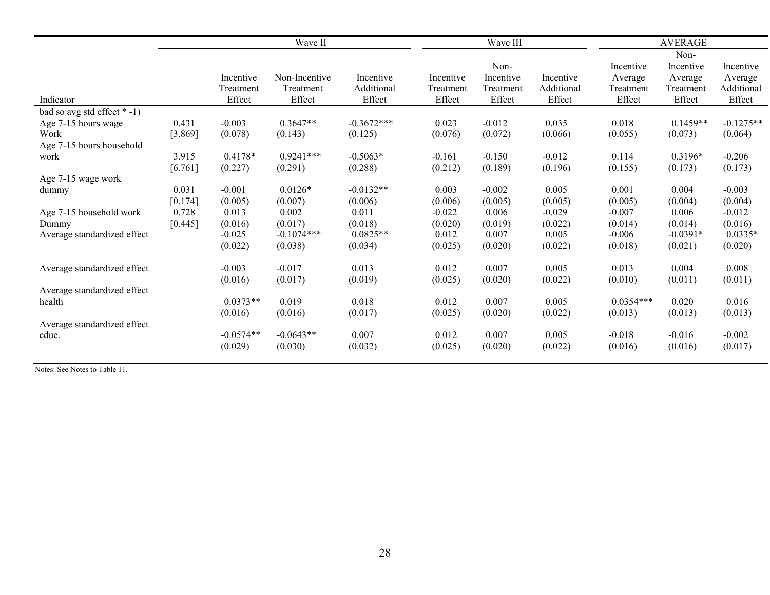| Indicator | | Wave II Incentive Treatment Effect | Wave II Non-Incentive Treatment Effect | Wave II Incentive Additional Effect | Wave III Incentive Treatment Effect | Wave III Non-Incentive Treatment Effect | Wave III Incentive Additional Effect | AVERAGE Incentive Average Treatment Effect | AVERAGE Non-Incentive Average Treatment Effect | AVERAGE Incentive Average Additional Effect |
|---|---|---|---|---|---|---|---|---|---|---|
| bad so avg std effect * -1) | | | | | | | | | | |
| Age 7-15 hours wage Work | 0.431 | -0.003 | 0.3647** | -0.3672*** | 0.023 | -0.012 | 0.035 | 0.018 | 0.1459** | -0.1275** |
| | [3.869] | (0.078) | (0.143) | (0.125) | (0.076) | (0.072) | (0.066) | (0.055) | (0.073) | (0.064) |
| Age 7-15 hours household work | 3.915 | 0.4178* | 0.9241*** | -0.5063* | -0.161 | -0.150 | -0.012 | 0.114 | 0.3196* | -0.206 |
| | [6.761] | (0.227) | (0.291) | (0.288) | (0.212) | (0.189) | (0.196) | (0.155) | (0.173) | (0.173) |
| Age 7-15 wage work dummy | 0.031 | -0.001 | 0.0126* | -0.0132** | 0.003 | -0.002 | 0.005 | 0.001 | 0.004 | -0.003 |
| | [0.174] | (0.005) | (0.007) | (0.006) | (0.006) | (0.005) | (0.005) | (0.005) | (0.004) | (0.004) |
| Age 7-15 household work Dummy | 0.728 | 0.013 | 0.002 | 0.011 | -0.022 | 0.006 | -0.029 | -0.007 | 0.006 | -0.012 |
| | [0.445] | (0.016) | (0.017) | (0.018) | (0.020) | (0.019) | (0.022) | (0.014) | (0.014) | (0.016) |
| Average standardized effect | | -0.025 | -0.1074*** | 0.0825** | 0.012 | 0.007 | 0.005 | -0.006 | -0.0391* | 0.0335* |
| | | (0.022) | (0.038) | (0.034) | (0.025) | (0.020) | (0.022) | (0.018) | (0.021) | (0.020) |
| Average standardized effect | | -0.003 | -0.017 | 0.013 | 0.012 | 0.007 | 0.005 | 0.013 | 0.004 | 0.008 |
| | | (0.016) | (0.017) | (0.019) | (0.025) | (0.020) | (0.022) | (0.010) | (0.011) | (0.011) |
| Average standardized effect health | | 0.0373** | 0.019 | 0.018 | 0.012 | 0.007 | 0.005 | 0.0354*** | 0.020 | 0.016 |
| | | (0.016) | (0.016) | (0.017) | (0.025) | (0.020) | (0.022) | (0.013) | (0.013) | (0.013) |
| Average standardized effect educ. | | -0.0574** | -0.0643** | 0.007 | 0.012 | 0.007 | 0.005 | -0.018 | -0.016 | -0.002 |
| | | (0.029) | (0.030) | (0.032) | (0.025) | (0.020) | (0.022) | (0.016) | (0.016) | (0.017) |

Notes: See Notes to Table 11.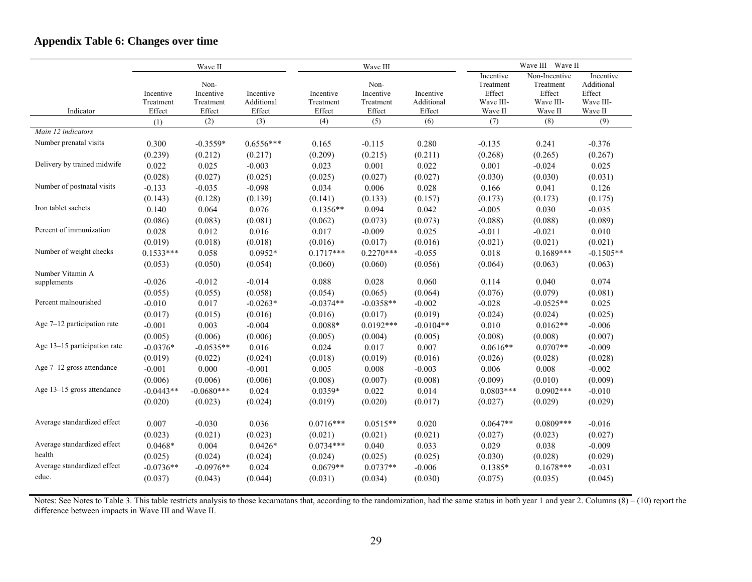## Appendix Table 6: Changes over time

| | Wave II | | | Wave III | | | Wave III – Wave II | | |
|---|---|---|---|---|---|---|---|---|---|
| Indicator | Incentive Treatment Effect | Non-Incentive Treatment Effect | Incentive Additional Effect | Incentive Treatment Effect | Non-Incentive Treatment Effect | Incentive Additional Effect | Incentive Treatment Effect Wave III-Wave II | Non-Incentive Treatment Effect Wave III-Wave II | Incentive Additional Effect Wave III-Wave II |
| | (1) | (2) | (3) | (4) | (5) | (6) | (7) | (8) | (9) |
| *Main 12 indicators* | | | | | | | | | |
| Number prenatal visits | 0.300 | -0.3559* | 0.6556*** | 0.165 | -0.115 | 0.280 | -0.135 | 0.241 | -0.376 |
| | (0.239) | (0.212) | (0.217) | (0.209) | (0.215) | (0.211) | (0.268) | (0.265) | (0.267) |
| Delivery by trained midwife | 0.022 | 0.025 | -0.003 | 0.023 | 0.001 | 0.022 | 0.001 | -0.024 | 0.025 |
| | (0.028) | (0.027) | (0.025) | (0.025) | (0.027) | (0.027) | (0.030) | (0.030) | (0.031) |
| Number of postnatal visits | -0.133 | -0.035 | -0.098 | 0.034 | 0.006 | 0.028 | 0.166 | 0.041 | 0.126 |
| | (0.143) | (0.128) | (0.139) | (0.141) | (0.133) | (0.157) | (0.173) | (0.173) | (0.175) |
| Iron tablet sachets | 0.140 | 0.064 | 0.076 | 0.1356** | 0.094 | 0.042 | -0.005 | 0.030 | -0.035 |
| | (0.086) | (0.083) | (0.081) | (0.062) | (0.073) | (0.073) | (0.088) | (0.088) | (0.089) |
| Percent of immunization | 0.028 | 0.012 | 0.016 | 0.017 | -0.009 | 0.025 | -0.011 | -0.021 | 0.010 |
| | (0.019) | (0.018) | (0.018) | (0.016) | (0.017) | (0.016) | (0.021) | (0.021) | (0.021) |
| Number of weight checks | 0.1533*** | 0.058 | 0.0952* | 0.1717*** | 0.2270*** | -0.055 | 0.018 | 0.1689*** | -0.1505** |
| | (0.053) | (0.050) | (0.054) | (0.060) | (0.060) | (0.056) | (0.064) | (0.063) | (0.063) |
| Number Vitamin A supplements | -0.026 | -0.012 | -0.014 | 0.088 | 0.028 | 0.060 | 0.114 | 0.040 | 0.074 |
| | (0.055) | (0.055) | (0.058) | (0.054) | (0.065) | (0.064) | (0.076) | (0.079) | (0.081) |
| Percent malnourished | -0.010 | 0.017 | -0.0263* | -0.0374** | -0.0358** | -0.002 | -0.028 | -0.0525** | 0.025 |
| | (0.017) | (0.015) | (0.016) | (0.016) | (0.017) | (0.019) | (0.024) | (0.024) | (0.025) |
| Age 7–12 participation rate | -0.001 | 0.003 | -0.004 | 0.0088* | 0.0192*** | -0.0104** | 0.010 | 0.0162** | -0.006 |
| | (0.005) | (0.006) | (0.006) | (0.005) | (0.004) | (0.005) | (0.008) | (0.008) | (0.007) |
| Age 13–15 participation rate | -0.0376* | -0.0535** | 0.016 | 0.024 | 0.017 | 0.007 | 0.0616** | 0.0707** | -0.009 |
| | (0.019) | (0.022) | (0.024) | (0.018) | (0.019) | (0.016) | (0.026) | (0.028) | (0.028) |
| Age 7–12 gross attendance | -0.001 | 0.000 | -0.001 | 0.005 | 0.008 | -0.003 | 0.006 | 0.008 | -0.002 |
| | (0.006) | (0.006) | (0.006) | (0.008) | (0.007) | (0.008) | (0.009) | (0.010) | (0.009) |
| Age 13–15 gross attendance | -0.0443** | -0.0680*** | 0.024 | 0.0359* | 0.022 | 0.014 | 0.0803*** | 0.0902*** | -0.010 |
| | (0.020) | (0.023) | (0.024) | (0.019) | (0.020) | (0.017) | (0.027) | (0.029) | (0.029) |
| Average standardized effect | 0.007 | -0.030 | 0.036 | 0.0716*** | 0.0515** | 0.020 | 0.0647** | 0.0809*** | -0.016 |
| | (0.023) | (0.021) | (0.023) | (0.021) | (0.021) | (0.021) | (0.027) | (0.023) | (0.027) |
| Average standardized effect health | 0.0468* | 0.004 | 0.0426* | 0.0734*** | 0.040 | 0.033 | 0.029 | 0.038 | -0.009 |
| | (0.025) | (0.024) | (0.024) | (0.024) | (0.025) | (0.025) | (0.030) | (0.028) | (0.029) |
| Average standardized effect educ. | -0.0736** | -0.0976** | 0.024 | 0.0679** | 0.0737** | -0.006 | 0.1385* | 0.1678*** | -0.031 |
| | (0.037) | (0.043) | (0.044) | (0.031) | (0.034) | (0.030) | (0.075) | (0.035) | (0.045) |

Notes: See Notes to Table 3. This table restricts analysis to those kecamatans that, according to the randomization, had the same status in both year 1 and year 2. Columns (8) – (10) report the difference between impacts in Wave III and Wave II.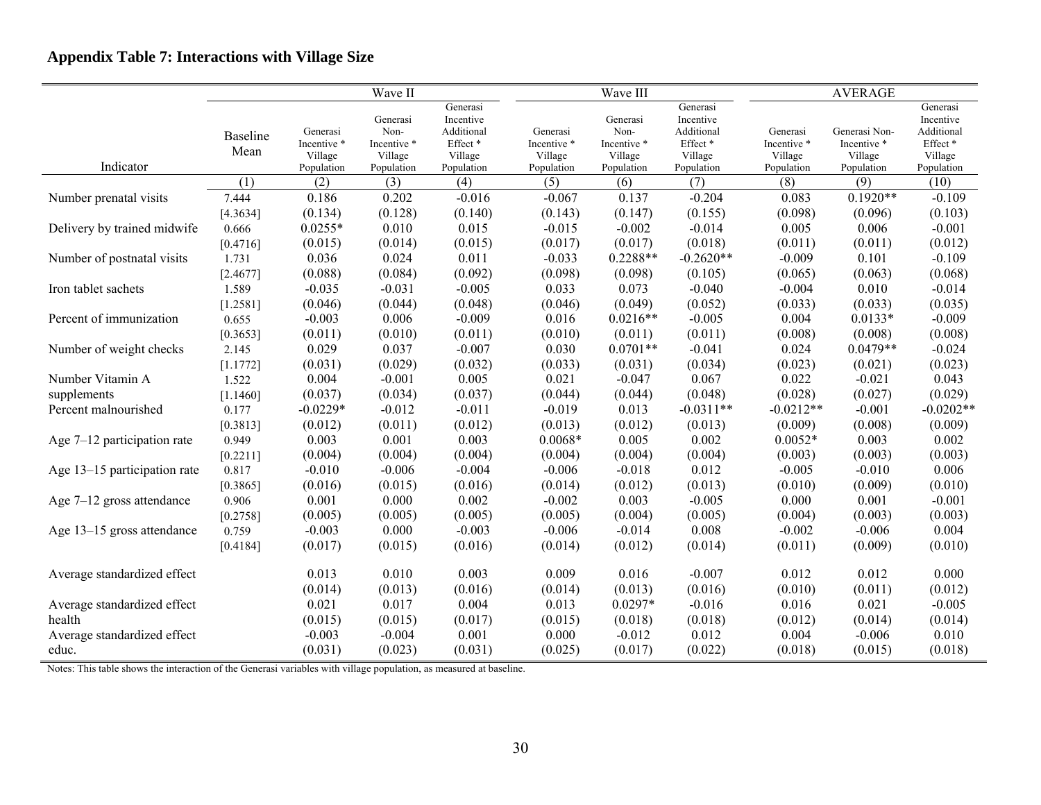**Appendix Table 7: Interactions with Village Size**

| Indicator | Baseline Mean | Wave II: Generasi Incentive * Village Population | Wave II: Generasi Non-Incentive * Village Population | Wave II: Generasi Incentive Additional Effect * Village Population | Wave III: Generasi Incentive * Village Population | Wave III: Generasi Non-Incentive * Village Population | Wave III: Generasi Incentive Additional Effect * Village Population | AVERAGE: Generasi Incentive * Village Population | AVERAGE: Generasi Non-Incentive * Village Population | AVERAGE: Generasi Incentive Additional Effect * Village Population |
|---|---|---|---|---|---|---|---|---|---|---|
| | (1) | (2) | (3) | (4) | (5) | (6) | (7) | (8) | (9) | (10) |
| Number prenatal visits | 7.444 | 0.186 | 0.202 | -0.016 | -0.067 | 0.137 | -0.204 | 0.083 | 0.1920** | -0.109 |
| | [4.3634] | (0.134) | (0.128) | (0.140) | (0.143) | (0.147) | (0.155) | (0.098) | (0.096) | (0.103) |
| Delivery by trained midwife | 0.666 | 0.0255* | 0.010 | 0.015 | -0.015 | -0.002 | -0.014 | 0.005 | 0.006 | -0.001 |
| | [0.4716] | (0.015) | (0.014) | (0.015) | (0.017) | (0.017) | (0.018) | (0.011) | (0.011) | (0.012) |
| Number of postnatal visits | 1.731 | 0.036 | 0.024 | 0.011 | -0.033 | 0.2288** | -0.2620** | -0.009 | 0.101 | -0.109 |
| | [2.4677] | (0.088) | (0.084) | (0.092) | (0.098) | (0.098) | (0.105) | (0.065) | (0.063) | (0.068) |
| Iron tablet sachets | 1.589 | -0.035 | -0.031 | -0.005 | 0.033 | 0.073 | -0.040 | -0.004 | 0.010 | -0.014 |
| | [1.2581] | (0.046) | (0.044) | (0.048) | (0.046) | (0.049) | (0.052) | (0.033) | (0.033) | (0.035) |
| Percent of immunization | 0.655 | -0.003 | 0.006 | -0.009 | 0.016 | 0.0216** | -0.005 | 0.004 | 0.0133* | -0.009 |
| | [0.3653] | (0.011) | (0.010) | (0.011) | (0.010) | (0.011) | (0.011) | (0.008) | (0.008) | (0.008) |
| Number of weight checks | 2.145 | 0.029 | 0.037 | -0.007 | 0.030 | 0.0701** | -0.041 | 0.024 | 0.0479** | -0.024 |
| | [1.1772] | (0.031) | (0.029) | (0.032) | (0.033) | (0.031) | (0.034) | (0.023) | (0.021) | (0.023) |
| Number Vitamin A supplements | 1.522 | 0.004 | -0.001 | 0.005 | 0.021 | -0.047 | 0.067 | 0.022 | -0.021 | 0.043 |
| | [1.1460] | (0.037) | (0.034) | (0.037) | (0.044) | (0.044) | (0.048) | (0.028) | (0.027) | (0.029) |
| Percent malnourished | 0.177 | -0.0229* | -0.012 | -0.011 | -0.019 | 0.013 | -0.0311** | -0.0212** | -0.001 | -0.0202** |
| | [0.3813] | (0.012) | (0.011) | (0.012) | (0.013) | (0.012) | (0.013) | (0.009) | (0.008) | (0.009) |
| Age 7–12 participation rate | 0.949 | 0.003 | 0.001 | 0.003 | 0.0068* | 0.005 | 0.002 | 0.0052* | 0.003 | 0.002 |
| | [0.2211] | (0.004) | (0.004) | (0.004) | (0.004) | (0.004) | (0.004) | (0.003) | (0.003) | (0.003) |
| Age 13–15 participation rate | 0.817 | -0.010 | -0.006 | -0.004 | -0.006 | -0.018 | 0.012 | -0.005 | -0.010 | 0.006 |
| | [0.3865] | (0.016) | (0.015) | (0.016) | (0.014) | (0.012) | (0.013) | (0.010) | (0.009) | (0.010) |
| Age 7–12 gross attendance | 0.906 | 0.001 | 0.000 | 0.002 | -0.002 | 0.003 | -0.005 | 0.000 | 0.001 | -0.001 |
| | [0.2758] | (0.005) | (0.005) | (0.005) | (0.005) | (0.004) | (0.005) | (0.004) | (0.003) | (0.003) |
| Age 13–15 gross attendance | 0.759 | -0.003 | 0.000 | -0.003 | -0.006 | -0.014 | 0.008 | -0.002 | -0.006 | 0.004 |
| | [0.4184] | (0.017) | (0.015) | (0.016) | (0.014) | (0.012) | (0.014) | (0.011) | (0.009) | (0.010) |
| Average standardized effect | | 0.013 | 0.010 | 0.003 | 0.009 | 0.016 | -0.007 | 0.012 | 0.012 | 0.000 |
| | | (0.014) | (0.013) | (0.016) | (0.014) | (0.013) | (0.016) | (0.010) | (0.011) | (0.012) |
| Average standardized effect health | | 0.021 | 0.017 | 0.004 | 0.013 | 0.0297* | -0.016 | 0.016 | 0.021 | -0.005 |
| | | (0.015) | (0.015) | (0.017) | (0.015) | (0.018) | (0.018) | (0.012) | (0.014) | (0.014) |
| Average standardized effect educ. | | -0.003 | -0.004 | 0.001 | 0.000 | -0.012 | 0.012 | 0.004 | -0.006 | 0.010 |
| | | (0.031) | (0.023) | (0.031) | (0.025) | (0.017) | (0.022) | (0.018) | (0.015) | (0.018) |

Notes: This table shows the interaction of the Generasi variables with village population, as measured at baseline.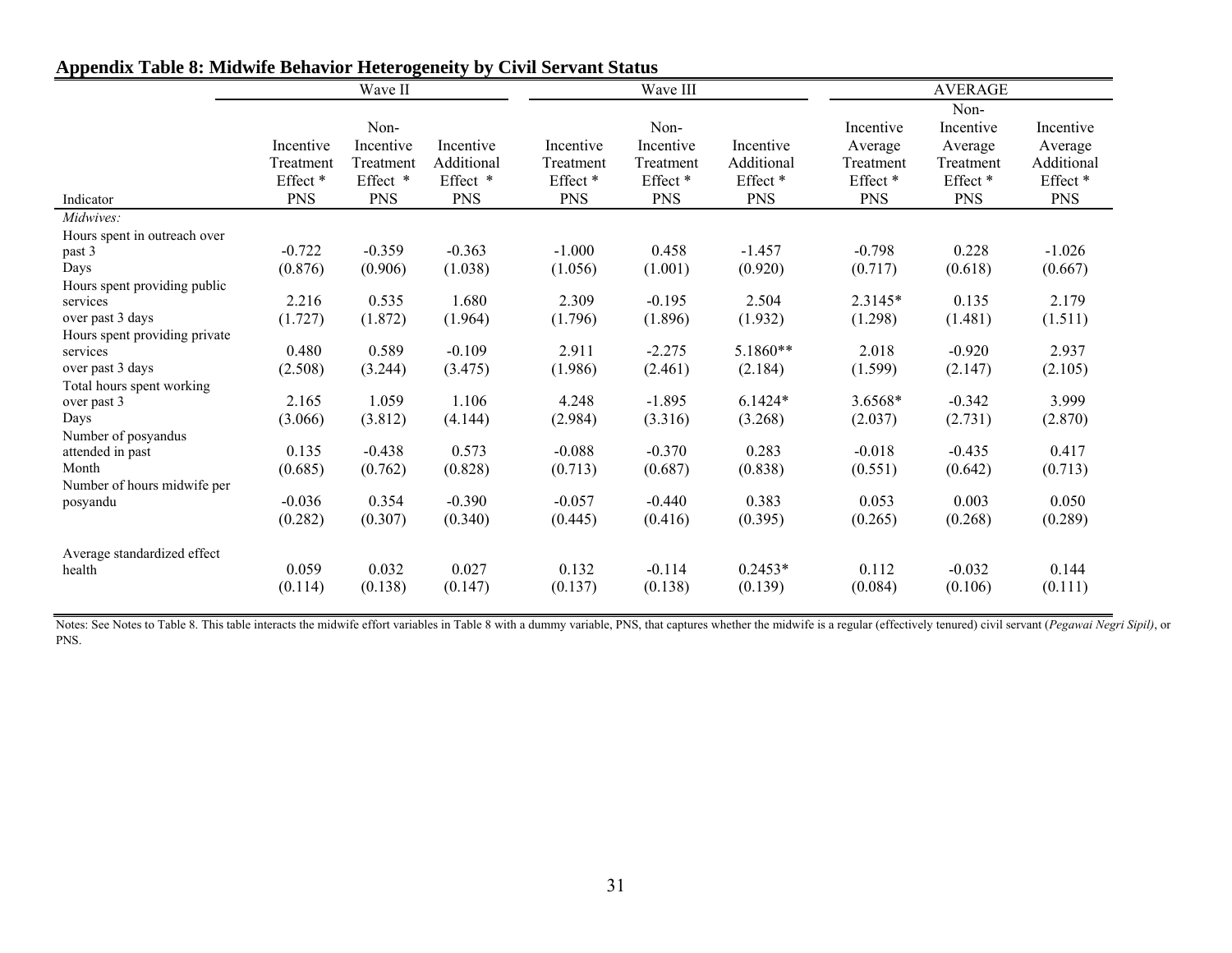## Appendix Table 8: Midwife Behavior Heterogeneity by Civil Servant Status

| | Wave II | | | Wave III | | | AVERAGE | | |
|---|---|---|---|---|---|---|---|---|---|
| Indicator | Incentive Treatment Effect * PNS | Non-Incentive Treatment Effect * PNS | Incentive Additional Effect * PNS | Incentive Treatment Effect * PNS | Non-Incentive Treatment Effect * PNS | Incentive Additional Effect * PNS | Incentive Average Treatment Effect * PNS | Non-Incentive Average Treatment Effect * PNS | Incentive Average Additional Effect * PNS |
| *Midwives:* | | | | | | | | | |
| Hours spent in outreach over past 3 Days | -0.722 | -0.359 | -0.363 | -1.000 | 0.458 | -1.457 | -0.798 | 0.228 | -1.026 |
| | (0.876) | (0.906) | (1.038) | (1.056) | (1.001) | (0.920) | (0.717) | (0.618) | (0.667) |
| Hours spent providing public services over past 3 days | 2.216 | 0.535 | 1.680 | 2.309 | -0.195 | 2.504 | 2.3145* | 0.135 | 2.179 |
| | (1.727) | (1.872) | (1.964) | (1.796) | (1.896) | (1.932) | (1.298) | (1.481) | (1.511) |
| Hours spent providing private services over past 3 days | 0.480 | 0.589 | -0.109 | 2.911 | -2.275 | 5.1860** | 2.018 | -0.920 | 2.937 |
| | (2.508) | (3.244) | (3.475) | (1.986) | (2.461) | (2.184) | (1.599) | (2.147) | (2.105) |
| Total hours spent working over past 3 Days | 2.165 | 1.059 | 1.106 | 4.248 | -1.895 | 6.1424* | 3.6568* | -0.342 | 3.999 |
| | (3.066) | (3.812) | (4.144) | (2.984) | (3.316) | (3.268) | (2.037) | (2.731) | (2.870) |
| Number of posyandus attended in past Month | 0.135 | -0.438 | 0.573 | -0.088 | -0.370 | 0.283 | -0.018 | -0.435 | 0.417 |
| | (0.685) | (0.762) | (0.828) | (0.713) | (0.687) | (0.838) | (0.551) | (0.642) | (0.713) |
| Number of hours midwife per posyandu | -0.036 | 0.354 | -0.390 | -0.057 | -0.440 | 0.383 | 0.053 | 0.003 | 0.050 |
| | (0.282) | (0.307) | (0.340) | (0.445) | (0.416) | (0.395) | (0.265) | (0.268) | (0.289) |
| Average standardized effect health | 0.059 | 0.032 | 0.027 | 0.132 | -0.114 | 0.2453* | 0.112 | -0.032 | 0.144 |
| | (0.114) | (0.138) | (0.147) | (0.137) | (0.138) | (0.139) | (0.084) | (0.106) | (0.111) |

Notes: See Notes to Table 8. This table interacts the midwife effort variables in Table 8 with a dummy variable, PNS, that captures whether the midwife is a regular (effectively tenured) civil servant (*Pegawai Negri Sipil)*, or PNS.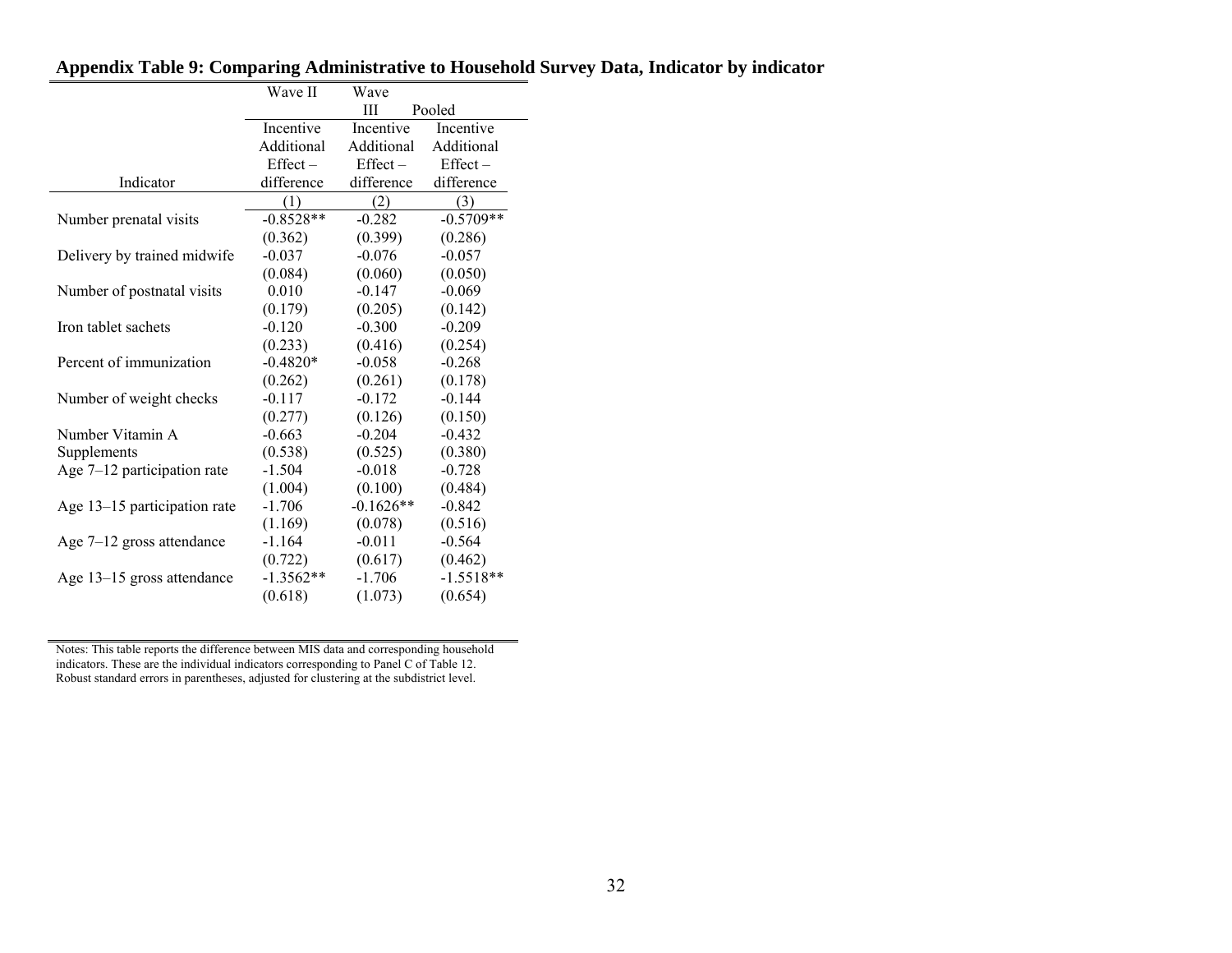## Appendix Table 9: Comparing Administrative to Household Survey Data, Indicator by indicator

| | Wave II | Wave III | Pooled |
|---|---|---|---|
| Indicator | Incentive Additional Effect – difference | Incentive Additional Effect – difference | Incentive Additional Effect – difference |
| | (1) | (2) | (3) |
| Number prenatal visits | -0.8528** | -0.282 | -0.5709** |
| | (0.362) | (0.399) | (0.286) |
| Delivery by trained midwife | -0.037 | -0.076 | -0.057 |
| | (0.084) | (0.060) | (0.050) |
| Number of postnatal visits | 0.010 | -0.147 | -0.069 |
| | (0.179) | (0.205) | (0.142) |
| Iron tablet sachets | -0.120 | -0.300 | -0.209 |
| | (0.233) | (0.416) | (0.254) |
| Percent of immunization | -0.4820* | -0.058 | -0.268 |
| | (0.262) | (0.261) | (0.178) |
| Number of weight checks | -0.117 | -0.172 | -0.144 |
| | (0.277) | (0.126) | (0.150) |
| Number Vitamin A Supplements | -0.663 | -0.204 | -0.432 |
| | (0.538) | (0.525) | (0.380) |
| Age 7–12 participation rate | -1.504 | -0.018 | -0.728 |
| | (1.004) | (0.100) | (0.484) |
| Age 13–15 participation rate | -1.706 | -0.1626** | -0.842 |
| | (1.169) | (0.078) | (0.516) |
| Age 7–12 gross attendance | -1.164 | -0.011 | -0.564 |
| | (0.722) | (0.617) | (0.462) |
| Age 13–15 gross attendance | -1.3562** | -1.706 | -1.5518** |
| | (0.618) | (1.073) | (0.654) |

Notes: This table reports the difference between MIS data and corresponding household indicators. These are the individual indicators corresponding to Panel C of Table 12. Robust standard errors in parentheses, adjusted for clustering at the subdistrict level.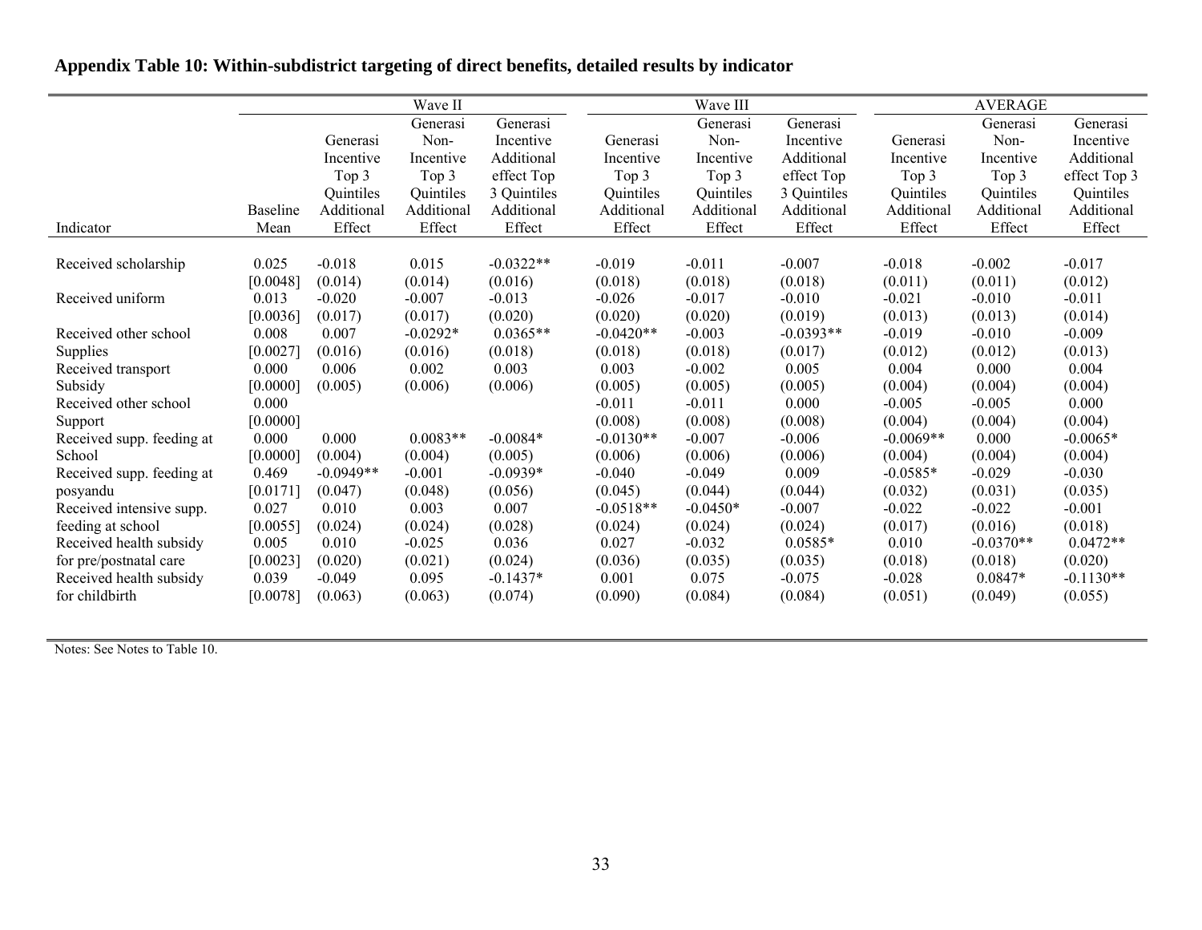## Appendix Table 10: Within-subdistrict targeting of direct benefits, detailed results by indicator

| | | Wave II | | | Wave III | | | AVERAGE | | |
|---|---|---|---|---|---|---|---|---|---|---|
| Indicator | Baseline Mean | Generasi Incentive Top 3 Quintiles Additional Effect | Generasi Non-Incentive Top 3 Quintiles Additional Effect | Generasi Incentive Additional effect Top 3 Quintiles Additional Effect | Generasi Incentive Top 3 Quintiles Additional Effect | Generasi Non-Incentive Top 3 Quintiles Additional Effect | Generasi Incentive Additional effect Top 3 Quintiles Additional Effect | Generasi Incentive Top 3 Quintiles Additional Effect | Generasi Non-Incentive Top 3 Quintiles Additional Effect | Generasi Incentive Additional effect Top 3 Quintiles Additional Effect |
| Received scholarship | 0.025 | -0.018 | 0.015 | -0.0322** | -0.019 | -0.011 | -0.007 | -0.018 | -0.002 | -0.017 |
| | [0.0048] | (0.014) | (0.014) | (0.016) | (0.018) | (0.018) | (0.018) | (0.011) | (0.011) | (0.012) |
| Received uniform | 0.013 | -0.020 | -0.007 | -0.013 | -0.026 | -0.017 | -0.010 | -0.021 | -0.010 | -0.011 |
| | [0.0036] | (0.017) | (0.017) | (0.020) | (0.020) | (0.020) | (0.019) | (0.013) | (0.013) | (0.014) |
| Received other school Supplies | 0.008 | 0.007 | -0.0292* | 0.0365** | -0.0420** | -0.003 | -0.0393** | -0.019 | -0.010 | -0.009 |
| | [0.0027] | (0.016) | (0.016) | (0.018) | (0.018) | (0.018) | (0.017) | (0.012) | (0.012) | (0.013) |
| Received transport Subsidy | 0.000 | 0.006 | 0.002 | 0.003 | 0.003 | -0.002 | 0.005 | 0.004 | 0.000 | 0.004 |
| | [0.0000] | (0.005) | (0.006) | (0.006) | (0.005) | (0.005) | (0.005) | (0.004) | (0.004) | (0.004) |
| Received other school Support | 0.000 | | | | -0.011 | -0.011 | 0.000 | -0.005 | -0.005 | 0.000 |
| | [0.0000] | | | | (0.008) | (0.008) | (0.008) | (0.004) | (0.004) | (0.004) |
| Received supp. feeding at School | 0.000 | 0.000 | 0.0083** | -0.0084* | -0.0130** | -0.007 | -0.006 | -0.0069** | 0.000 | -0.0065* |
| | [0.0000] | (0.004) | (0.004) | (0.005) | (0.006) | (0.006) | (0.006) | (0.004) | (0.004) | (0.004) |
| Received supp. feeding at posyandu | 0.469 | -0.0949** | -0.001 | -0.0939* | -0.040 | -0.049 | 0.009 | -0.0585* | -0.029 | -0.030 |
| | [0.0171] | (0.047) | (0.048) | (0.056) | (0.045) | (0.044) | (0.044) | (0.032) | (0.031) | (0.035) |
| Received intensive supp. feeding at school | 0.027 | 0.010 | 0.003 | 0.007 | -0.0518** | -0.0450* | -0.007 | -0.022 | -0.022 | -0.001 |
| | [0.0055] | (0.024) | (0.024) | (0.028) | (0.024) | (0.024) | (0.024) | (0.017) | (0.016) | (0.018) |
| Received health subsidy for pre/postnatal care | 0.005 | 0.010 | -0.025 | 0.036 | 0.027 | -0.032 | 0.0585* | 0.010 | -0.0370** | 0.0472** |
| | [0.0023] | (0.020) | (0.021) | (0.024) | (0.036) | (0.035) | (0.035) | (0.018) | (0.018) | (0.020) |
| Received health subsidy for childbirth | 0.039 | -0.049 | 0.095 | -0.1437* | 0.001 | 0.075 | -0.075 | -0.028 | 0.0847* | -0.1130** |
| | [0.0078] | (0.063) | (0.063) | (0.074) | (0.090) | (0.084) | (0.084) | (0.051) | (0.049) | (0.055) |

Notes: See Notes to Table 10.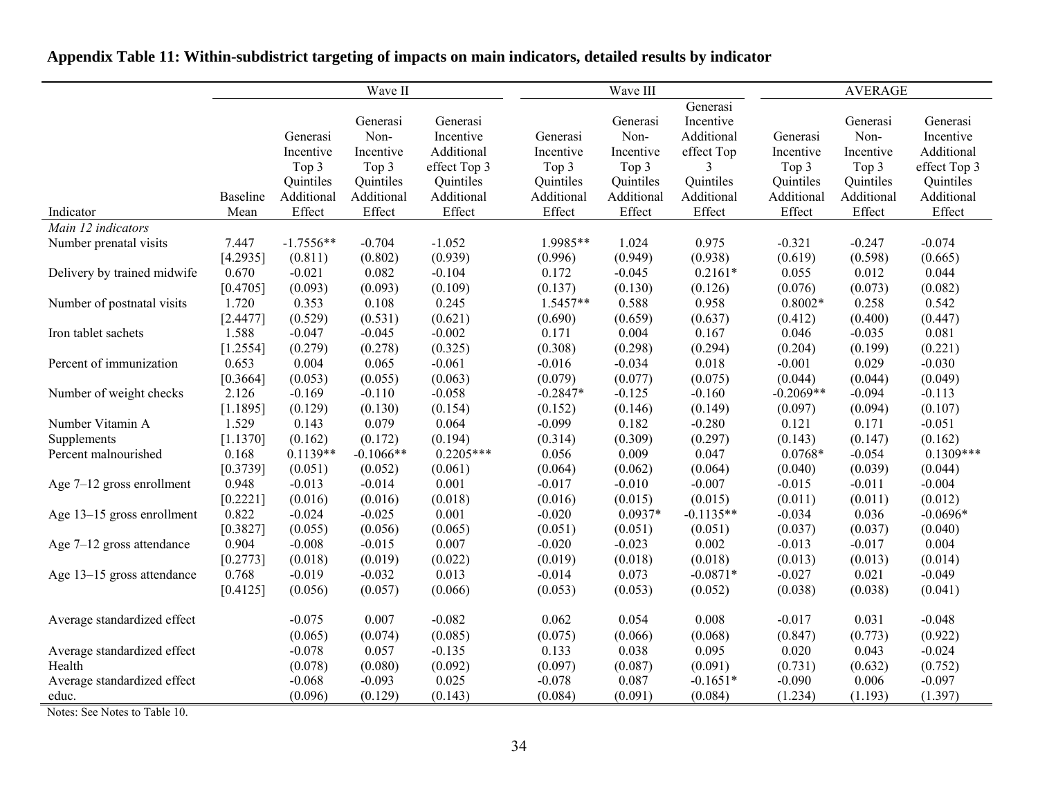## Appendix Table 11: Within-subdistrict targeting of impacts on main indicators, detailed results by indicator

| | | Wave II | | | Wave III | | | AVERAGE | | |
|---|---|---|---|---|---|---|---|---|---|---|
| Indicator | Baseline Mean | Generasi Incentive Top 3 Quintiles Additional Effect | Generasi Non-Incentive Top 3 Quintiles Additional Effect | Generasi Incentive Additional effect Top 3 Quintiles Additional Effect | Generasi Incentive Top 3 Quintiles Additional Effect | Generasi Non-Incentive Top 3 Quintiles Additional Effect | Generasi Incentive Additional effect Top 3 Quintiles Additional Effect | Generasi Incentive Top 3 Quintiles Additional Effect | Generasi Non-Incentive Top 3 Quintiles Additional Effect | Generasi Incentive Additional effect Top 3 Quintiles Additional Effect |
| *Main 12 indicators* | | | | | | | | | | |
| Number prenatal visits | 7.447 | -1.7556** | -0.704 | -1.052 | 1.9985** | 1.024 | 0.975 | -0.321 | -0.247 | -0.074 |
| | [4.2935] | (0.811) | (0.802) | (0.939) | (0.996) | (0.949) | (0.938) | (0.619) | (0.598) | (0.665) |
| Delivery by trained midwife | 0.670 | -0.021 | 0.082 | -0.104 | 0.172 | -0.045 | 0.2161* | 0.055 | 0.012 | 0.044 |
| | [0.4705] | (0.093) | (0.093) | (0.109) | (0.137) | (0.130) | (0.126) | (0.076) | (0.073) | (0.082) |
| Number of postnatal visits | 1.720 | 0.353 | 0.108 | 0.245 | 1.5457** | 0.588 | 0.958 | 0.8002* | 0.258 | 0.542 |
| | [2.4477] | (0.529) | (0.531) | (0.621) | (0.690) | (0.659) | (0.637) | (0.412) | (0.400) | (0.447) |
| Iron tablet sachets | 1.588 | -0.047 | -0.045 | -0.002 | 0.171 | 0.004 | 0.167 | 0.046 | -0.035 | 0.081 |
| | [1.2554] | (0.279) | (0.278) | (0.325) | (0.308) | (0.298) | (0.294) | (0.204) | (0.199) | (0.221) |
| Percent of immunization | 0.653 | 0.004 | 0.065 | -0.061 | -0.016 | -0.034 | 0.018 | -0.001 | 0.029 | -0.030 |
| | [0.3664] | (0.053) | (0.055) | (0.063) | (0.079) | (0.077) | (0.075) | (0.044) | (0.044) | (0.049) |
| Number of weight checks | 2.126 | -0.169 | -0.110 | -0.058 | -0.2847* | -0.125 | -0.160 | -0.2069** | -0.094 | -0.113 |
| | [1.1895] | (0.129) | (0.130) | (0.154) | (0.152) | (0.146) | (0.149) | (0.097) | (0.094) | (0.107) |
| Number Vitamin A Supplements | 1.529 | 0.143 | 0.079 | 0.064 | -0.099 | 0.182 | -0.280 | 0.121 | 0.171 | -0.051 |
| | [1.1370] | (0.162) | (0.172) | (0.194) | (0.314) | (0.309) | (0.297) | (0.143) | (0.147) | (0.162) |
| Percent malnourished | 0.168 | 0.1139** | -0.1066** | 0.2205*** | 0.056 | 0.009 | 0.047 | 0.0768* | -0.054 | 0.1309*** |
| | [0.3739] | (0.051) | (0.052) | (0.061) | (0.064) | (0.062) | (0.064) | (0.040) | (0.039) | (0.044) |
| Age 7–12 gross enrollment | 0.948 | -0.013 | -0.014 | 0.001 | -0.017 | -0.010 | -0.007 | -0.015 | -0.011 | -0.004 |
| | [0.2221] | (0.016) | (0.016) | (0.018) | (0.016) | (0.015) | (0.015) | (0.011) | (0.011) | (0.012) |
| Age 13–15 gross enrollment | 0.822 | -0.024 | -0.025 | 0.001 | -0.020 | 0.0937* | -0.1135** | -0.034 | 0.036 | -0.0696* |
| | [0.3827] | (0.055) | (0.056) | (0.065) | (0.051) | (0.051) | (0.051) | (0.037) | (0.037) | (0.040) |
| Age 7–12 gross attendance | 0.904 | -0.008 | -0.015 | 0.007 | -0.020 | -0.023 | 0.002 | -0.013 | -0.017 | 0.004 |
| | [0.2773] | (0.018) | (0.019) | (0.022) | (0.019) | (0.018) | (0.018) | (0.013) | (0.013) | (0.014) |
| Age 13–15 gross attendance | 0.768 | -0.019 | -0.032 | 0.013 | -0.014 | 0.073 | -0.0871* | -0.027 | 0.021 | -0.049 |
| | [0.4125] | (0.056) | (0.057) | (0.066) | (0.053) | (0.053) | (0.052) | (0.038) | (0.038) | (0.041) |
| Average standardized effect | | -0.075 | 0.007 | -0.082 | 0.062 | 0.054 | 0.008 | -0.017 | 0.031 | -0.048 |
| | | (0.065) | (0.074) | (0.085) | (0.075) | (0.066) | (0.068) | (0.847) | (0.773) | (0.922) |
| Average standardized effect Health | | -0.078 | 0.057 | -0.135 | 0.133 | 0.038 | 0.095 | 0.020 | 0.043 | -0.024 |
| | | (0.078) | (0.080) | (0.092) | (0.097) | (0.087) | (0.091) | (0.731) | (0.632) | (0.752) |
| Average standardized effect educ. | | -0.068 | -0.093 | 0.025 | -0.078 | 0.087 | -0.1651* | -0.090 | 0.006 | -0.097 |
| | | (0.096) | (0.129) | (0.143) | (0.084) | (0.091) | (0.084) | (1.234) | (1.193) | (1.397) |

Notes: See Notes to Table 10.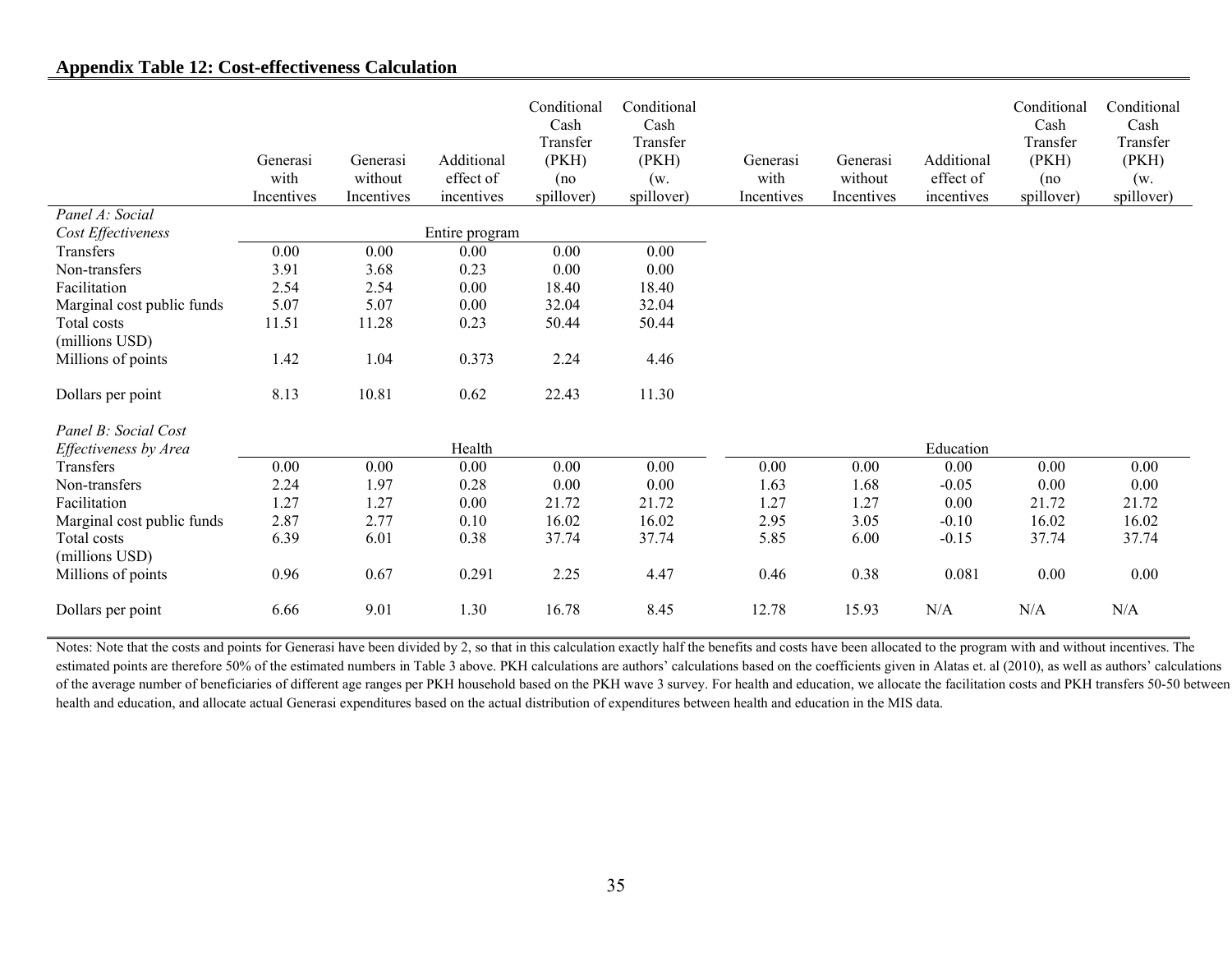**Appendix Table 12: Cost-effectiveness Calculation**

| | Generasi with Incentives | Generasi without Incentives | Additional effect of incentives | Conditional Cash Transfer (PKH) (no spillover) | Conditional Cash Transfer (PKH) (w. spillover) | Generasi with Incentives | Generasi without Incentives | Additional effect of incentives | Conditional Cash Transfer (PKH) (no spillover) | Conditional Cash Transfer (PKH) (w. spillover) |
|---|---|---|---|---|---|---|---|---|---|---|
| *Panel A: Social Cost Effectiveness* | | | Entire program | | | | | | | |
| Transfers | 0.00 | 0.00 | 0.00 | 0.00 | 0.00 | | | | | |
| Non-transfers | 3.91 | 3.68 | 0.23 | 0.00 | 0.00 | | | | | |
| Facilitation | 2.54 | 2.54 | 0.00 | 18.40 | 18.40 | | | | | |
| Marginal cost public funds | 5.07 | 5.07 | 0.00 | 32.04 | 32.04 | | | | | |
| Total costs (millions USD) | 11.51 | 11.28 | 0.23 | 50.44 | 50.44 | | | | | |
| Millions of points | 1.42 | 1.04 | 0.373 | 2.24 | 4.46 | | | | | |
| Dollars per point | 8.13 | 10.81 | 0.62 | 22.43 | 11.30 | | | | | |
| *Panel B: Social Cost Effectiveness by Area* | | | Health | | | | | Education | | |
| Transfers | 0.00 | 0.00 | 0.00 | 0.00 | 0.00 | 0.00 | 0.00 | 0.00 | 0.00 | 0.00 |
| Non-transfers | 2.24 | 1.97 | 0.28 | 0.00 | 0.00 | 1.63 | 1.68 | -0.05 | 0.00 | 0.00 |
| Facilitation | 1.27 | 1.27 | 0.00 | 21.72 | 21.72 | 1.27 | 1.27 | 0.00 | 21.72 | 21.72 |
| Marginal cost public funds | 2.87 | 2.77 | 0.10 | 16.02 | 16.02 | 2.95 | 3.05 | -0.10 | 16.02 | 16.02 |
| Total costs (millions USD) | 6.39 | 6.01 | 0.38 | 37.74 | 37.74 | 5.85 | 6.00 | -0.15 | 37.74 | 37.74 |
| Millions of points | 0.96 | 0.67 | 0.291 | 2.25 | 4.47 | 0.46 | 0.38 | 0.081 | 0.00 | 0.00 |
| Dollars per point | 6.66 | 9.01 | 1.30 | 16.78 | 8.45 | 12.78 | 15.93 | N/A | N/A | N/A |

Notes: Note that the costs and points for Generasi have been divided by 2, so that in this calculation exactly half the benefits and costs have been allocated to the program with and without incentives. The estimated points are therefore 50% of the estimated numbers in Table 3 above. PKH calculations are authors' calculations based on the coefficients given in Alatas et. al (2010), as well as authors' calculations of the average number of beneficiaries of different age ranges per PKH household based on the PKH wave 3 survey. For health and education, we allocate the facilitation costs and PKH transfers 50-50 between health and education, and allocate actual Generasi expenditures based on the actual distribution of expenditures between health and education in the MIS data.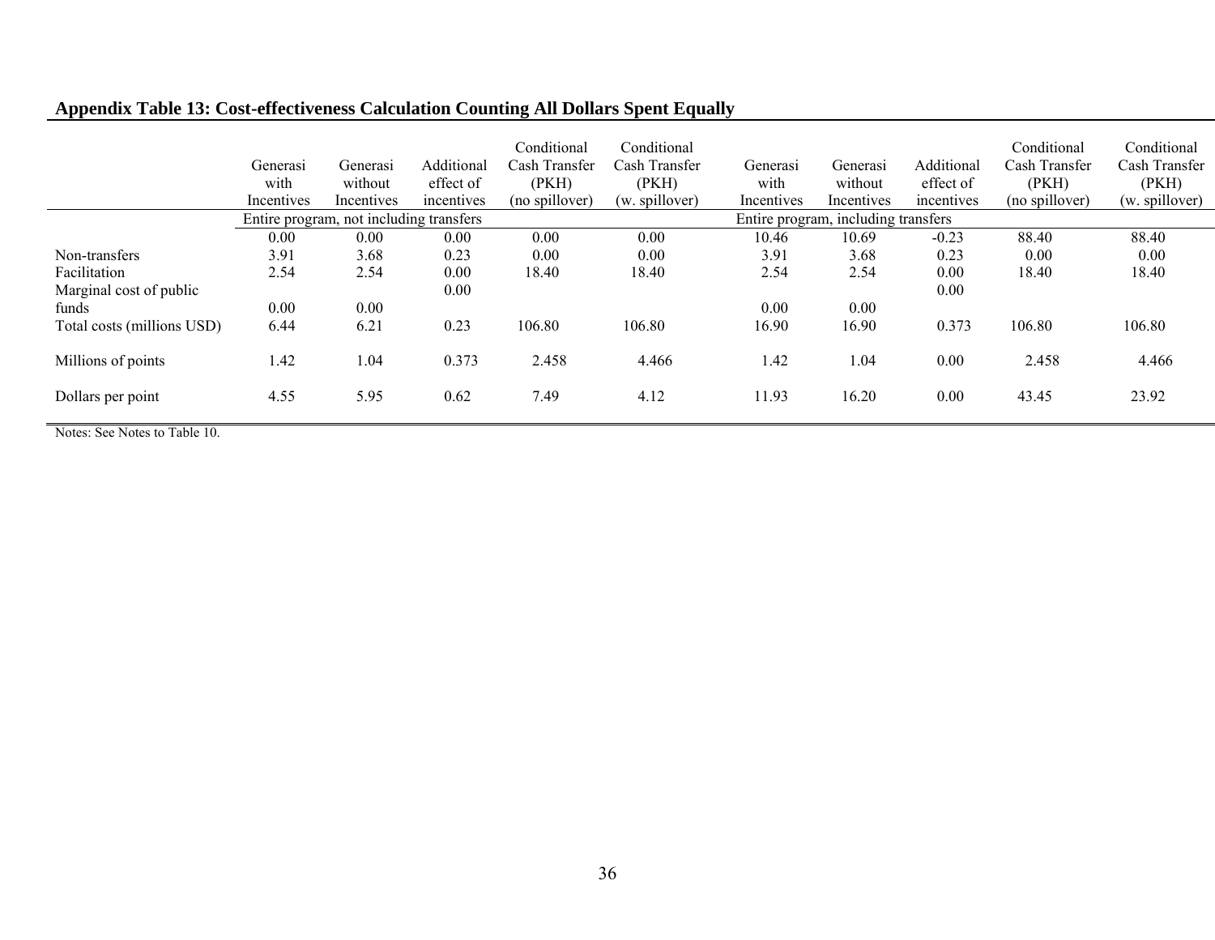## Appendix Table 13: Cost-effectiveness Calculation Counting All Dollars Spent Equally

| | Generasi with Incentives | Generasi without Incentives | Additional effect of incentives | Conditional Cash Transfer (PKH) (no spillover) | Conditional Cash Transfer (PKH) (w. spillover) | Generasi with Incentives | Generasi without Incentives | Additional effect of incentives | Conditional Cash Transfer (PKH) (no spillover) | Conditional Cash Transfer (PKH) (w. spillover) |
|---|---|---|---|---|---|---|---|---|---|---|
| | Entire program, not including transfers | | | | | Entire program, including transfers | | | | |
| | 0.00 | 0.00 | 0.00 | 0.00 | 0.00 | 10.46 | 10.69 | -0.23 | 88.40 | 88.40 |
| Non-transfers | 3.91 | 3.68 | 0.23 | 0.00 | 0.00 | 3.91 | 3.68 | 0.23 | 0.00 | 0.00 |
| Facilitation | 2.54 | 2.54 | 0.00 | 18.40 | 18.40 | 2.54 | 2.54 | 0.00 | 18.40 | 18.40 |
| Marginal cost of public funds | 0.00 | 0.00 | 0.00 | | | 0.00 | 0.00 | 0.00 | | |
| Total costs (millions USD) | 6.44 | 6.21 | 0.23 | 106.80 | 106.80 | 16.90 | 16.90 | 0.373 | 106.80 | 106.80 |
| Millions of points | 1.42 | 1.04 | 0.373 | 2.458 | 4.466 | 1.42 | 1.04 | 0.00 | 2.458 | 4.466 |
| Dollars per point | 4.55 | 5.95 | 0.62 | 7.49 | 4.12 | 11.93 | 16.20 | 0.00 | 43.45 | 23.92 |

Notes: See Notes to Table 10.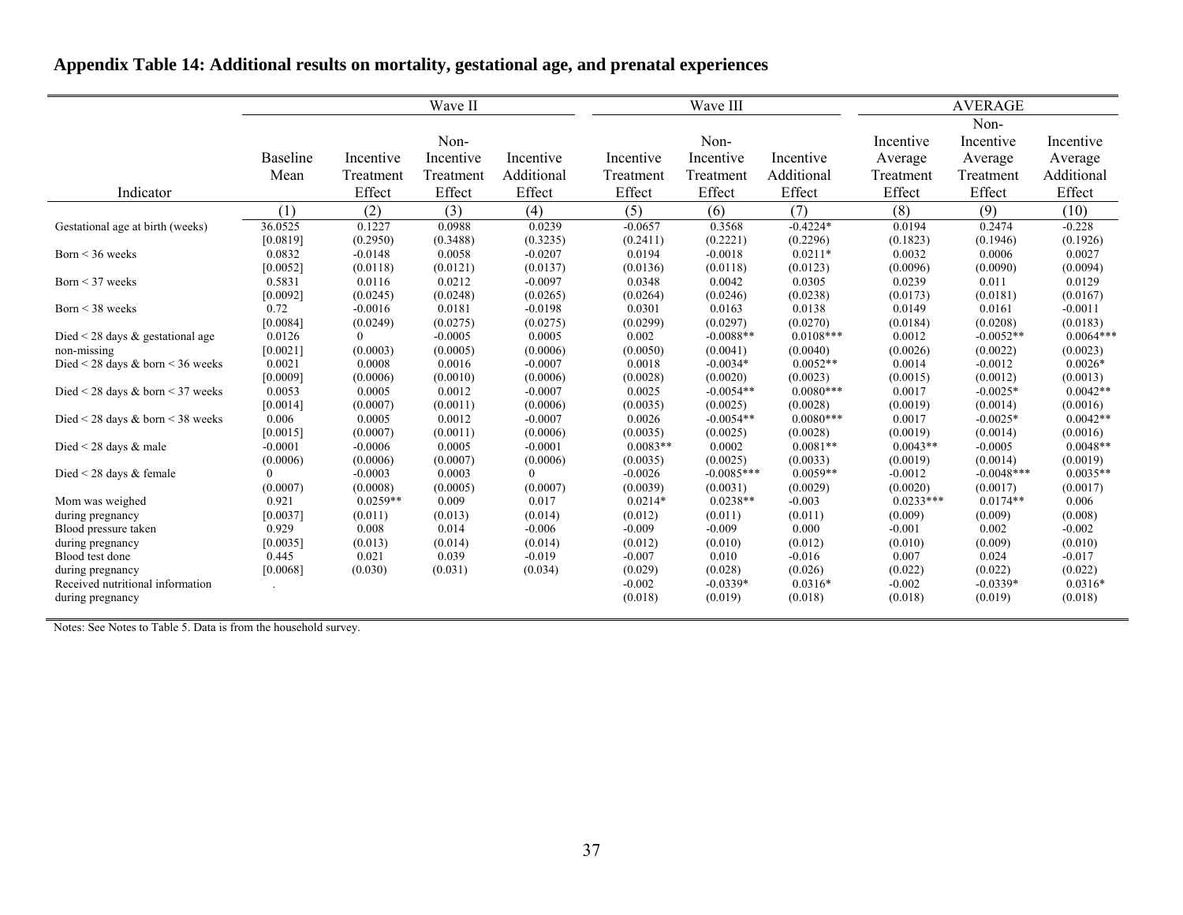## Appendix Table 14: Additional results on mortality, gestational age, and prenatal experiences

| | Wave II | | | | Wave III | | | AVERAGE | | |
|---|---|---|---|---|---|---|---|---|---|---|
| Indicator | Baseline Mean | Incentive Treatment Effect | Non-Incentive Treatment Effect | Incentive Additional Effect | Incentive Treatment Effect | Non-Incentive Treatment Effect | Incentive Additional Effect | Incentive Average Treatment Effect | Non-Incentive Average Treatment Effect | Incentive Average Additional Effect |
| | (1) | (2) | (3) | (4) | (5) | (6) | (7) | (8) | (9) | (10) |
| Gestational age at birth (weeks) | 36.0525 | 0.1227 | 0.0988 | 0.0239 | -0.0657 | 0.3568 | -0.4224* | 0.0194 | 0.2474 | -0.228 |
| | [0.0819] | (0.2950) | (0.3488) | (0.3235) | (0.2411) | (0.2221) | (0.2296) | (0.1823) | (0.1946) | (0.1926) |
| Born < 36 weeks | 0.0832 | -0.0148 | 0.0058 | -0.0207 | 0.0194 | -0.0018 | 0.0211* | 0.0032 | 0.0006 | 0.0027 |
| | [0.0052] | (0.0118) | (0.0121) | (0.0137) | (0.0136) | (0.0118) | (0.0123) | (0.0096) | (0.0090) | (0.0094) |
| Born < 37 weeks | 0.5831 | 0.0116 | 0.0212 | -0.0097 | 0.0348 | 0.0042 | 0.0305 | 0.0239 | 0.011 | 0.0129 |
| | [0.0092] | (0.0245) | (0.0248) | (0.0265) | (0.0264) | (0.0246) | (0.0238) | (0.0173) | (0.0181) | (0.0167) |
| Born < 38 weeks | 0.72 | -0.0016 | 0.0181 | -0.0198 | 0.0301 | 0.0163 | 0.0138 | 0.0149 | 0.0161 | -0.0011 |
| | [0.0084] | (0.0249) | (0.0275) | (0.0275) | (0.0299) | (0.0297) | (0.0270) | (0.0184) | (0.0208) | (0.0183) |
| Died < 28 days & gestational age | 0.0126 | 0 | -0.0005 | 0.0005 | 0.002 | -0.0088** | 0.0108*** | 0.0012 | -0.0052** | 0.0064*** |
| non-missing | [0.0021] | (0.0003) | (0.0005) | (0.0006) | (0.0050) | (0.0041) | (0.0040) | (0.0026) | (0.0022) | (0.0023) |
| Died < 28 days & born < 36 weeks | 0.0021 | 0.0008 | 0.0016 | -0.0007 | 0.0018 | -0.0034* | 0.0052** | 0.0014 | -0.0012 | 0.0026* |
| | [0.0009] | (0.0006) | (0.0010) | (0.0006) | (0.0028) | (0.0020) | (0.0023) | (0.0015) | (0.0012) | (0.0013) |
| Died < 28 days & born < 37 weeks | 0.0053 | 0.0005 | 0.0012 | -0.0007 | 0.0025 | -0.0054** | 0.0080*** | 0.0017 | -0.0025* | 0.0042** |
| | [0.0014] | (0.0007) | (0.0011) | (0.0006) | (0.0035) | (0.0025) | (0.0028) | (0.0019) | (0.0014) | (0.0016) |
| Died < 28 days & born < 38 weeks | 0.006 | 0.0005 | 0.0012 | -0.0007 | 0.0026 | -0.0054** | 0.0080*** | 0.0017 | -0.0025* | 0.0042** |
| | [0.0015] | (0.0007) | (0.0011) | (0.0006) | (0.0035) | (0.0025) | (0.0028) | (0.0019) | (0.0014) | (0.0016) |
| Died < 28 days & male | -0.0001 | -0.0006 | 0.0005 | -0.0001 | 0.0083** | 0.0002 | 0.0081** | 0.0043** | -0.0005 | 0.0048** |
| | (0.0006) | (0.0006) | (0.0007) | (0.0006) | (0.0035) | (0.0025) | (0.0033) | (0.0019) | (0.0014) | (0.0019) |
| Died < 28 days & female | 0 | -0.0003 | 0.0003 | 0 | -0.0026 | -0.0085*** | 0.0059** | -0.0012 | -0.0048*** | 0.0035** |
| | (0.0007) | (0.0008) | (0.0005) | (0.0007) | (0.0039) | (0.0031) | (0.0029) | (0.0020) | (0.0017) | (0.0017) |
| Mom was weighed | 0.921 | 0.0259** | 0.009 | 0.017 | 0.0214* | 0.0238** | -0.003 | 0.0233*** | 0.0174** | 0.006 |
| during pregnancy | [0.0037] | (0.011) | (0.013) | (0.014) | (0.012) | (0.011) | (0.011) | (0.009) | (0.009) | (0.008) |
| Blood pressure taken | 0.929 | 0.008 | 0.014 | -0.006 | -0.009 | -0.009 | 0.000 | -0.001 | 0.002 | -0.002 |
| during pregnancy | [0.0035] | (0.013) | (0.014) | (0.014) | (0.012) | (0.010) | (0.012) | (0.010) | (0.009) | (0.010) |
| Blood test done | 0.445 | 0.021 | 0.039 | -0.019 | -0.007 | 0.010 | -0.016 | 0.007 | 0.024 | -0.017 |
| during pregnancy | [0.0068] | (0.030) | (0.031) | (0.034) | (0.029) | (0.028) | (0.026) | (0.022) | (0.022) | (0.022) |
| Received nutritional information | . | | | | -0.002 | -0.0339* | 0.0316* | -0.002 | -0.0339* | 0.0316* |
| during pregnancy | | | | | (0.018) | (0.019) | (0.018) | (0.018) | (0.019) | (0.018) |

Notes: See Notes to Table 5. Data is from the household survey.